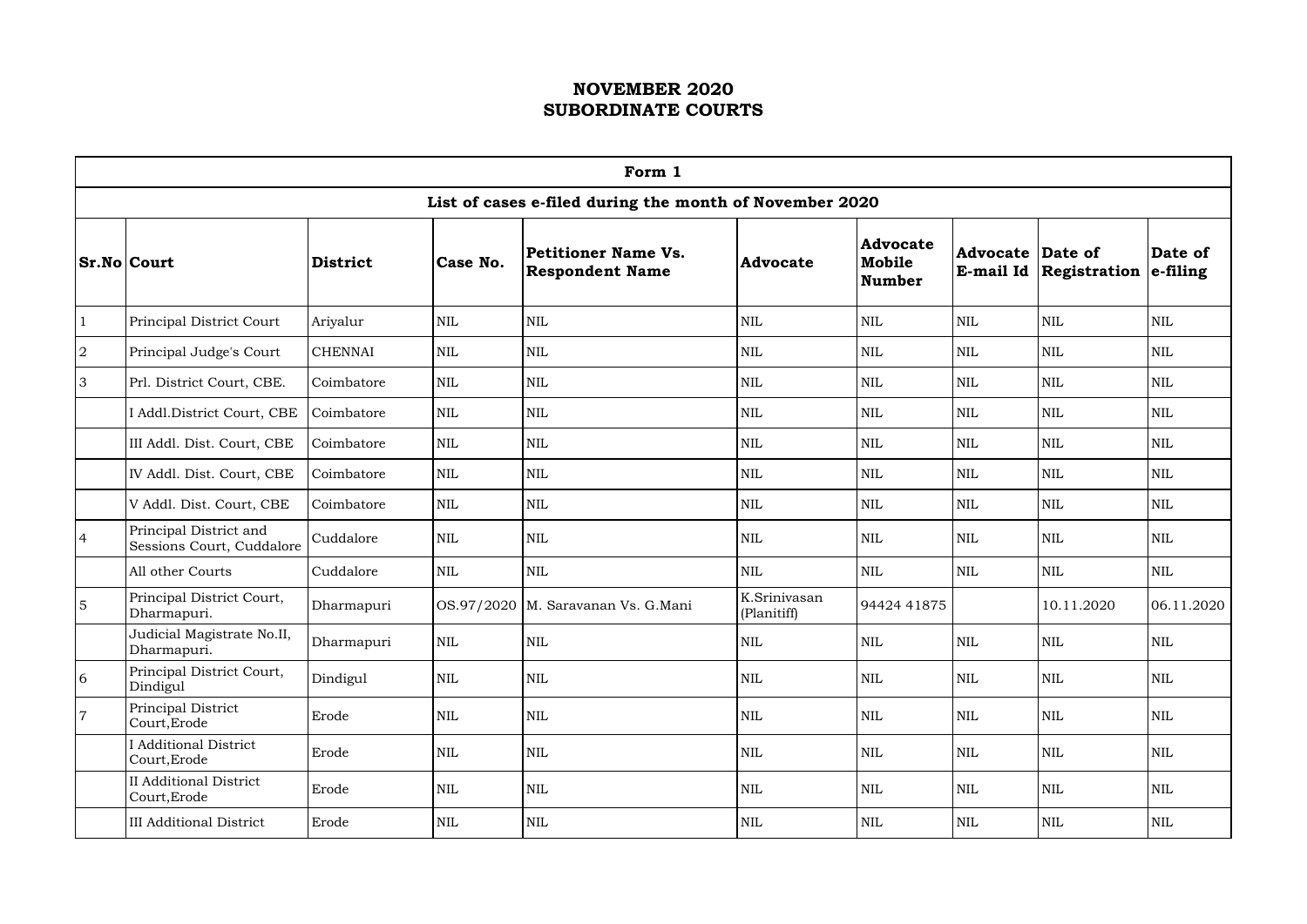# NOVEMBER 2020
# SUBORDINATE COURTS

| Form 1 | | | | | | | | | |
|---|---|---|---|---|---|---|---|---|---|
| **List of cases e-filed during the month of November 2020** | | | | | | | | | |
| **Sr.No** | **Court** | **District** | **Case No.** | **Petitioner Name Vs. Respondent Name** | **Advocate** | **Advocate Mobile Number** | **Advocate E-mail Id** | **Date of Registration** | **Date of e-filing** |
| 1 | Principal District Court | Ariyalur | NIL | NIL | NIL | NIL | NIL | NIL | NIL |
| 2 | Principal Judge's Court | CHENNAI | NIL | NIL | NIL | NIL | NIL | NIL | NIL |
| 3 | Prl. District Court, CBE. | Coimbatore | NIL | NIL | NIL | NIL | NIL | NIL | NIL |
| | I Addl.District Court, CBE | Coimbatore | NIL | NIL | NIL | NIL | NIL | NIL | NIL |
| | III Addl. Dist. Court, CBE | Coimbatore | NIL | NIL | NIL | NIL | NIL | NIL | NIL |
| | IV Addl. Dist. Court, CBE | Coimbatore | NIL | NIL | NIL | NIL | NIL | NIL | NIL |
| | V Addl. Dist. Court, CBE | Coimbatore | NIL | NIL | NIL | NIL | NIL | NIL | NIL |
| 4 | Principal District and Sessions Court, Cuddalore | Cuddalore | NIL | NIL | NIL | NIL | NIL | NIL | NIL |
| | All other Courts | Cuddalore | NIL | NIL | NIL | NIL | NIL | NIL | NIL |
| 5 | Principal District Court, Dharmapuri. | Dharmapuri | OS.97/2020 | M. Saravanan Vs. G.Mani | K.Srinivasan (Planitiff) | 94424 41875 | | 10.11.2020 | 06.11.2020 |
| | Judicial Magistrate No.II, Dharmapuri. | Dharmapuri | NIL | NIL | NIL | NIL | NIL | NIL | NIL |
| 6 | Principal District Court, Dindigul | Dindigul | NIL | NIL | NIL | NIL | NIL | NIL | NIL |
| 7 | Principal District Court,Erode | Erode | NIL | NIL | NIL | NIL | NIL | NIL | NIL |
| | I Additional District Court,Erode | Erode | NIL | NIL | NIL | NIL | NIL | NIL | NIL |
| | II Additional District Court,Erode | Erode | NIL | NIL | NIL | NIL | NIL | NIL | NIL |
| | III Additional District | Erode | NIL | NIL | NIL | NIL | NIL | NIL | NIL |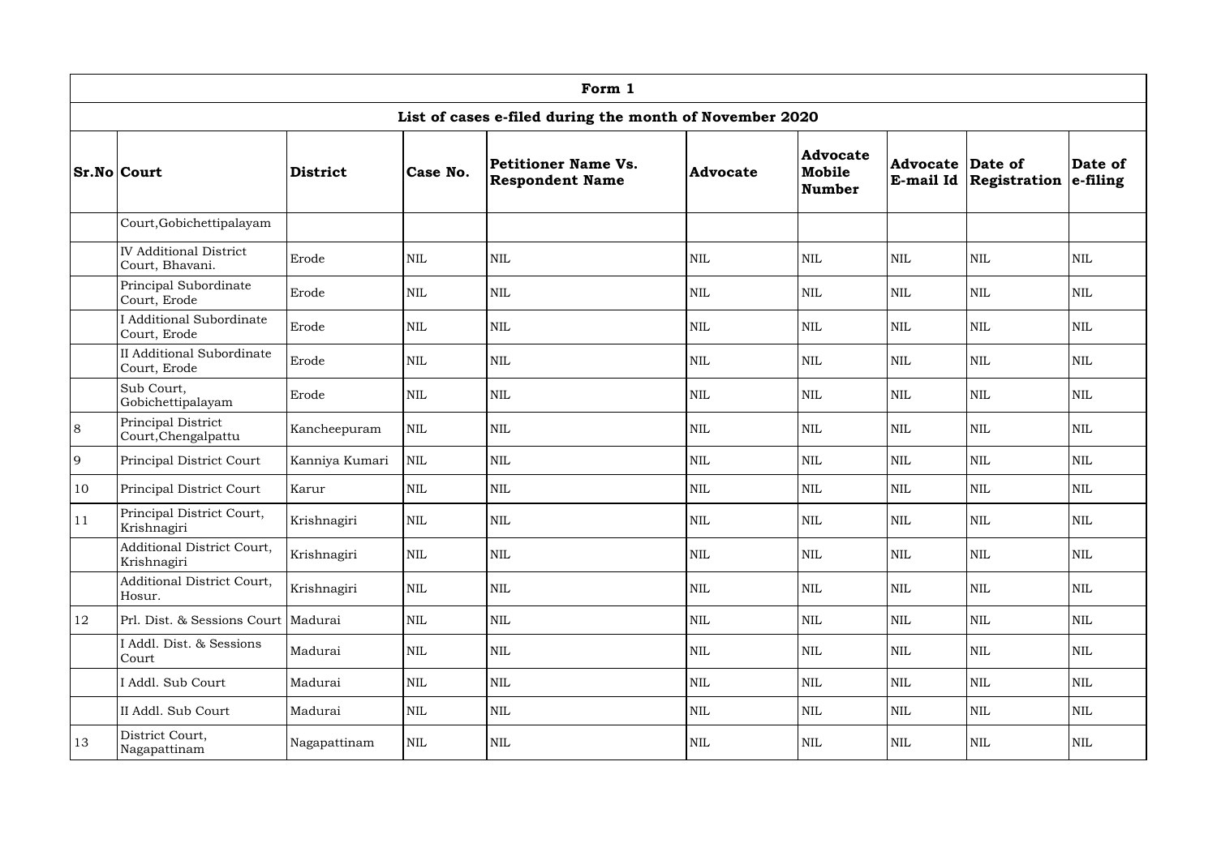# Form 1

## List of cases e-filed during the month of November 2020

| Sr.No | Court | District | Case No. | Petitioner Name Vs. Respondent Name | Advocate | Advocate Mobile Number | Advocate E-mail Id | Date of Registration | Date of e-filing |
|---|---|---|---|---|---|---|---|---|---|
| | Court,Gobichettipalayam | | | | | | | | |
| | IV Additional District Court, Bhavani. | Erode | NIL | NIL | NIL | NIL | NIL | NIL | NIL |
| | Principal Subordinate Court, Erode | Erode | NIL | NIL | NIL | NIL | NIL | NIL | NIL |
| | I Additional Subordinate Court, Erode | Erode | NIL | NIL | NIL | NIL | NIL | NIL | NIL |
| | II Additional Subordinate Court, Erode | Erode | NIL | NIL | NIL | NIL | NIL | NIL | NIL |
| | Sub Court, Gobichettipalayam | Erode | NIL | NIL | NIL | NIL | NIL | NIL | NIL |
| 8 | Principal District Court,Chengalpattu | Kancheepuram | NIL | NIL | NIL | NIL | NIL | NIL | NIL |
| 9 | Principal District Court | Kanniya Kumari | NIL | NIL | NIL | NIL | NIL | NIL | NIL |
| 10 | Principal District Court | Karur | NIL | NIL | NIL | NIL | NIL | NIL | NIL |
| 11 | Principal District Court, Krishnagiri | Krishnagiri | NIL | NIL | NIL | NIL | NIL | NIL | NIL |
| | Additional District Court, Krishnagiri | Krishnagiri | NIL | NIL | NIL | NIL | NIL | NIL | NIL |
| | Additional District Court, Hosur. | Krishnagiri | NIL | NIL | NIL | NIL | NIL | NIL | NIL |
| 12 | Prl. Dist. & Sessions Court | Madurai | NIL | NIL | NIL | NIL | NIL | NIL | NIL |
| | I Addl. Dist. & Sessions Court | Madurai | NIL | NIL | NIL | NIL | NIL | NIL | NIL |
| | I Addl. Sub Court | Madurai | NIL | NIL | NIL | NIL | NIL | NIL | NIL |
| | II Addl. Sub Court | Madurai | NIL | NIL | NIL | NIL | NIL | NIL | NIL |
| 13 | District Court, Nagapattinam | Nagapattinam | NIL | NIL | NIL | NIL | NIL | NIL | NIL |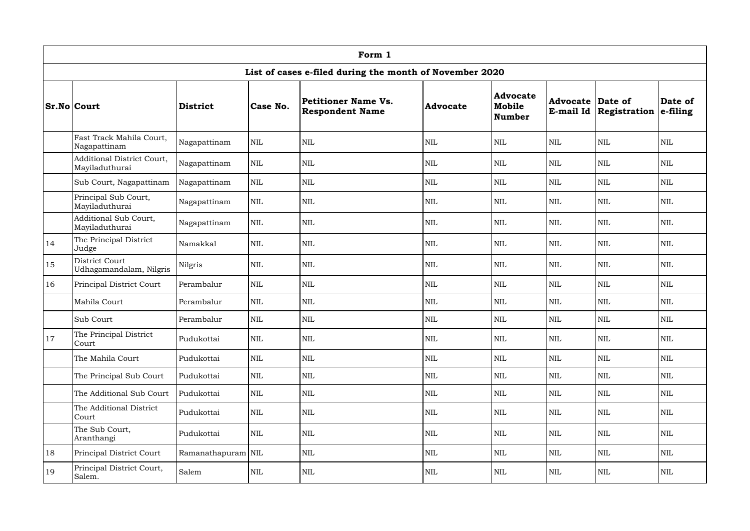| Form 1 | | | | | | | | | |
|---|---|---|---|---|---|---|---|---|---|
| List of cases e-filed during the month of November 2020 | | | | | | | | | |
| **Sr.No** | **Court** | **District** | **Case No.** | **Petitioner Name Vs. Respondent Name** | **Advocate** | **Advocate Mobile Number** | **Advocate E-mail Id** | **Date of Registration** | **Date of e-filing** |
| | Fast Track Mahila Court, Nagapattinam | Nagapattinam | NIL | NIL | NIL | NIL | NIL | NIL | NIL |
| | Additional District Court, Mayiladuthurai | Nagapattinam | NIL | NIL | NIL | NIL | NIL | NIL | NIL |
| | Sub Court, Nagapattinam | Nagapattinam | NIL | NIL | NIL | NIL | NIL | NIL | NIL |
| | Principal Sub Court, Mayiladuthurai | Nagapattinam | NIL | NIL | NIL | NIL | NIL | NIL | NIL |
| | Additional Sub Court, Mayiladuthurai | Nagapattinam | NIL | NIL | NIL | NIL | NIL | NIL | NIL |
| 14 | The Principal District Judge | Namakkal | NIL | NIL | NIL | NIL | NIL | NIL | NIL |
| 15 | District Court Udhagamandalam, Nilgris | Nilgris | NIL | NIL | NIL | NIL | NIL | NIL | NIL |
| 16 | Principal District Court | Perambalur | NIL | NIL | NIL | NIL | NIL | NIL | NIL |
| | Mahila Court | Perambalur | NIL | NIL | NIL | NIL | NIL | NIL | NIL |
| | Sub Court | Perambalur | NIL | NIL | NIL | NIL | NIL | NIL | NIL |
| 17 | The Principal District Court | Pudukottai | NIL | NIL | NIL | NIL | NIL | NIL | NIL |
| | The Mahila Court | Pudukottai | NIL | NIL | NIL | NIL | NIL | NIL | NIL |
| | The Principal Sub Court | Pudukottai | NIL | NIL | NIL | NIL | NIL | NIL | NIL |
| | The Additional Sub Court | Pudukottai | NIL | NIL | NIL | NIL | NIL | NIL | NIL |
| | The Additional District Court | Pudukottai | NIL | NIL | NIL | NIL | NIL | NIL | NIL |
| | The Sub Court, Aranthangi | Pudukottai | NIL | NIL | NIL | NIL | NIL | NIL | NIL |
| 18 | Principal District Court | Ramanathapuram | NIL | NIL | NIL | NIL | NIL | NIL | NIL |
| 19 | Principal District Court, Salem. | Salem | NIL | NIL | NIL | NIL | NIL | NIL | NIL |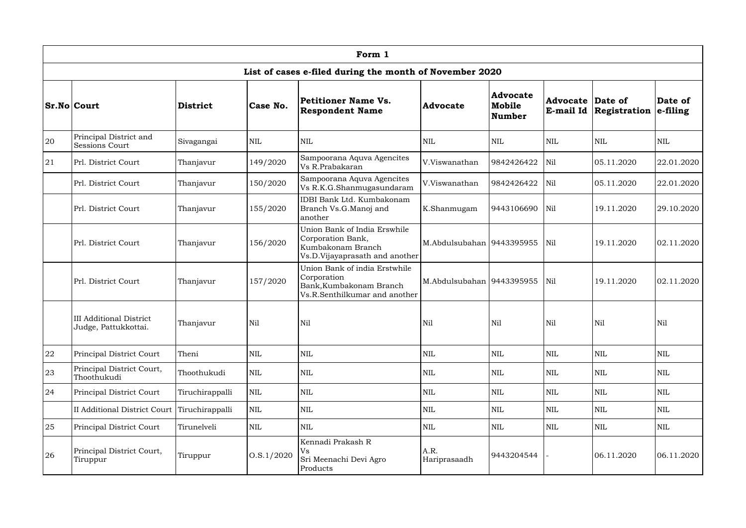| Form 1 | | | | | | | | | |
|---|---|---|---|---|---|---|---|---|---|
| List of cases e-filed during the month of November 2020 | | | | | | | | | |
| **Sr.No** | **Court** | **District** | **Case No.** | **Petitioner Name Vs. Respondent Name** | **Advocate** | **Advocate Mobile Number** | **Advocate E-mail Id** | **Date of Registration** | **Date of e-filing** |
| 20 | Principal District and Sessions Court | Sivagangai | NIL | NIL | NIL | NIL | NIL | NIL | NIL |
| 21 | Prl. District Court | Thanjavur | 149/2020 | Sampoorana Aquva Agencites Vs R.Prabakaran | V.Viswanathan | 9842426422 | Nil | 05.11.2020 | 22.01.2020 |
| | Prl. District Court | Thanjavur | 150/2020 | Sampoorana Aquva Agencites Vs R.K.G.Shanmugasundaram | V.Viswanathan | 9842426422 | Nil | 05.11.2020 | 22.01.2020 |
| | Prl. District Court | Thanjavur | 155/2020 | IDBI Bank Ltd. Kumbakonam Branch Vs.G.Manoj and another | K.Shanmugam | 9443106690 | Nil | 19.11.2020 | 29.10.2020 |
| | Prl. District Court | Thanjavur | 156/2020 | Union Bank of India Erswhile Corporation Bank, Kumbakonam Branch Vs.D.Vijayaprasath and another | M.Abdulsubahan | 9443395955 | Nil | 19.11.2020 | 02.11.2020 |
| | Prl. District Court | Thanjavur | 157/2020 | Union Bank of india Erstwhile Corporation Bank,Kumbakonam Branch Vs.R.Senthilkumar and another | M.Abdulsubahan | 9443395955 | Nil | 19.11.2020 | 02.11.2020 |
| | III Additional District Judge, Pattukkottai. | Thanjavur | Nil | Nil | Nil | Nil | Nil | Nil | Nil |
| 22 | Principal District Court | Theni | NIL | NIL | NIL | NIL | NIL | NIL | NIL |
| 23 | Principal District Court, Thoothukudi | Thoothukudi | NIL | NIL | NIL | NIL | NIL | NIL | NIL |
| 24 | Principal District Court | Tiruchirappalli | NIL | NIL | NIL | NIL | NIL | NIL | NIL |
| | II Additional District Court | Tiruchirappalli | NIL | NIL | NIL | NIL | NIL | NIL | NIL |
| 25 | Principal District Court | Tirunelveli | NIL | NIL | NIL | NIL | NIL | NIL | NIL |
| 26 | Principal District Court, Tiruppur | Tiruppur | O.S.1/2020 | Kennadi Prakash R Vs Sri Meenachi Devi Agro Products | A.R. Hariprasaadh | 9443204544 | - | 06.11.2020 | 06.11.2020 |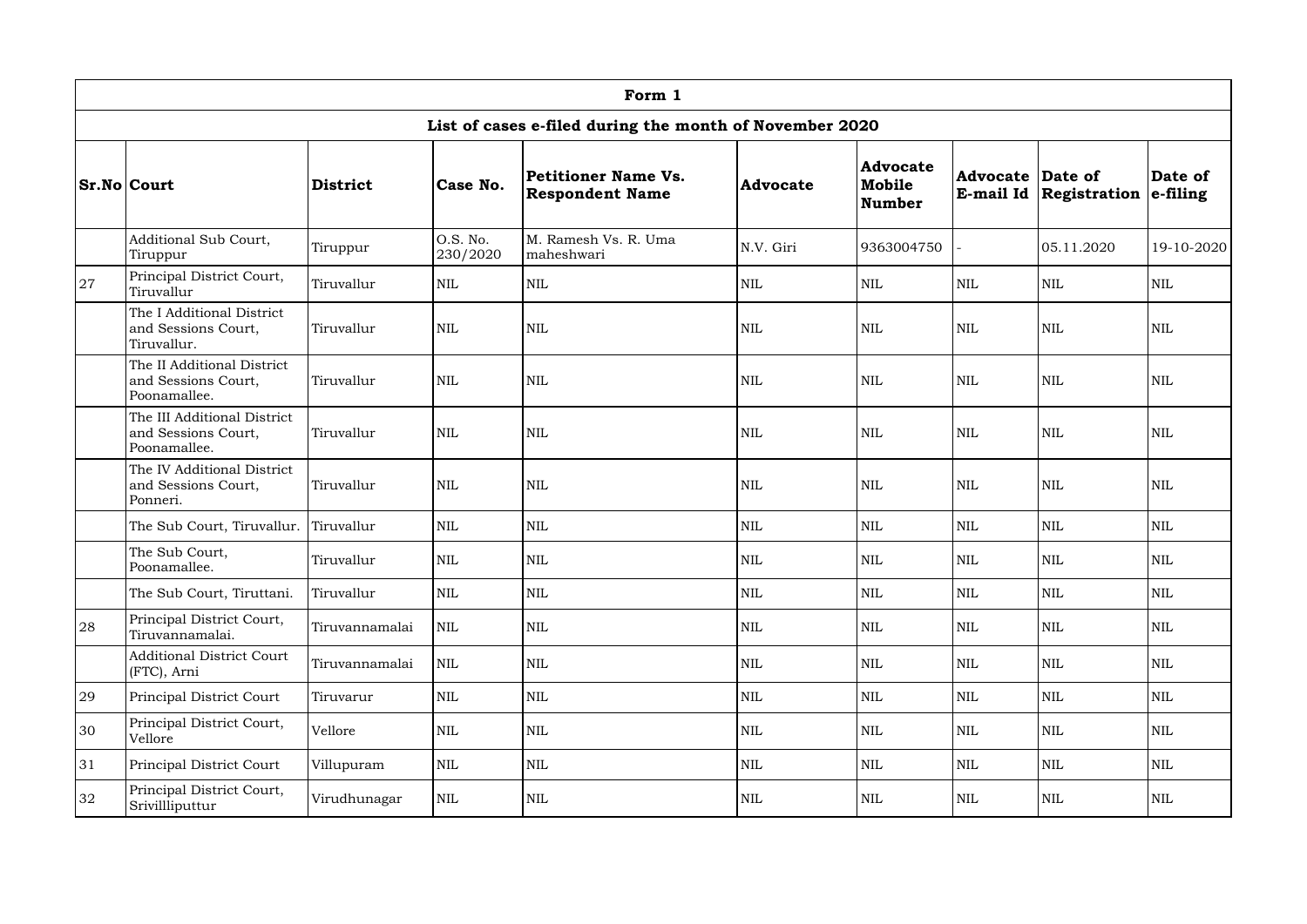| Form 1 | | | | | | | | | |
|---|---|---|---|---|---|---|---|---|---|
| **List of cases e-filed during the month of November 2020** | | | | | | | | | |
| **Sr.No** | **Court** | **District** | **Case No.** | **Petitioner Name Vs. Respondent Name** | **Advocate** | **Advocate Mobile Number** | **Advocate E-mail Id** | **Date of Registration** | **Date of e-filing** |
| | Additional Sub Court, Tiruppur | Tiruppur | O.S. No. 230/2020 | M. Ramesh Vs. R. Uma maheshwari | N.V. Giri | 9363004750 | - | 05.11.2020 | 19-10-2020 |
| 27 | Principal District Court, Tiruvallur | Tiruvallur | NIL | NIL | NIL | NIL | NIL | NIL | NIL |
| | The I Additional District and Sessions Court, Tiruvallur. | Tiruvallur | NIL | NIL | NIL | NIL | NIL | NIL | NIL |
| | The II Additional District and Sessions Court, Poonamallee. | Tiruvallur | NIL | NIL | NIL | NIL | NIL | NIL | NIL |
| | The III Additional District and Sessions Court, Poonamallee. | Tiruvallur | NIL | NIL | NIL | NIL | NIL | NIL | NIL |
| | The IV Additional District and Sessions Court, Ponneri. | Tiruvallur | NIL | NIL | NIL | NIL | NIL | NIL | NIL |
| | The Sub Court, Tiruvallur. | Tiruvallur | NIL | NIL | NIL | NIL | NIL | NIL | NIL |
| | The Sub Court, Poonamallee. | Tiruvallur | NIL | NIL | NIL | NIL | NIL | NIL | NIL |
| | The Sub Court, Tiruttani. | Tiruvallur | NIL | NIL | NIL | NIL | NIL | NIL | NIL |
| 28 | Principal District Court, Tiruvannamalai. | Tiruvannamalai | NIL | NIL | NIL | NIL | NIL | NIL | NIL |
| | Additional District Court (FTC), Arni | Tiruvannamalai | NIL | NIL | NIL | NIL | NIL | NIL | NIL |
| 29 | Principal District Court | Tiruvarur | NIL | NIL | NIL | NIL | NIL | NIL | NIL |
| 30 | Principal District Court, Vellore | Vellore | NIL | NIL | NIL | NIL | NIL | NIL | NIL |
| 31 | Principal District Court | Villupuram | NIL | NIL | NIL | NIL | NIL | NIL | NIL |
| 32 | Principal District Court, Srivillliputtur | Virudhunagar | NIL | NIL | NIL | NIL | NIL | NIL | NIL |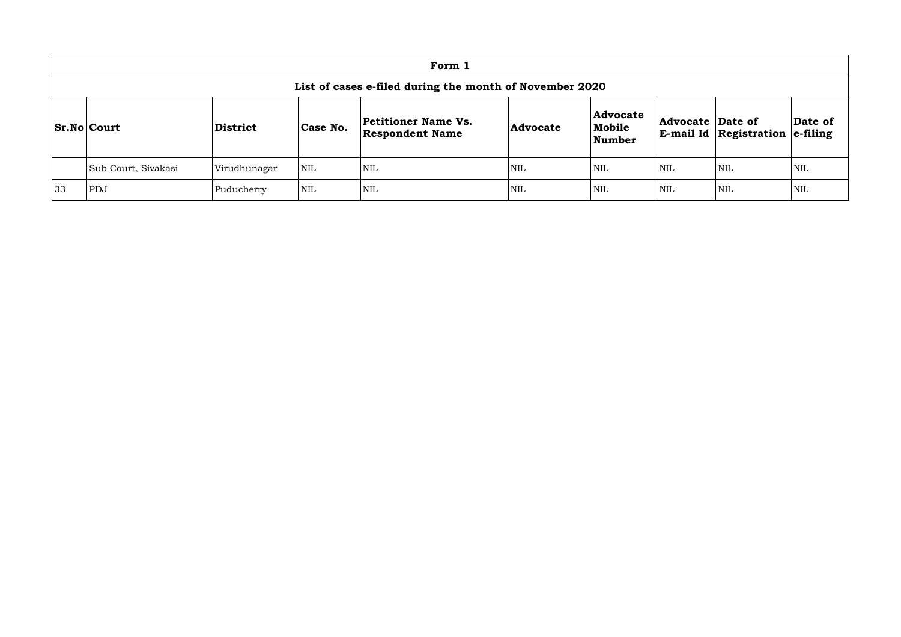| Form 1 | | | | | | | | | |
|---|---|---|---|---|---|---|---|---|---|
| **List of cases e-filed during the month of November 2020** | | | | | | | | | |
| **Sr.No** | **Court** | **District** | **Case No.** | **Petitioner Name Vs. Respondent Name** | **Advocate** | **Advocate Mobile Number** | **Advocate E-mail Id** | **Date of Registration** | **Date of e-filing** |
| | Sub Court, Sivakasi | Virudhunagar | NIL | NIL | NIL | NIL | NIL | NIL | NIL |
| 33 | PDJ | Puducherry | NIL | NIL | NIL | NIL | NIL | NIL | NIL |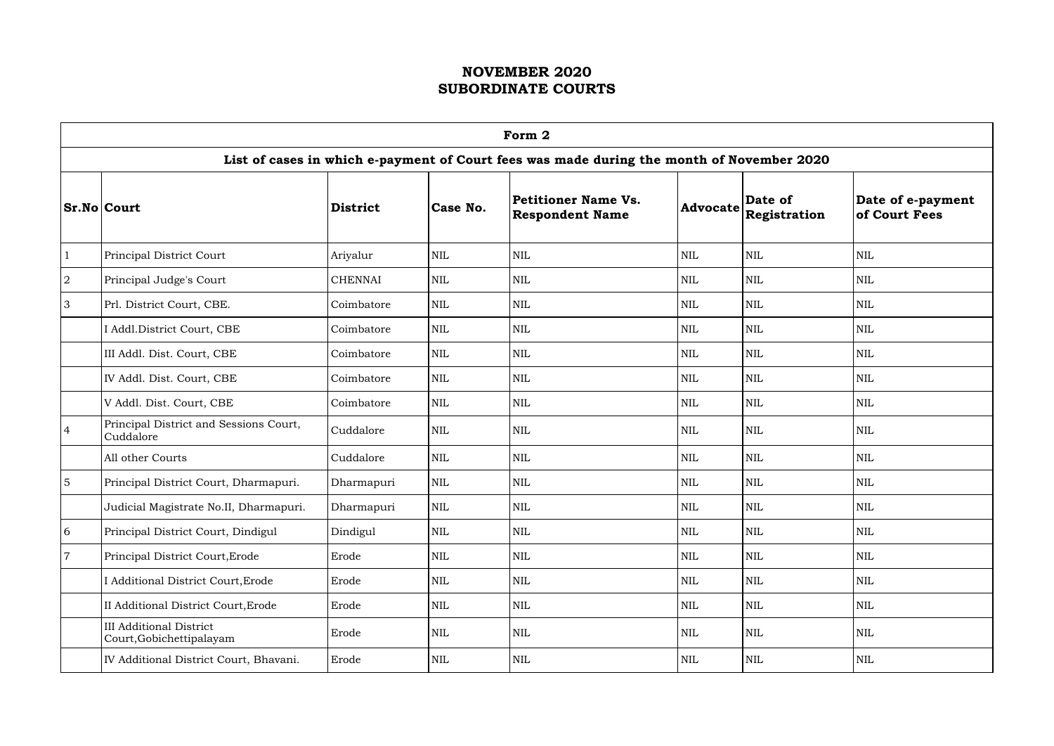# NOVEMBER 2020
# SUBORDINATE COURTS

| Form 2 | | | | | | | |
|---|---|---|---|---|---|---|---|
| **List of cases in which e-payment of Court fees was made during the month of November 2020** | | | | | | | |
| **Sr.No** | **Court** | **District** | **Case No.** | **Petitioner Name Vs. Respondent Name** | **Advocate** | **Date of Registration** | **Date of e-payment of Court Fees** |
| 1 | Principal District Court | Ariyalur | NIL | NIL | NIL | NIL | NIL |
| 2 | Principal Judge's Court | CHENNAI | NIL | NIL | NIL | NIL | NIL |
| 3 | Prl. District Court, CBE. | Coimbatore | NIL | NIL | NIL | NIL | NIL |
| | I Addl.District Court, CBE | Coimbatore | NIL | NIL | NIL | NIL | NIL |
| | III Addl. Dist. Court, CBE | Coimbatore | NIL | NIL | NIL | NIL | NIL |
| | IV Addl. Dist. Court, CBE | Coimbatore | NIL | NIL | NIL | NIL | NIL |
| | V Addl. Dist. Court, CBE | Coimbatore | NIL | NIL | NIL | NIL | NIL |
| 4 | Principal District and Sessions Court, Cuddalore | Cuddalore | NIL | NIL | NIL | NIL | NIL |
| | All other Courts | Cuddalore | NIL | NIL | NIL | NIL | NIL |
| 5 | Principal District Court, Dharmapuri. | Dharmapuri | NIL | NIL | NIL | NIL | NIL |
| | Judicial Magistrate No.II, Dharmapuri. | Dharmapuri | NIL | NIL | NIL | NIL | NIL |
| 6 | Principal District Court, Dindigul | Dindigul | NIL | NIL | NIL | NIL | NIL |
| 7 | Principal District Court,Erode | Erode | NIL | NIL | NIL | NIL | NIL |
| | I Additional District Court,Erode | Erode | NIL | NIL | NIL | NIL | NIL |
| | II Additional District Court,Erode | Erode | NIL | NIL | NIL | NIL | NIL |
| | III Additional District Court,Gobichettipalayam | Erode | NIL | NIL | NIL | NIL | NIL |
| | IV Additional District Court, Bhavani. | Erode | NIL | NIL | NIL | NIL | NIL |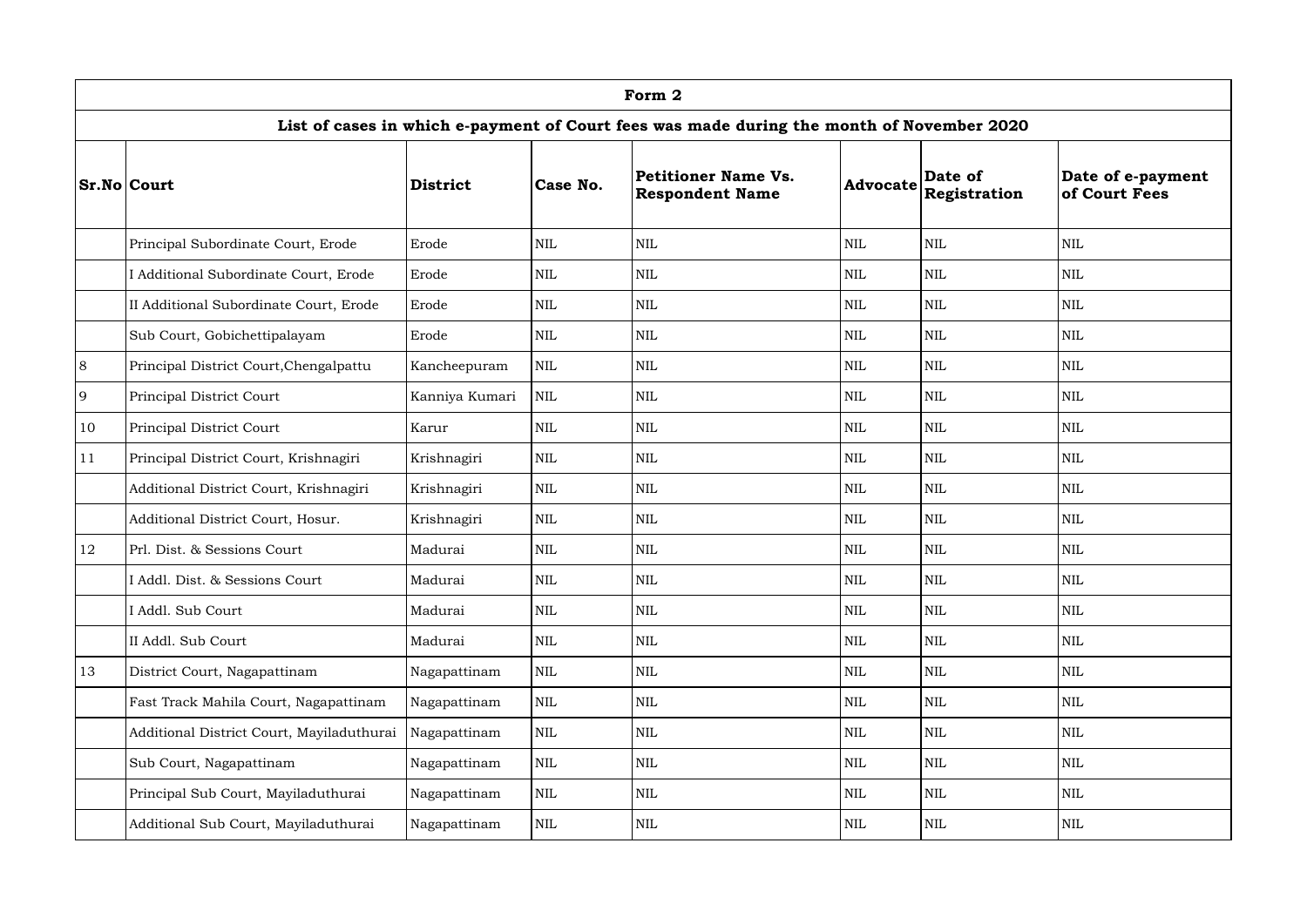| Form 2 | | | | | | | |
|---|---|---|---|---|---|---|---|
| **List of cases in which e-payment of Court fees was made during the month of November 2020** | | | | | | | |
| **Sr.No** | **Court** | **District** | **Case No.** | **Petitioner Name Vs. Respondent Name** | **Advocate** | **Date of Registration** | **Date of e-payment of Court Fees** |
| | Principal Subordinate Court, Erode | Erode | NIL | NIL | NIL | NIL | NIL |
| | I Additional Subordinate Court, Erode | Erode | NIL | NIL | NIL | NIL | NIL |
| | II Additional Subordinate Court, Erode | Erode | NIL | NIL | NIL | NIL | NIL |
| | Sub Court, Gobichettipalayam | Erode | NIL | NIL | NIL | NIL | NIL |
| 8 | Principal District Court,Chengalpattu | Kancheepuram | NIL | NIL | NIL | NIL | NIL |
| 9 | Principal District Court | Kanniya Kumari | NIL | NIL | NIL | NIL | NIL |
| 10 | Principal District Court | Karur | NIL | NIL | NIL | NIL | NIL |
| 11 | Principal District Court, Krishnagiri | Krishnagiri | NIL | NIL | NIL | NIL | NIL |
| | Additional District Court, Krishnagiri | Krishnagiri | NIL | NIL | NIL | NIL | NIL |
| | Additional District Court, Hosur. | Krishnagiri | NIL | NIL | NIL | NIL | NIL |
| 12 | Prl. Dist. & Sessions Court | Madurai | NIL | NIL | NIL | NIL | NIL |
| | I Addl. Dist. & Sessions Court | Madurai | NIL | NIL | NIL | NIL | NIL |
| | I Addl. Sub Court | Madurai | NIL | NIL | NIL | NIL | NIL |
| | II Addl. Sub Court | Madurai | NIL | NIL | NIL | NIL | NIL |
| 13 | District Court, Nagapattinam | Nagapattinam | NIL | NIL | NIL | NIL | NIL |
| | Fast Track Mahila Court, Nagapattinam | Nagapattinam | NIL | NIL | NIL | NIL | NIL |
| | Additional District Court, Mayiladuthurai | Nagapattinam | NIL | NIL | NIL | NIL | NIL |
| | Sub Court, Nagapattinam | Nagapattinam | NIL | NIL | NIL | NIL | NIL |
| | Principal Sub Court, Mayiladuthurai | Nagapattinam | NIL | NIL | NIL | NIL | NIL |
| | Additional Sub Court, Mayiladuthurai | Nagapattinam | NIL | NIL | NIL | NIL | NIL |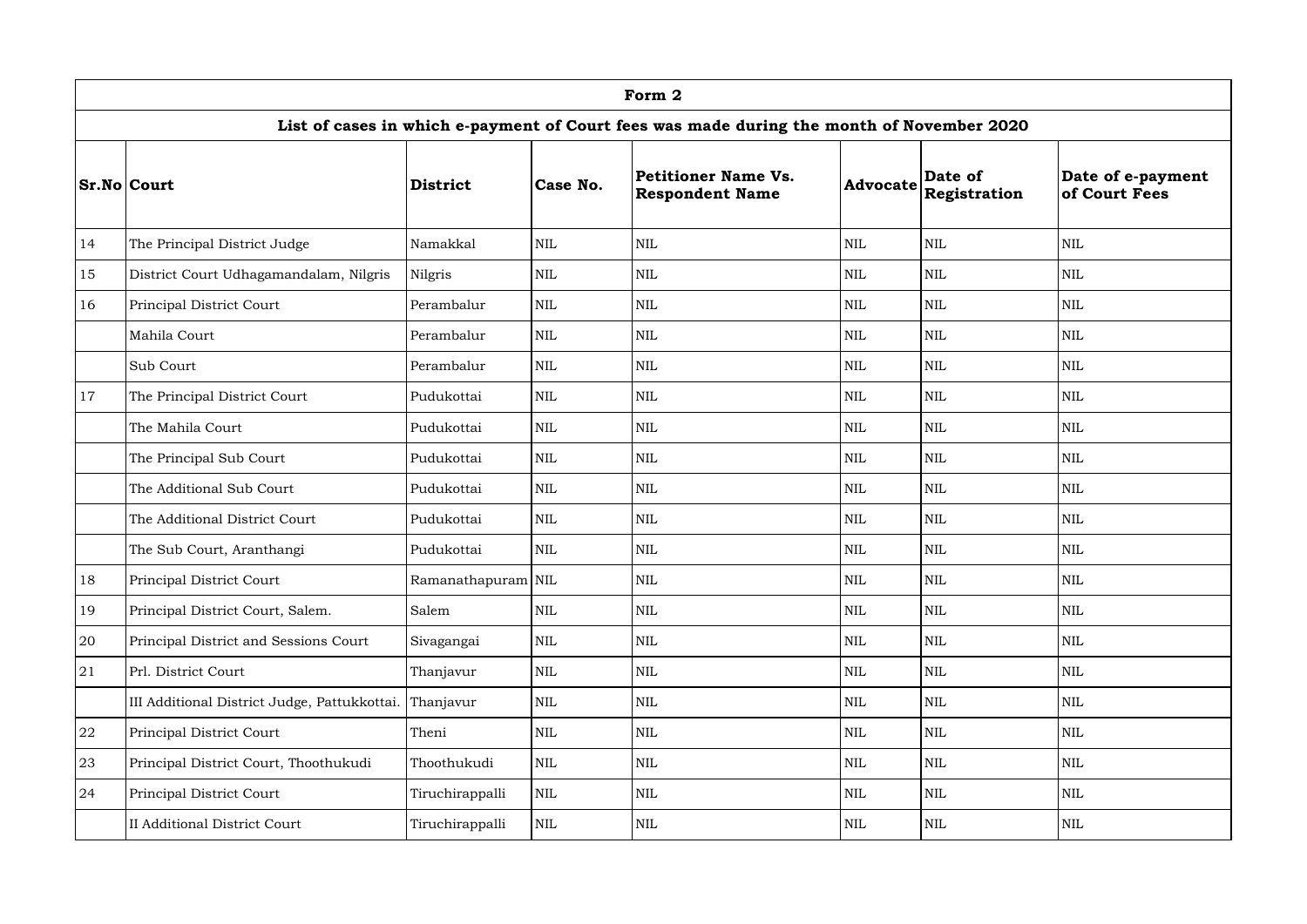| Form 2 | | | | | | | |
|---|---|---|---|---|---|---|---|
| **List of cases in which e-payment of Court fees was made during the month of November 2020** | | | | | | | |
| **Sr.No** | **Court** | **District** | **Case No.** | **Petitioner Name Vs. Respondent Name** | **Advocate** | **Date of Registration** | **Date of e-payment of Court Fees** |
| 14 | The Principal District Judge | Namakkal | NIL | NIL | NIL | NIL | NIL |
| 15 | District Court Udhagamandalam, Nilgris | Nilgris | NIL | NIL | NIL | NIL | NIL |
| 16 | Principal District Court | Perambalur | NIL | NIL | NIL | NIL | NIL |
| | Mahila Court | Perambalur | NIL | NIL | NIL | NIL | NIL |
| | Sub Court | Perambalur | NIL | NIL | NIL | NIL | NIL |
| 17 | The Principal District Court | Pudukottai | NIL | NIL | NIL | NIL | NIL |
| | The Mahila Court | Pudukottai | NIL | NIL | NIL | NIL | NIL |
| | The Principal Sub Court | Pudukottai | NIL | NIL | NIL | NIL | NIL |
| | The Additional Sub Court | Pudukottai | NIL | NIL | NIL | NIL | NIL |
| | The Additional District Court | Pudukottai | NIL | NIL | NIL | NIL | NIL |
| | The Sub Court, Aranthangi | Pudukottai | NIL | NIL | NIL | NIL | NIL |
| 18 | Principal District Court | Ramanathapuram | NIL | NIL | NIL | NIL | NIL |
| 19 | Principal District Court, Salem. | Salem | NIL | NIL | NIL | NIL | NIL |
| 20 | Principal District and Sessions Court | Sivagangai | NIL | NIL | NIL | NIL | NIL |
| 21 | Prl. District Court | Thanjavur | NIL | NIL | NIL | NIL | NIL |
| | III Additional District Judge, Pattukkottai. | Thanjavur | NIL | NIL | NIL | NIL | NIL |
| 22 | Principal District Court | Theni | NIL | NIL | NIL | NIL | NIL |
| 23 | Principal District Court, Thoothukudi | Thoothukudi | NIL | NIL | NIL | NIL | NIL |
| 24 | Principal District Court | Tiruchirappalli | NIL | NIL | NIL | NIL | NIL |
| | II Additional District Court | Tiruchirappalli | NIL | NIL | NIL | NIL | NIL |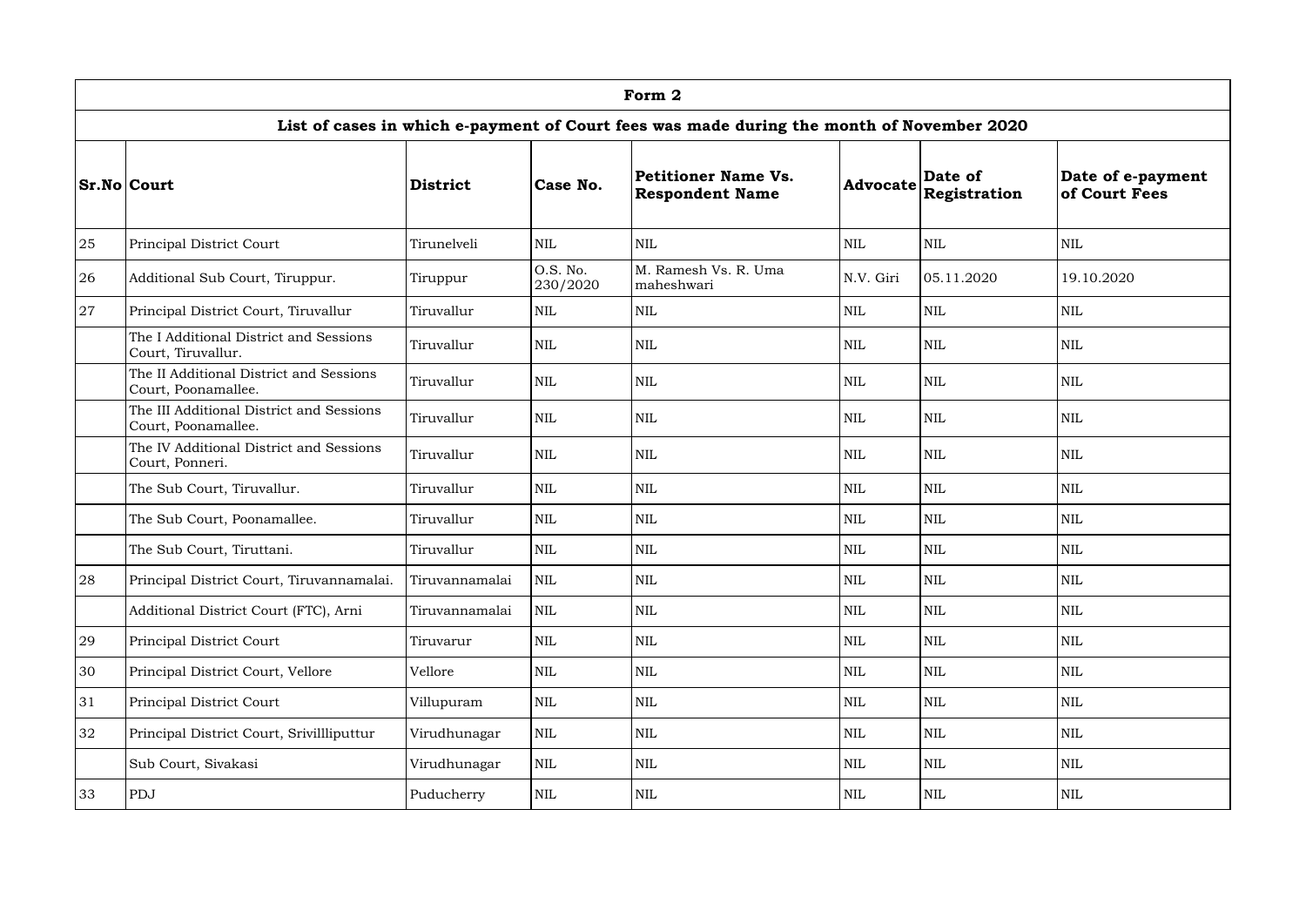# Form 2

## List of cases in which e-payment of Court fees was made during the month of November 2020

| Sr.No | Court | District | Case No. | Petitioner Name Vs. Respondent Name | Advocate | Date of Registration | Date of e-payment of Court Fees |
|---|---|---|---|---|---|---|---|
| 25 | Principal District Court | Tirunelveli | NIL | NIL | NIL | NIL | NIL |
| 26 | Additional Sub Court, Tiruppur. | Tiruppur | O.S. No. 230/2020 | M. Ramesh Vs. R. Uma maheshwari | N.V. Giri | 05.11.2020 | 19.10.2020 |
| 27 | Principal District Court, Tiruvallur | Tiruvallur | NIL | NIL | NIL | NIL | NIL |
| | The I Additional District and Sessions Court, Tiruvallur. | Tiruvallur | NIL | NIL | NIL | NIL | NIL |
| | The II Additional District and Sessions Court, Poonamallee. | Tiruvallur | NIL | NIL | NIL | NIL | NIL |
| | The III Additional District and Sessions Court, Poonamallee. | Tiruvallur | NIL | NIL | NIL | NIL | NIL |
| | The IV Additional District and Sessions Court, Ponneri. | Tiruvallur | NIL | NIL | NIL | NIL | NIL |
| | The Sub Court, Tiruvallur. | Tiruvallur | NIL | NIL | NIL | NIL | NIL |
| | The Sub Court, Poonamallee. | Tiruvallur | NIL | NIL | NIL | NIL | NIL |
| | The Sub Court, Tiruttani. | Tiruvallur | NIL | NIL | NIL | NIL | NIL |
| 28 | Principal District Court, Tiruvannamalai. | Tiruvannamalai | NIL | NIL | NIL | NIL | NIL |
| | Additional District Court (FTC), Arni | Tiruvannamalai | NIL | NIL | NIL | NIL | NIL |
| 29 | Principal District Court | Tiruvarur | NIL | NIL | NIL | NIL | NIL |
| 30 | Principal District Court, Vellore | Vellore | NIL | NIL | NIL | NIL | NIL |
| 31 | Principal District Court | Villupuram | NIL | NIL | NIL | NIL | NIL |
| 32 | Principal District Court, Srivillliputtur | Virudhunagar | NIL | NIL | NIL | NIL | NIL |
| | Sub Court, Sivakasi | Virudhunagar | NIL | NIL | NIL | NIL | NIL |
| 33 | PDJ | Puducherry | NIL | NIL | NIL | NIL | NIL |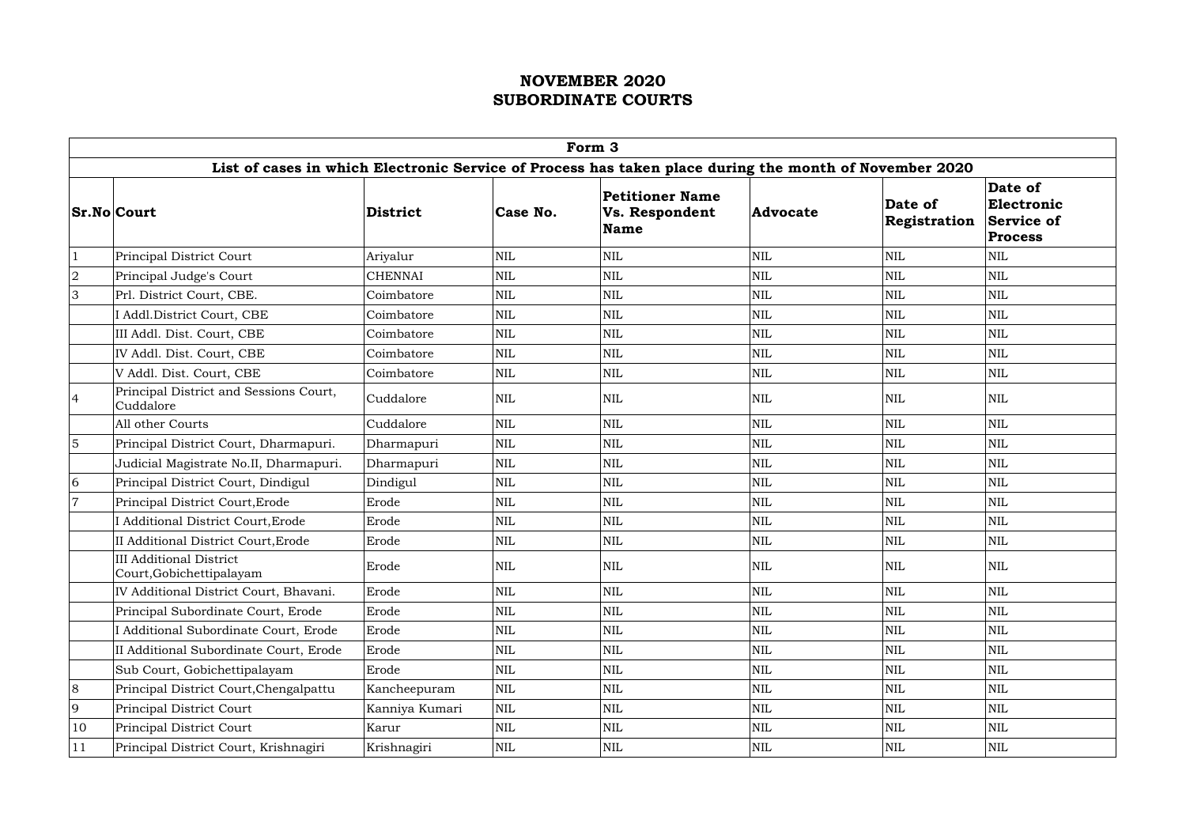# NOVEMBER 2020
# SUBORDINATE COURTS

| Form 3 | | | | | | | |
|---|---|---|---|---|---|---|---|
| **List of cases in which Electronic Service of Process has taken place during the month of November 2020** | | | | | | | |
| **Sr.No** | **Court** | **District** | **Case No.** | **Petitioner Name Vs. Respondent Name** | **Advocate** | **Date of Registration** | **Date of Electronic Service of Process** |
| 1 | Principal District Court | Ariyalur | NIL | NIL | NIL | NIL | NIL |
| 2 | Principal Judge's Court | CHENNAI | NIL | NIL | NIL | NIL | NIL |
| 3 | Prl. District Court, CBE. | Coimbatore | NIL | NIL | NIL | NIL | NIL |
| | I Addl.District Court, CBE | Coimbatore | NIL | NIL | NIL | NIL | NIL |
| | III Addl. Dist. Court, CBE | Coimbatore | NIL | NIL | NIL | NIL | NIL |
| | IV Addl. Dist. Court, CBE | Coimbatore | NIL | NIL | NIL | NIL | NIL |
| | V Addl. Dist. Court, CBE | Coimbatore | NIL | NIL | NIL | NIL | NIL |
| 4 | Principal District and Sessions Court, Cuddalore | Cuddalore | NIL | NIL | NIL | NIL | NIL |
| | All other Courts | Cuddalore | NIL | NIL | NIL | NIL | NIL |
| 5 | Principal District Court, Dharmapuri. | Dharmapuri | NIL | NIL | NIL | NIL | NIL |
| | Judicial Magistrate No.II, Dharmapuri. | Dharmapuri | NIL | NIL | NIL | NIL | NIL |
| 6 | Principal District Court, Dindigul | Dindigul | NIL | NIL | NIL | NIL | NIL |
| 7 | Principal District Court,Erode | Erode | NIL | NIL | NIL | NIL | NIL |
| | I Additional District Court,Erode | Erode | NIL | NIL | NIL | NIL | NIL |
| | II Additional District Court,Erode | Erode | NIL | NIL | NIL | NIL | NIL |
| | III Additional District Court,Gobichettipalayam | Erode | NIL | NIL | NIL | NIL | NIL |
| | IV Additional District Court, Bhavani. | Erode | NIL | NIL | NIL | NIL | NIL |
| | Principal Subordinate Court, Erode | Erode | NIL | NIL | NIL | NIL | NIL |
| | I Additional Subordinate Court, Erode | Erode | NIL | NIL | NIL | NIL | NIL |
| | II Additional Subordinate Court, Erode | Erode | NIL | NIL | NIL | NIL | NIL |
| | Sub Court, Gobichettipalayam | Erode | NIL | NIL | NIL | NIL | NIL |
| 8 | Principal District Court,Chengalpattu | Kancheepuram | NIL | NIL | NIL | NIL | NIL |
| 9 | Principal District Court | Kanniya Kumari | NIL | NIL | NIL | NIL | NIL |
| 10 | Principal District Court | Karur | NIL | NIL | NIL | NIL | NIL |
| 11 | Principal District Court, Krishnagiri | Krishnagiri | NIL | NIL | NIL | NIL | NIL |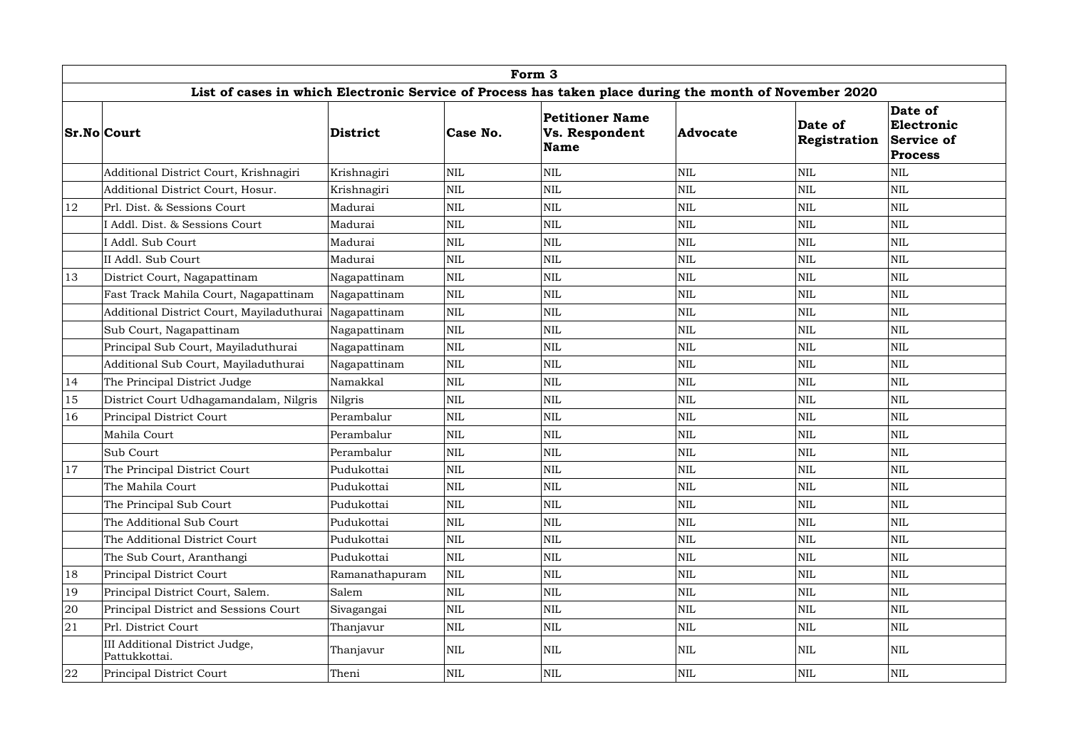| Form 3 | | | | | | | |
|---|---|---|---|---|---|---|---|
| **List of cases in which Electronic Service of Process has taken place during the month of November 2020** | | | | | | | |
| **Sr.No** | **Court** | **District** | **Case No.** | **Petitioner Name Vs. Respondent Name** | **Advocate** | **Date of Registration** | **Date of Electronic Service of Process** |
| | Additional District Court, Krishnagiri | Krishnagiri | NIL | NIL | NIL | NIL | NIL |
| | Additional District Court, Hosur. | Krishnagiri | NIL | NIL | NIL | NIL | NIL |
| 12 | Prl. Dist. & Sessions Court | Madurai | NIL | NIL | NIL | NIL | NIL |
| | I Addl. Dist. & Sessions Court | Madurai | NIL | NIL | NIL | NIL | NIL |
| | I Addl. Sub Court | Madurai | NIL | NIL | NIL | NIL | NIL |
| | II Addl. Sub Court | Madurai | NIL | NIL | NIL | NIL | NIL |
| 13 | District Court, Nagapattinam | Nagapattinam | NIL | NIL | NIL | NIL | NIL |
| | Fast Track Mahila Court, Nagapattinam | Nagapattinam | NIL | NIL | NIL | NIL | NIL |
| | Additional District Court, Mayiladuthurai | Nagapattinam | NIL | NIL | NIL | NIL | NIL |
| | Sub Court, Nagapattinam | Nagapattinam | NIL | NIL | NIL | NIL | NIL |
| | Principal Sub Court, Mayiladuthurai | Nagapattinam | NIL | NIL | NIL | NIL | NIL |
| | Additional Sub Court, Mayiladuthurai | Nagapattinam | NIL | NIL | NIL | NIL | NIL |
| 14 | The Principal District Judge | Namakkal | NIL | NIL | NIL | NIL | NIL |
| 15 | District Court Udhagamandalam, Nilgris | Nilgris | NIL | NIL | NIL | NIL | NIL |
| 16 | Principal District Court | Perambalur | NIL | NIL | NIL | NIL | NIL |
| | Mahila Court | Perambalur | NIL | NIL | NIL | NIL | NIL |
| | Sub Court | Perambalur | NIL | NIL | NIL | NIL | NIL |
| 17 | The Principal District Court | Pudukottai | NIL | NIL | NIL | NIL | NIL |
| | The Mahila Court | Pudukottai | NIL | NIL | NIL | NIL | NIL |
| | The Principal Sub Court | Pudukottai | NIL | NIL | NIL | NIL | NIL |
| | The Additional Sub Court | Pudukottai | NIL | NIL | NIL | NIL | NIL |
| | The Additional District Court | Pudukottai | NIL | NIL | NIL | NIL | NIL |
| | The Sub Court, Aranthangi | Pudukottai | NIL | NIL | NIL | NIL | NIL |
| 18 | Principal District Court | Ramanathapuram | NIL | NIL | NIL | NIL | NIL |
| 19 | Principal District Court, Salem. | Salem | NIL | NIL | NIL | NIL | NIL |
| 20 | Principal District and Sessions Court | Sivagangai | NIL | NIL | NIL | NIL | NIL |
| 21 | Prl. District Court | Thanjavur | NIL | NIL | NIL | NIL | NIL |
| | III Additional District Judge, Pattukkottai. | Thanjavur | NIL | NIL | NIL | NIL | NIL |
| 22 | Principal District Court | Theni | NIL | NIL | NIL | NIL | NIL |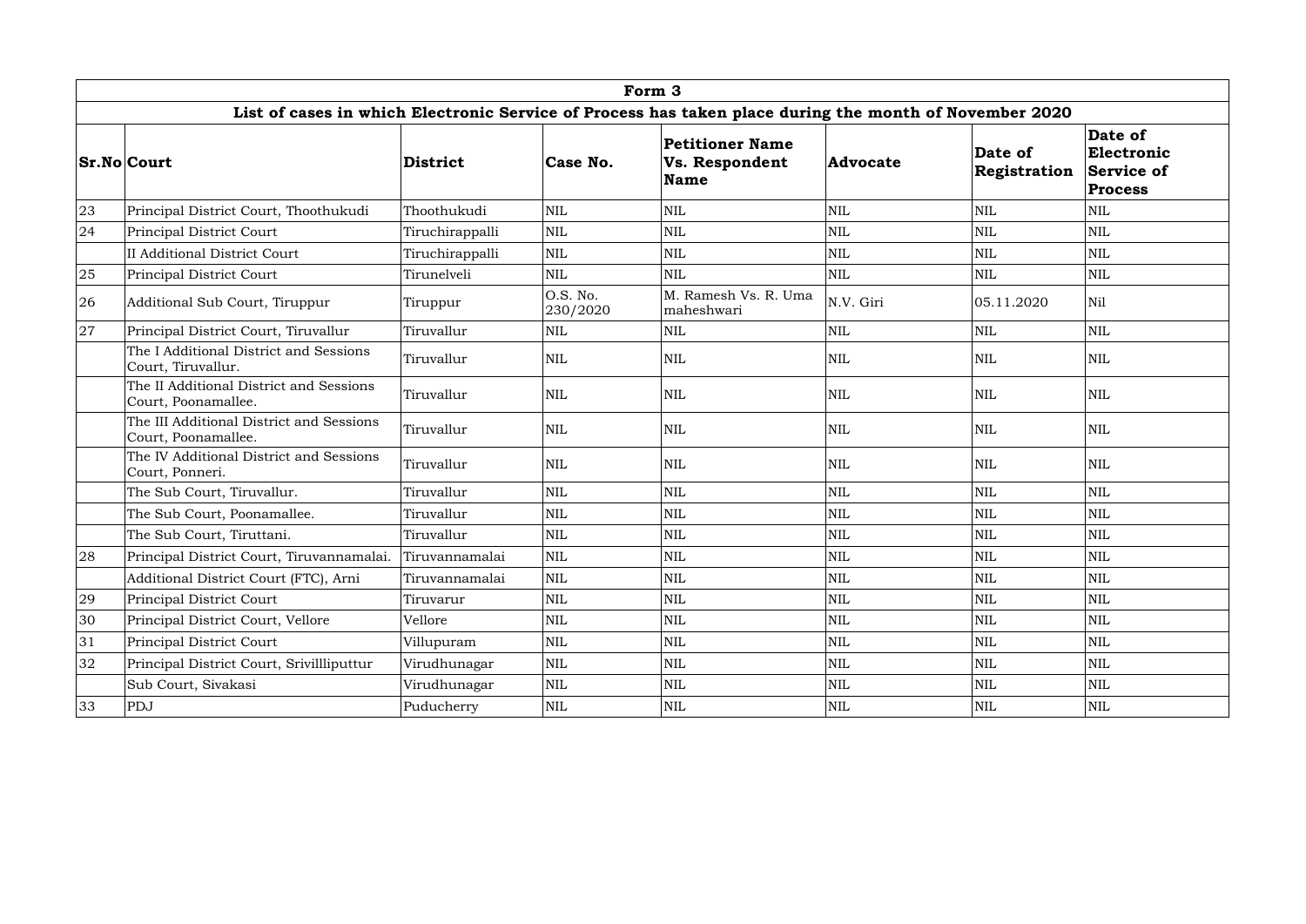| Form 3 | | | | | | | |
|---|---|---|---|---|---|---|---|
| **List of cases in which Electronic Service of Process has taken place during the month of November 2020** | | | | | | | |
| **Sr.No** | **Court** | **District** | **Case No.** | **Petitioner Name Vs. Respondent Name** | **Advocate** | **Date of Registration** | **Date of Electronic Service of Process** |
| 23 | Principal District Court, Thoothukudi | Thoothukudi | NIL | NIL | NIL | NIL | NIL |
| 24 | Principal District Court | Tiruchirappalli | NIL | NIL | NIL | NIL | NIL |
| | II Additional District Court | Tiruchirappalli | NIL | NIL | NIL | NIL | NIL |
| 25 | Principal District Court | Tirunelveli | NIL | NIL | NIL | NIL | NIL |
| 26 | Additional Sub Court, Tiruppur | Tiruppur | O.S. No. 230/2020 | M. Ramesh Vs. R. Uma maheshwari | N.V. Giri | 05.11.2020 | Nil |
| 27 | Principal District Court, Tiruvallur | Tiruvallur | NIL | NIL | NIL | NIL | NIL |
| | The I Additional District and Sessions Court, Tiruvallur. | Tiruvallur | NIL | NIL | NIL | NIL | NIL |
| | The II Additional District and Sessions Court, Poonamallee. | Tiruvallur | NIL | NIL | NIL | NIL | NIL |
| | The III Additional District and Sessions Court, Poonamallee. | Tiruvallur | NIL | NIL | NIL | NIL | NIL |
| | The IV Additional District and Sessions Court, Ponneri. | Tiruvallur | NIL | NIL | NIL | NIL | NIL |
| | The Sub Court, Tiruvallur. | Tiruvallur | NIL | NIL | NIL | NIL | NIL |
| | The Sub Court, Poonamallee. | Tiruvallur | NIL | NIL | NIL | NIL | NIL |
| | The Sub Court, Tiruttani. | Tiruvallur | NIL | NIL | NIL | NIL | NIL |
| 28 | Principal District Court, Tiruvannamalai. | Tiruvannamalai | NIL | NIL | NIL | NIL | NIL |
| | Additional District Court (FTC), Arni | Tiruvannamalai | NIL | NIL | NIL | NIL | NIL |
| 29 | Principal District Court | Tiruvarur | NIL | NIL | NIL | NIL | NIL |
| 30 | Principal District Court, Vellore | Vellore | NIL | NIL | NIL | NIL | NIL |
| 31 | Principal District Court | Villupuram | NIL | NIL | NIL | NIL | NIL |
| 32 | Principal District Court, Srivillliputtur | Virudhunagar | NIL | NIL | NIL | NIL | NIL |
| | Sub Court, Sivakasi | Virudhunagar | NIL | NIL | NIL | NIL | NIL |
| 33 | PDJ | Puducherry | NIL | NIL | NIL | NIL | NIL |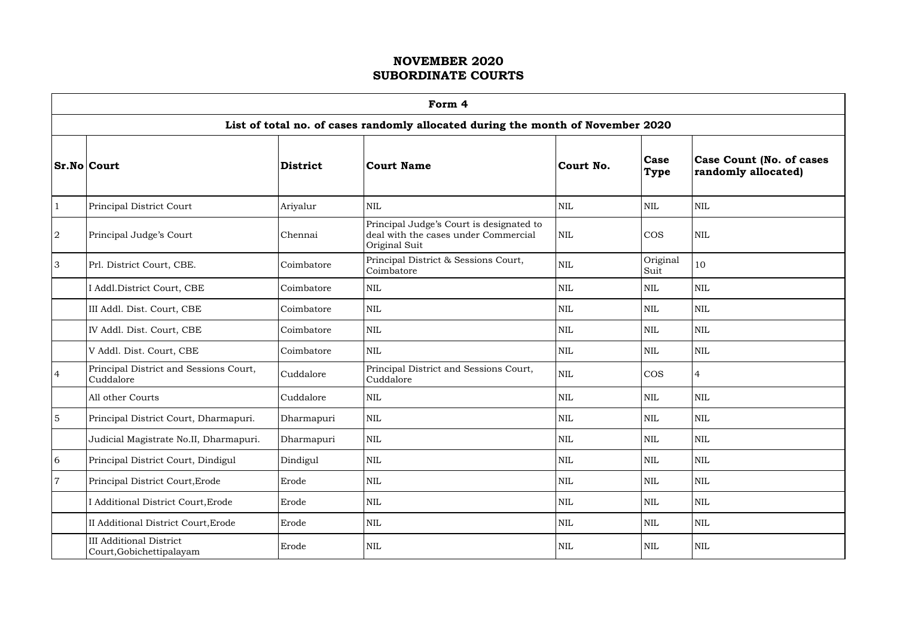# NOVEMBER 2020
# SUBORDINATE COURTS

| Form 4 | | | | | | |
|---|---|---|---|---|---|---|
| **List of total no. of cases randomly allocated during the month of November 2020** | | | | | | |
| **Sr.No** | **Court** | **District** | **Court Name** | **Court No.** | **Case Type** | **Case Count (No. of cases randomly allocated)** |
| 1 | Principal District Court | Ariyalur | NIL | NIL | NIL | NIL |
| 2 | Principal Judge's Court | Chennai | Principal Judge's Court is designated to deal with the cases under Commercial Original Suit | NIL | COS | NIL |
| 3 | Prl. District Court, CBE. | Coimbatore | Principal District & Sessions Court, Coimbatore | NIL | Original Suit | 10 |
| | I Addl.District Court, CBE | Coimbatore | NIL | NIL | NIL | NIL |
| | III Addl. Dist. Court, CBE | Coimbatore | NIL | NIL | NIL | NIL |
| | IV Addl. Dist. Court, CBE | Coimbatore | NIL | NIL | NIL | NIL |
| | V Addl. Dist. Court, CBE | Coimbatore | NIL | NIL | NIL | NIL |
| 4 | Principal District and Sessions Court, Cuddalore | Cuddalore | Principal District and Sessions Court, Cuddalore | NIL | COS | 4 |
| | All other Courts | Cuddalore | NIL | NIL | NIL | NIL |
| 5 | Principal District Court, Dharmapuri. | Dharmapuri | NIL | NIL | NIL | NIL |
| | Judicial Magistrate No.II, Dharmapuri. | Dharmapuri | NIL | NIL | NIL | NIL |
| 6 | Principal District Court, Dindigul | Dindigul | NIL | NIL | NIL | NIL |
| 7 | Principal District Court,Erode | Erode | NIL | NIL | NIL | NIL |
| | I Additional District Court,Erode | Erode | NIL | NIL | NIL | NIL |
| | II Additional District Court,Erode | Erode | NIL | NIL | NIL | NIL |
| | III Additional District Court,Gobichettipalayam | Erode | NIL | NIL | NIL | NIL |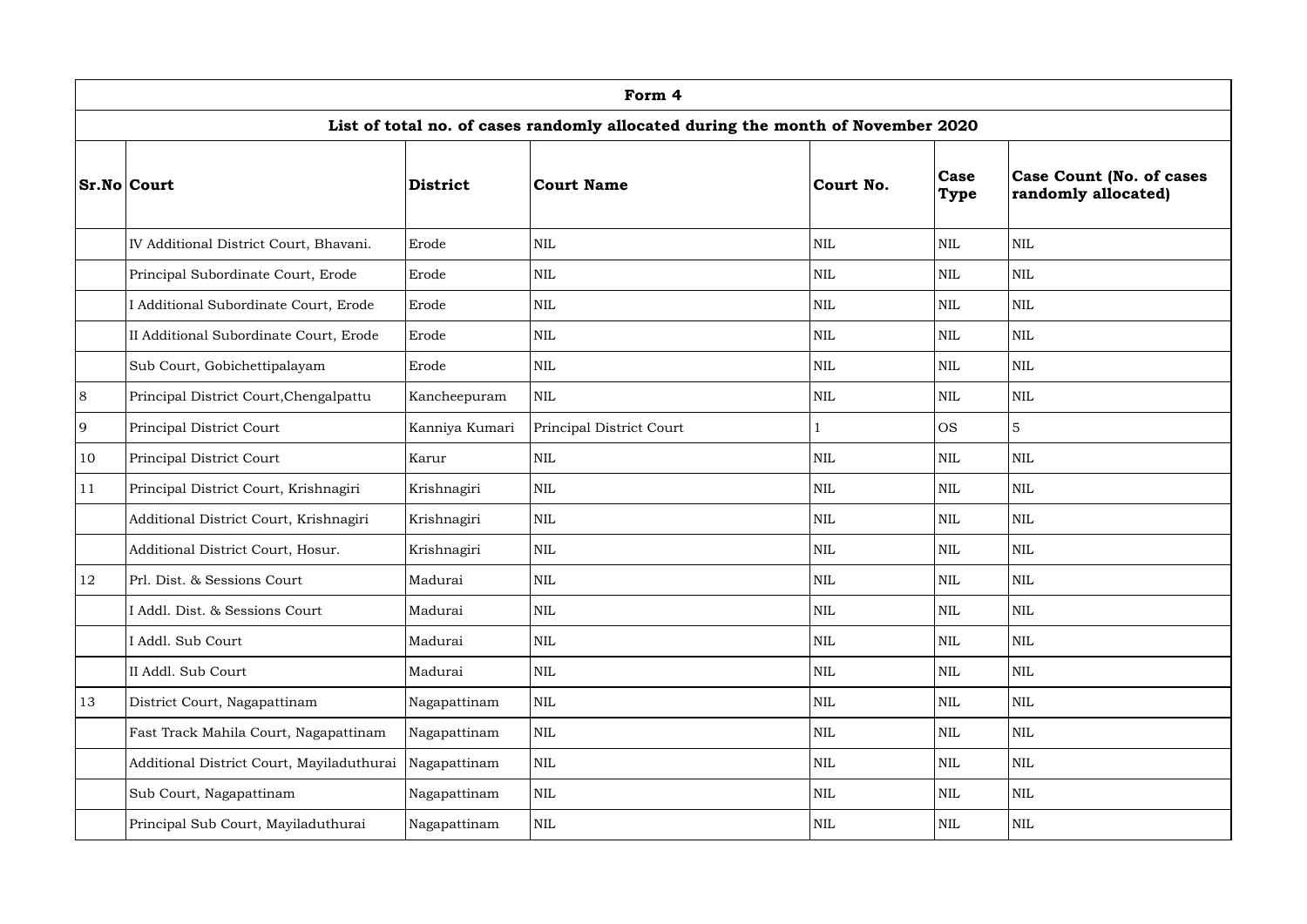| Form 4 | | | | | | |
|---|---|---|---|---|---|---|
| **List of total no. of cases randomly allocated during the month of November 2020** | | | | | | |
| **Sr.No** | **Court** | **District** | **Court Name** | **Court No.** | **Case Type** | **Case Count (No. of cases randomly allocated)** |
| | IV Additional District Court, Bhavani. | Erode | NIL | NIL | NIL | NIL |
| | Principal Subordinate Court, Erode | Erode | NIL | NIL | NIL | NIL |
| | I Additional Subordinate Court, Erode | Erode | NIL | NIL | NIL | NIL |
| | II Additional Subordinate Court, Erode | Erode | NIL | NIL | NIL | NIL |
| | Sub Court, Gobichettipalayam | Erode | NIL | NIL | NIL | NIL |
| 8 | Principal District Court,Chengalpattu | Kancheepuram | NIL | NIL | NIL | NIL |
| 9 | Principal District Court | Kanniya Kumari | Principal District Court | 1 | OS | 5 |
| 10 | Principal District Court | Karur | NIL | NIL | NIL | NIL |
| 11 | Principal District Court, Krishnagiri | Krishnagiri | NIL | NIL | NIL | NIL |
| | Additional District Court, Krishnagiri | Krishnagiri | NIL | NIL | NIL | NIL |
| | Additional District Court, Hosur. | Krishnagiri | NIL | NIL | NIL | NIL |
| 12 | Prl. Dist. & Sessions Court | Madurai | NIL | NIL | NIL | NIL |
| | I Addl. Dist. & Sessions Court | Madurai | NIL | NIL | NIL | NIL |
| | I Addl. Sub Court | Madurai | NIL | NIL | NIL | NIL |
| | II Addl. Sub Court | Madurai | NIL | NIL | NIL | NIL |
| 13 | District Court, Nagapattinam | Nagapattinam | NIL | NIL | NIL | NIL |
| | Fast Track Mahila Court, Nagapattinam | Nagapattinam | NIL | NIL | NIL | NIL |
| | Additional District Court, Mayiladuthurai | Nagapattinam | NIL | NIL | NIL | NIL |
| | Sub Court, Nagapattinam | Nagapattinam | NIL | NIL | NIL | NIL |
| | Principal Sub Court, Mayiladuthurai | Nagapattinam | NIL | NIL | NIL | NIL |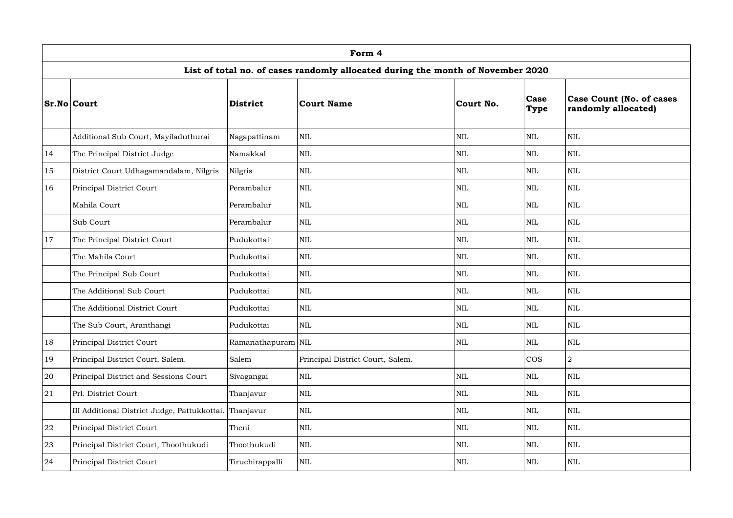| Form 4 | | | | | | |
|---|---|---|---|---|---|---|
| **List of total no. of cases randomly allocated during the month of November 2020** | | | | | | |
| **Sr.No** | **Court** | **District** | **Court Name** | **Court No.** | **Case Type** | **Case Count (No. of cases randomly allocated)** |
| | Additional Sub Court, Mayiladuthurai | Nagapattinam | NIL | NIL | NIL | NIL |
| 14 | The Principal District Judge | Namakkal | NIL | NIL | NIL | NIL |
| 15 | District Court Udhagamandalam, Nilgris | Nilgris | NIL | NIL | NIL | NIL |
| 16 | Principal District Court | Perambalur | NIL | NIL | NIL | NIL |
| | Mahila Court | Perambalur | NIL | NIL | NIL | NIL |
| | Sub Court | Perambalur | NIL | NIL | NIL | NIL |
| 17 | The Principal District Court | Pudukottai | NIL | NIL | NIL | NIL |
| | The Mahila Court | Pudukottai | NIL | NIL | NIL | NIL |
| | The Principal Sub Court | Pudukottai | NIL | NIL | NIL | NIL |
| | The Additional Sub Court | Pudukottai | NIL | NIL | NIL | NIL |
| | The Additional District Court | Pudukottai | NIL | NIL | NIL | NIL |
| | The Sub Court, Aranthangi | Pudukottai | NIL | NIL | NIL | NIL |
| 18 | Principal District Court | Ramanathapuram | NIL | NIL | NIL | NIL |
| 19 | Principal District Court, Salem. | Salem | Principal District Court, Salem. | | COS | 2 |
| 20 | Principal District and Sessions Court | Sivagangai | NIL | NIL | NIL | NIL |
| 21 | Prl. District Court | Thanjavur | NIL | NIL | NIL | NIL |
| | III Additional District Judge, Pattukkottai. | Thanjavur | NIL | NIL | NIL | NIL |
| 22 | Principal District Court | Theni | NIL | NIL | NIL | NIL |
| 23 | Principal District Court, Thoothukudi | Thoothukudi | NIL | NIL | NIL | NIL |
| 24 | Principal District Court | Tiruchirappalli | NIL | NIL | NIL | NIL |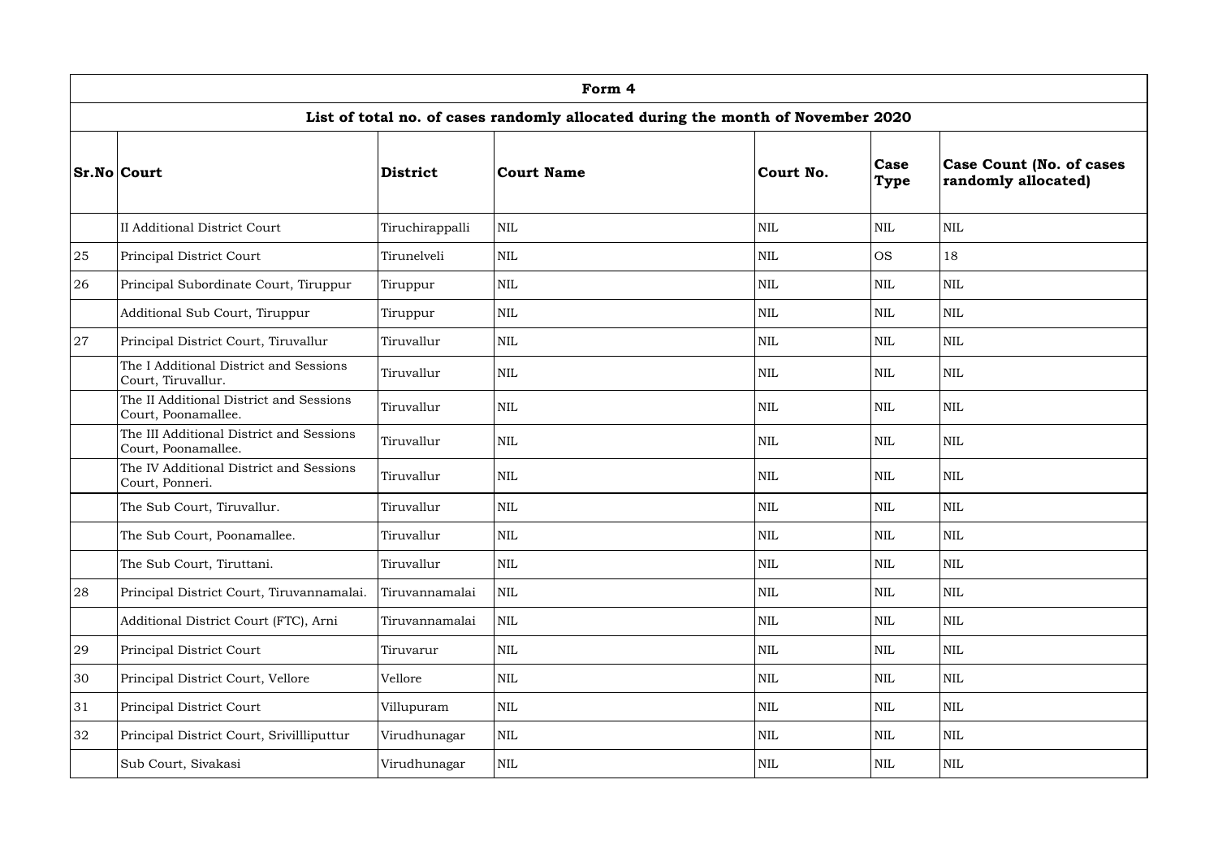| Form 4 | | | | | | |
|---|---|---|---|---|---|---|
| **List of total no. of cases randomly allocated during the month of November 2020** | | | | | | |
| **Sr.No** | **Court** | **District** | **Court Name** | **Court No.** | **Case Type** | **Case Count (No. of cases randomly allocated)** |
| | II Additional District Court | Tiruchirappalli | NIL | NIL | NIL | NIL |
| 25 | Principal District Court | Tirunelveli | NIL | NIL | OS | 18 |
| 26 | Principal Subordinate Court, Tiruppur | Tiruppur | NIL | NIL | NIL | NIL |
| | Additional Sub Court, Tiruppur | Tiruppur | NIL | NIL | NIL | NIL |
| 27 | Principal District Court, Tiruvallur | Tiruvallur | NIL | NIL | NIL | NIL |
| | The I Additional District and Sessions Court, Tiruvallur. | Tiruvallur | NIL | NIL | NIL | NIL |
| | The II Additional District and Sessions Court, Poonamallee. | Tiruvallur | NIL | NIL | NIL | NIL |
| | The III Additional District and Sessions Court, Poonamallee. | Tiruvallur | NIL | NIL | NIL | NIL |
| | The IV Additional District and Sessions Court, Ponneri. | Tiruvallur | NIL | NIL | NIL | NIL |
| | The Sub Court, Tiruvallur. | Tiruvallur | NIL | NIL | NIL | NIL |
| | The Sub Court, Poonamallee. | Tiruvallur | NIL | NIL | NIL | NIL |
| | The Sub Court, Tiruttani. | Tiruvallur | NIL | NIL | NIL | NIL |
| 28 | Principal District Court, Tiruvannamalai. | Tiruvannamalai | NIL | NIL | NIL | NIL |
| | Additional District Court (FTC), Arni | Tiruvannamalai | NIL | NIL | NIL | NIL |
| 29 | Principal District Court | Tiruvarur | NIL | NIL | NIL | NIL |
| 30 | Principal District Court, Vellore | Vellore | NIL | NIL | NIL | NIL |
| 31 | Principal District Court | Villupuram | NIL | NIL | NIL | NIL |
| 32 | Principal District Court, Srivillliputtur | Virudhunagar | NIL | NIL | NIL | NIL |
| | Sub Court, Sivakasi | Virudhunagar | NIL | NIL | NIL | NIL |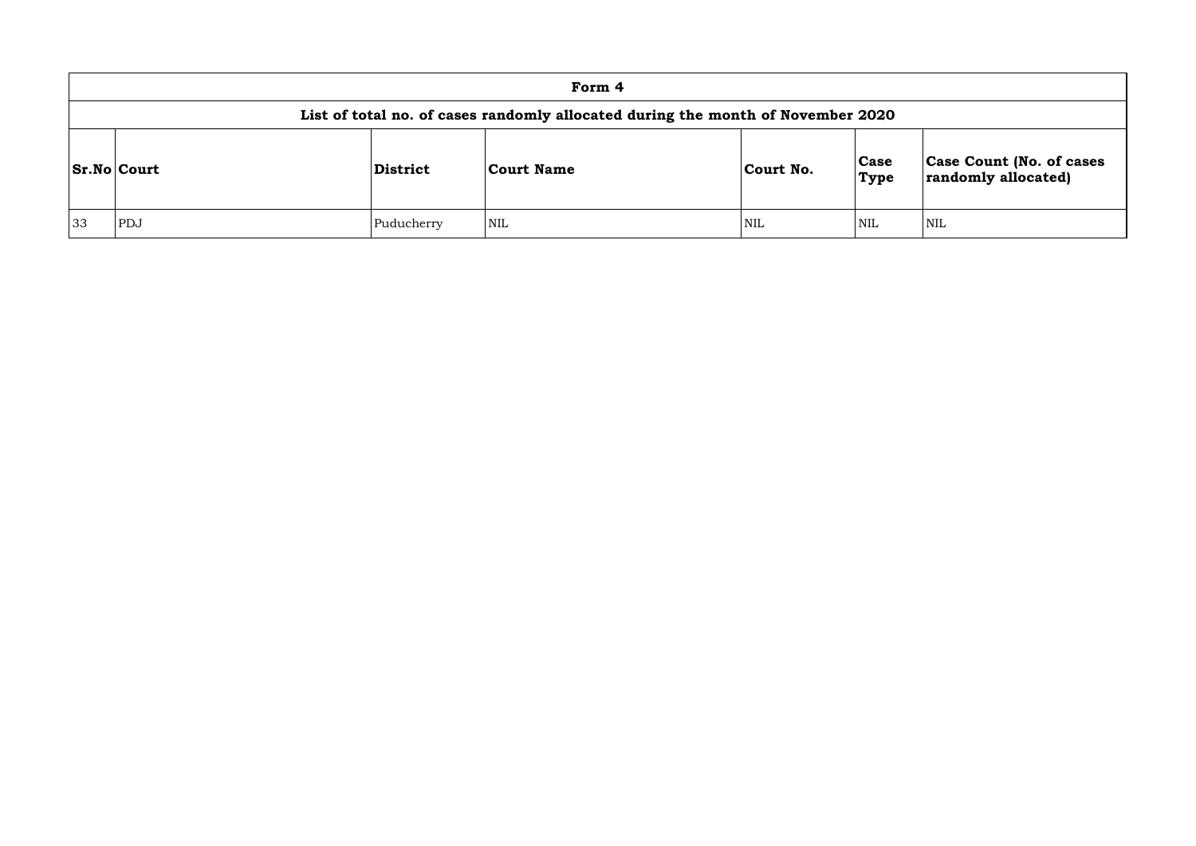| Form 4 | | | | | | |
|---|---|---|---|---|---|---|
| **List of total no. of cases randomly allocated during the month of November 2020** | | | | | | |
| **Sr.No** | **Court** | **District** | **Court Name** | **Court No.** | **Case Type** | **Case Count (No. of cases randomly allocated)** |
| 33 | PDJ | Puducherry | NIL | NIL | NIL | NIL |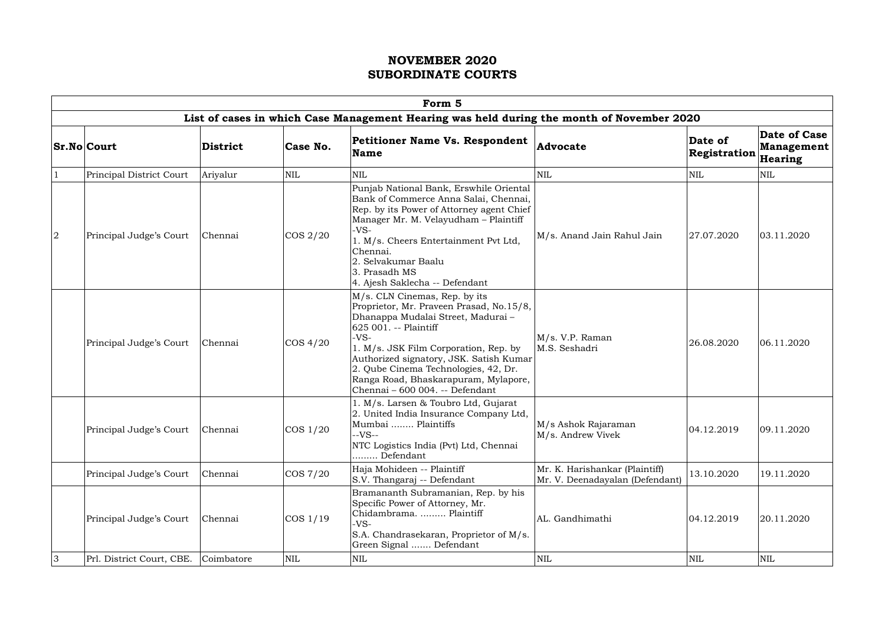# NOVEMBER 2020
# SUBORDINATE COURTS

| Form 5 | | | | | | | |
|---|---|---|---|---|---|---|---|
| **List of cases in which Case Management Hearing was held during the month of November 2020** | | | | | | | |
| **Sr.No** | **Court** | **District** | **Case No.** | **Petitioner Name Vs. Respondent Name** | **Advocate** | **Date of Registration** | **Date of Case Management Hearing** |
| 1 | Principal District Court | Ariyalur | NIL | NIL | NIL | NIL | NIL |
| 2 | Principal Judge's Court | Chennai | COS 2/20 | Punjab National Bank, Erswhile Oriental Bank of Commerce Anna Salai, Chennai, Rep. by its Power of Attorney agent Chief Manager Mr. M. Velayudham – Plaintiff -VS- 1. M/s. Cheers Entertainment Pvt Ltd, Chennai. 2. Selvakumar Baalu 3. Prasadh MS 4. Ajesh Saklecha -- Defendant | M/s. Anand Jain Rahul Jain | 27.07.2020 | 03.11.2020 |
| | Principal Judge's Court | Chennai | COS 4/20 | M/s. CLN Cinemas, Rep. by its Proprietor, Mr. Praveen Prasad, No.15/8, Dhanappa Mudalai Street, Madurai – 625 001. -- Plaintiff -VS- 1. M/s. JSK Film Corporation, Rep. by Authorized signatory, JSK. Satish Kumar 2. Qube Cinema Technologies, 42, Dr. Ranga Road, Bhaskarapuram, Mylapore, Chennai – 600 004. -- Defendant | M/s. V.P. Raman M.S. Seshadri | 26.08.2020 | 06.11.2020 |
| | Principal Judge's Court | Chennai | COS 1/20 | 1. M/s. Larsen & Toubro Ltd, Gujarat 2. United India Insurance Company Ltd, Mumbai ........ Plaintiffs --VS-- NTC Logistics India (Pvt) Ltd, Chennai ......... Defendant | M/s Ashok Rajaraman M/s. Andrew Vivek | 04.12.2019 | 09.11.2020 |
| | Principal Judge's Court | Chennai | COS 7/20 | Haja Mohideen -- Plaintiff S.V. Thangaraj -- Defendant | Mr. K. Harishankar (Plaintiff) Mr. V. Deenadayalan (Defendant) | 13.10.2020 | 19.11.2020 |
| | Principal Judge's Court | Chennai | COS 1/19 | Bramananth Subramanian, Rep. by his Specific Power of Attorney, Mr. Chidambrama. ......... Plaintiff -VS- S.A. Chandrasekaran, Proprietor of M/s. Green Signal ....... Defendant | AL. Gandhimathi | 04.12.2019 | 20.11.2020 |
| 3 | Prl. District Court, CBE. | Coimbatore | NIL | NIL | NIL | NIL | NIL |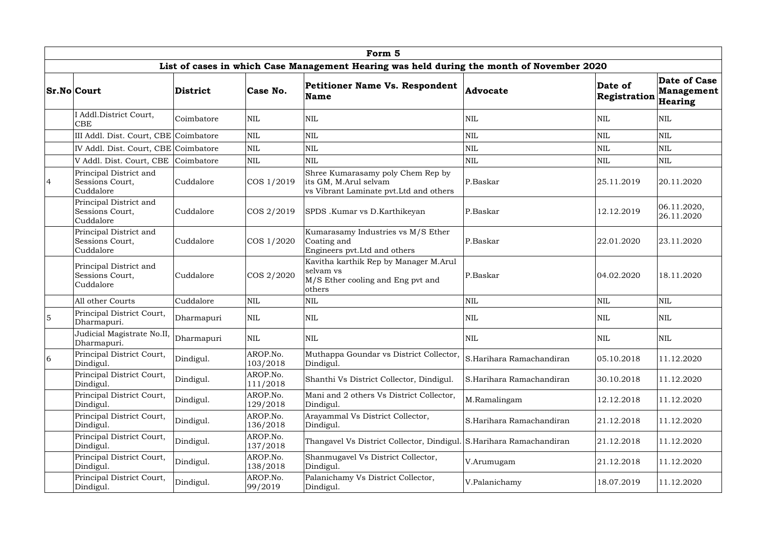| Form 5 | | | | | | | |
|---|---|---|---|---|---|---|---|
| List of cases in which Case Management Hearing was held during the month of November 2020 | | | | | | | |
| **Sr.No** | **Court** | **District** | **Case No.** | **Petitioner Name Vs. Respondent Name** | **Advocate** | **Date of Registration** | **Date of Case Management Hearing** |
| | I Addl.District Court, CBE | Coimbatore | NIL | NIL | NIL | NIL | NIL |
| | III Addl. Dist. Court, CBE | Coimbatore | NIL | NIL | NIL | NIL | NIL |
| | IV Addl. Dist. Court, CBE | Coimbatore | NIL | NIL | NIL | NIL | NIL |
| | V Addl. Dist. Court, CBE | Coimbatore | NIL | NIL | NIL | NIL | NIL |
| 4 | Principal District and Sessions Court, Cuddalore | Cuddalore | COS 1/2019 | Shree Kumarasamy poly Chem Rep by its GM, M.Arul selvam vs Vibrant Laminate pvt.Ltd and others | P.Baskar | 25.11.2019 | 20.11.2020 |
| | Principal District and Sessions Court, Cuddalore | Cuddalore | COS 2/2019 | SPDS .Kumar vs D.Karthikeyan | P.Baskar | 12.12.2019 | 06.11.2020, 26.11.2020 |
| | Principal District and Sessions Court, Cuddalore | Cuddalore | COS 1/2020 | Kumarasamy Industries vs M/S Ether Coating and Engineers pvt.Ltd and others | P.Baskar | 22.01.2020 | 23.11.2020 |
| | Principal District and Sessions Court, Cuddalore | Cuddalore | COS 2/2020 | Kavitha karthik Rep by Manager M.Arul selvam vs M/S Ether cooling and Eng pvt and others | P.Baskar | 04.02.2020 | 18.11.2020 |
| | All other Courts | Cuddalore | NIL | NIL | NIL | NIL | NIL |
| 5 | Principal District Court, Dharmapuri. | Dharmapuri | NIL | NIL | NIL | NIL | NIL |
| | Judicial Magistrate No.II, Dharmapuri. | Dharmapuri | NIL | NIL | NIL | NIL | NIL |
| 6 | Principal District Court, Dindigul. | Dindigul. | AROP.No. 103/2018 | Muthappa Goundar vs District Collector, Dindigul. | S.Harihara Ramachandiran | 05.10.2018 | 11.12.2020 |
| | Principal District Court, Dindigul. | Dindigul. | AROP.No. 111/2018 | Shanthi Vs District Collector, Dindigul. | S.Harihara Ramachandiran | 30.10.2018 | 11.12.2020 |
| | Principal District Court, Dindigul. | Dindigul. | AROP.No. 129/2018 | Mani and 2 others Vs District Collector, Dindigul. | M.Ramalingam | 12.12.2018 | 11.12.2020 |
| | Principal District Court, Dindigul. | Dindigul. | AROP.No. 136/2018 | Arayammal Vs District Collector, Dindigul. | S.Harihara Ramachandiran | 21.12.2018 | 11.12.2020 |
| | Principal District Court, Dindigul. | Dindigul. | AROP.No. 137/2018 | Thangavel Vs District Collector, Dindigul. | S.Harihara Ramachandiran | 21.12.2018 | 11.12.2020 |
| | Principal District Court, Dindigul. | Dindigul. | AROP.No. 138/2018 | Shanmugavel Vs District Collector, Dindigul. | V.Arumugam | 21.12.2018 | 11.12.2020 |
| | Principal District Court, Dindigul. | Dindigul. | AROP.No. 99/2019 | Palanichamy Vs District Collector, Dindigul. | V.Palanichamy | 18.07.2019 | 11.12.2020 |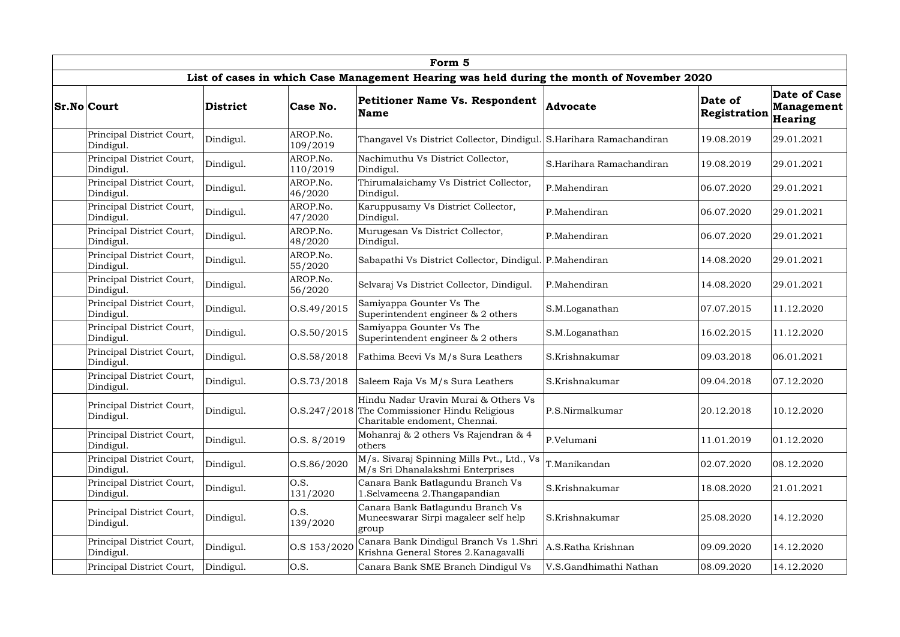| Form 5 | | | | | | | |
|---|---|---|---|---|---|---|---|
| List of cases in which Case Management Hearing was held during the month of November 2020 | | | | | | | |
| **Sr.No** | **Court** | **District** | **Case No.** | **Petitioner Name Vs. Respondent Name** | **Advocate** | **Date of Registration** | **Date of Case Management Hearing** |
| | Principal District Court, Dindigul. | Dindigul. | AROP.No. 109/2019 | Thangavel Vs District Collector, Dindigul. | S.Harihara Ramachandiran | 19.08.2019 | 29.01.2021 |
| | Principal District Court, Dindigul. | Dindigul. | AROP.No. 110/2019 | Nachimuthu Vs District Collector, Dindigul. | S.Harihara Ramachandiran | 19.08.2019 | 29.01.2021 |
| | Principal District Court, Dindigul. | Dindigul. | AROP.No. 46/2020 | Thirumalaichamy Vs District Collector, Dindigul. | P.Mahendiran | 06.07.2020 | 29.01.2021 |
| | Principal District Court, Dindigul. | Dindigul. | AROP.No. 47/2020 | Karuppusamy Vs District Collector, Dindigul. | P.Mahendiran | 06.07.2020 | 29.01.2021 |
| | Principal District Court, Dindigul. | Dindigul. | AROP.No. 48/2020 | Murugesan Vs District Collector, Dindigul. | P.Mahendiran | 06.07.2020 | 29.01.2021 |
| | Principal District Court, Dindigul. | Dindigul. | AROP.No. 55/2020 | Sabapathi Vs District Collector, Dindigul. | P.Mahendiran | 14.08.2020 | 29.01.2021 |
| | Principal District Court, Dindigul. | Dindigul. | AROP.No. 56/2020 | Selvaraj Vs District Collector, Dindigul. | P.Mahendiran | 14.08.2020 | 29.01.2021 |
| | Principal District Court, Dindigul. | Dindigul. | O.S.49/2015 | Samiyappa Gounter Vs The Superintendent engineer & 2 others | S.M.Loganathan | 07.07.2015 | 11.12.2020 |
| | Principal District Court, Dindigul. | Dindigul. | O.S.50/2015 | Samiyappa Gounter Vs The Superintendent engineer & 2 others | S.M.Loganathan | 16.02.2015 | 11.12.2020 |
| | Principal District Court, Dindigul. | Dindigul. | O.S.58/2018 | Fathima Beevi Vs M/s Sura Leathers | S.Krishnakumar | 09.03.2018 | 06.01.2021 |
| | Principal District Court, Dindigul. | Dindigul. | O.S.73/2018 | Saleem Raja Vs M/s Sura Leathers | S.Krishnakumar | 09.04.2018 | 07.12.2020 |
| | Principal District Court, Dindigul. | Dindigul. | O.S.247/2018 | Hindu Nadar Uravin Murai & Others Vs The Commissioner Hindu Religious Charitable endoment, Chennai. | P.S.Nirmalkumar | 20.12.2018 | 10.12.2020 |
| | Principal District Court, Dindigul. | Dindigul. | O.S. 8/2019 | Mohanraj & 2 others Vs Rajendran & 4 others | P.Velumani | 11.01.2019 | 01.12.2020 |
| | Principal District Court, Dindigul. | Dindigul. | O.S.86/2020 | M/s. Sivaraj Spinning Mills Pvt., Ltd., Vs M/s Sri Dhanalakshmi Enterprises | T.Manikandan | 02.07.2020 | 08.12.2020 |
| | Principal District Court, Dindigul. | Dindigul. | O.S. 131/2020 | Canara Bank Batlagundu Branch Vs 1.Selvameena 2.Thangapandian | S.Krishnakumar | 18.08.2020 | 21.01.2021 |
| | Principal District Court, Dindigul. | Dindigul. | O.S. 139/2020 | Canara Bank Batlagundu Branch Vs Muneeswarar Sirpi magaleer self help group | S.Krishnakumar | 25.08.2020 | 14.12.2020 |
| | Principal District Court, Dindigul. | Dindigul. | O.S 153/2020 | Canara Bank Dindigul Branch Vs 1.Shri Krishna General Stores 2.Kanagavalli | A.S.Ratha Krishnan | 09.09.2020 | 14.12.2020 |
| | Principal District Court, | Dindigul. | O.S. | Canara Bank SME Branch Dindigul Vs | V.S.Gandhimathi Nathan | 08.09.2020 | 14.12.2020 |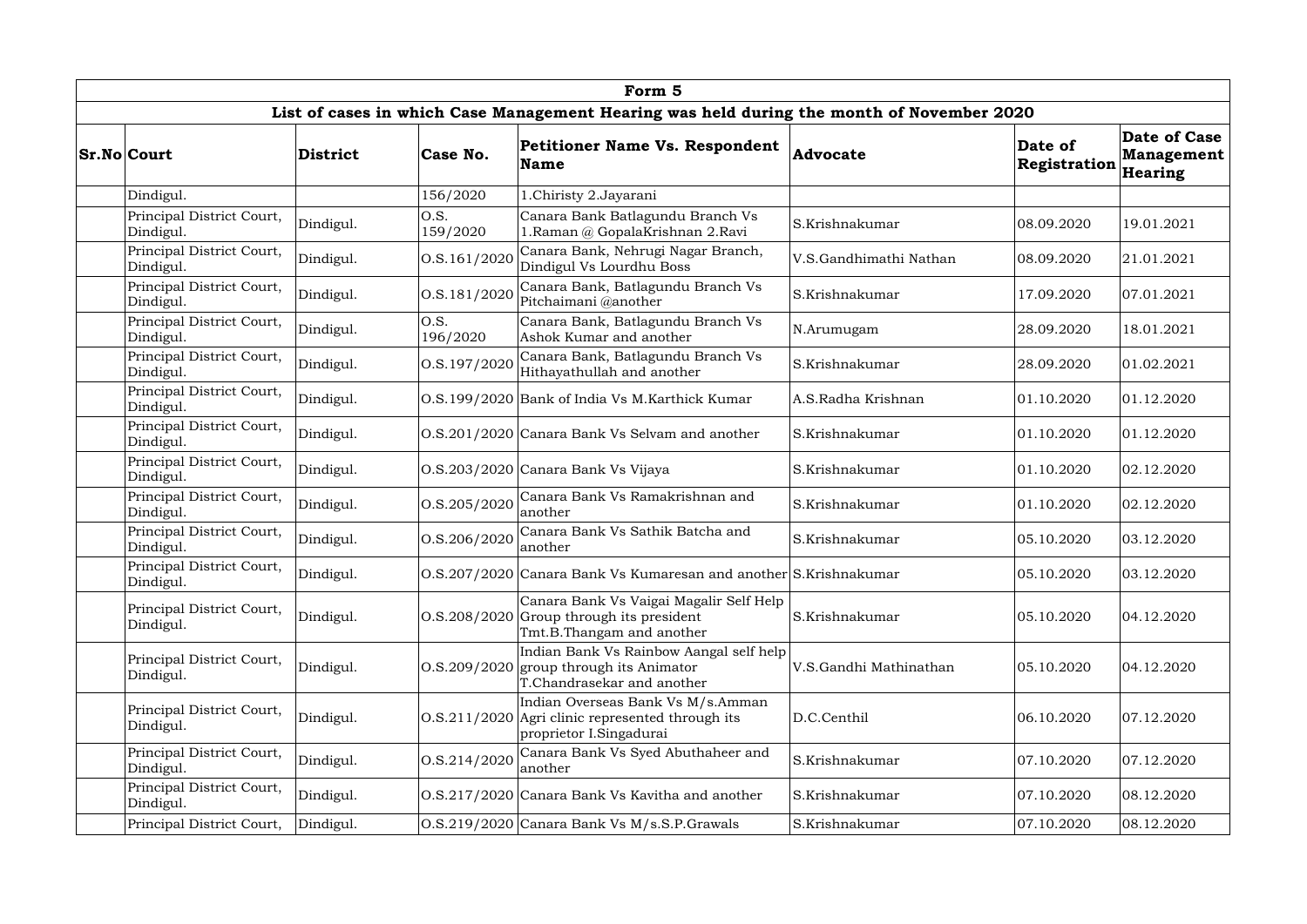| Form 5 | | | | | | | |
|---|---|---|---|---|---|---|---|
| **List of cases in which Case Management Hearing was held during the month of November 2020** | | | | | | | |
| **Sr.No** | **Court** | **District** | **Case No.** | **Petitioner Name Vs. Respondent Name** | **Advocate** | **Date of Registration** | **Date of Case Management Hearing** |
| | Dindigul. | | 156/2020 | 1.Chiristy 2.Jayarani | | | |
| | Principal District Court, Dindigul. | Dindigul. | O.S. 159/2020 | Canara Bank Batlagundu Branch Vs 1.Raman @ GopalaKrishnan 2.Ravi | S.Krishnakumar | 08.09.2020 | 19.01.2021 |
| | Principal District Court, Dindigul. | Dindigul. | O.S.161/2020 | Canara Bank, Nehrugi Nagar Branch, Dindigul Vs Lourdhu Boss | V.S.Gandhimathi Nathan | 08.09.2020 | 21.01.2021 |
| | Principal District Court, Dindigul. | Dindigul. | O.S.181/2020 | Canara Bank, Batlagundu Branch Vs Pitchaimani @another | S.Krishnakumar | 17.09.2020 | 07.01.2021 |
| | Principal District Court, Dindigul. | Dindigul. | O.S. 196/2020 | Canara Bank, Batlagundu Branch Vs Ashok Kumar and another | N.Arumugam | 28.09.2020 | 18.01.2021 |
| | Principal District Court, Dindigul. | Dindigul. | O.S.197/2020 | Canara Bank, Batlagundu Branch Vs Hithayathullah and another | S.Krishnakumar | 28.09.2020 | 01.02.2021 |
| | Principal District Court, Dindigul. | Dindigul. | O.S.199/2020 | Bank of India Vs M.Karthick Kumar | A.S.Radha Krishnan | 01.10.2020 | 01.12.2020 |
| | Principal District Court, Dindigul. | Dindigul. | O.S.201/2020 | Canara Bank Vs Selvam and another | S.Krishnakumar | 01.10.2020 | 01.12.2020 |
| | Principal District Court, Dindigul. | Dindigul. | O.S.203/2020 | Canara Bank Vs Vijaya | S.Krishnakumar | 01.10.2020 | 02.12.2020 |
| | Principal District Court, Dindigul. | Dindigul. | O.S.205/2020 | Canara Bank Vs Ramakrishnan and another | S.Krishnakumar | 01.10.2020 | 02.12.2020 |
| | Principal District Court, Dindigul. | Dindigul. | O.S.206/2020 | Canara Bank Vs Sathik Batcha and another | S.Krishnakumar | 05.10.2020 | 03.12.2020 |
| | Principal District Court, Dindigul. | Dindigul. | O.S.207/2020 | Canara Bank Vs Kumaresan and another | S.Krishnakumar | 05.10.2020 | 03.12.2020 |
| | Principal District Court, Dindigul. | Dindigul. | O.S.208/2020 | Canara Bank Vs Vaigai Magalir Self Help Group through its president Tmt.B.Thangam and another | S.Krishnakumar | 05.10.2020 | 04.12.2020 |
| | Principal District Court, Dindigul. | Dindigul. | O.S.209/2020 | Indian Bank Vs Rainbow Aangal self help group through its Animator T.Chandrasekar and another | V.S.Gandhi Mathinathan | 05.10.2020 | 04.12.2020 |
| | Principal District Court, Dindigul. | Dindigul. | O.S.211/2020 | Indian Overseas Bank Vs M/s.Amman Agri clinic represented through its proprietor I.Singadurai | D.C.Centhil | 06.10.2020 | 07.12.2020 |
| | Principal District Court, Dindigul. | Dindigul. | O.S.214/2020 | Canara Bank Vs Syed Abuthaheer and another | S.Krishnakumar | 07.10.2020 | 07.12.2020 |
| | Principal District Court, Dindigul. | Dindigul. | O.S.217/2020 | Canara Bank Vs Kavitha and another | S.Krishnakumar | 07.10.2020 | 08.12.2020 |
| | Principal District Court, | Dindigul. | O.S.219/2020 | Canara Bank Vs M/s.S.P.Grawals | S.Krishnakumar | 07.10.2020 | 08.12.2020 |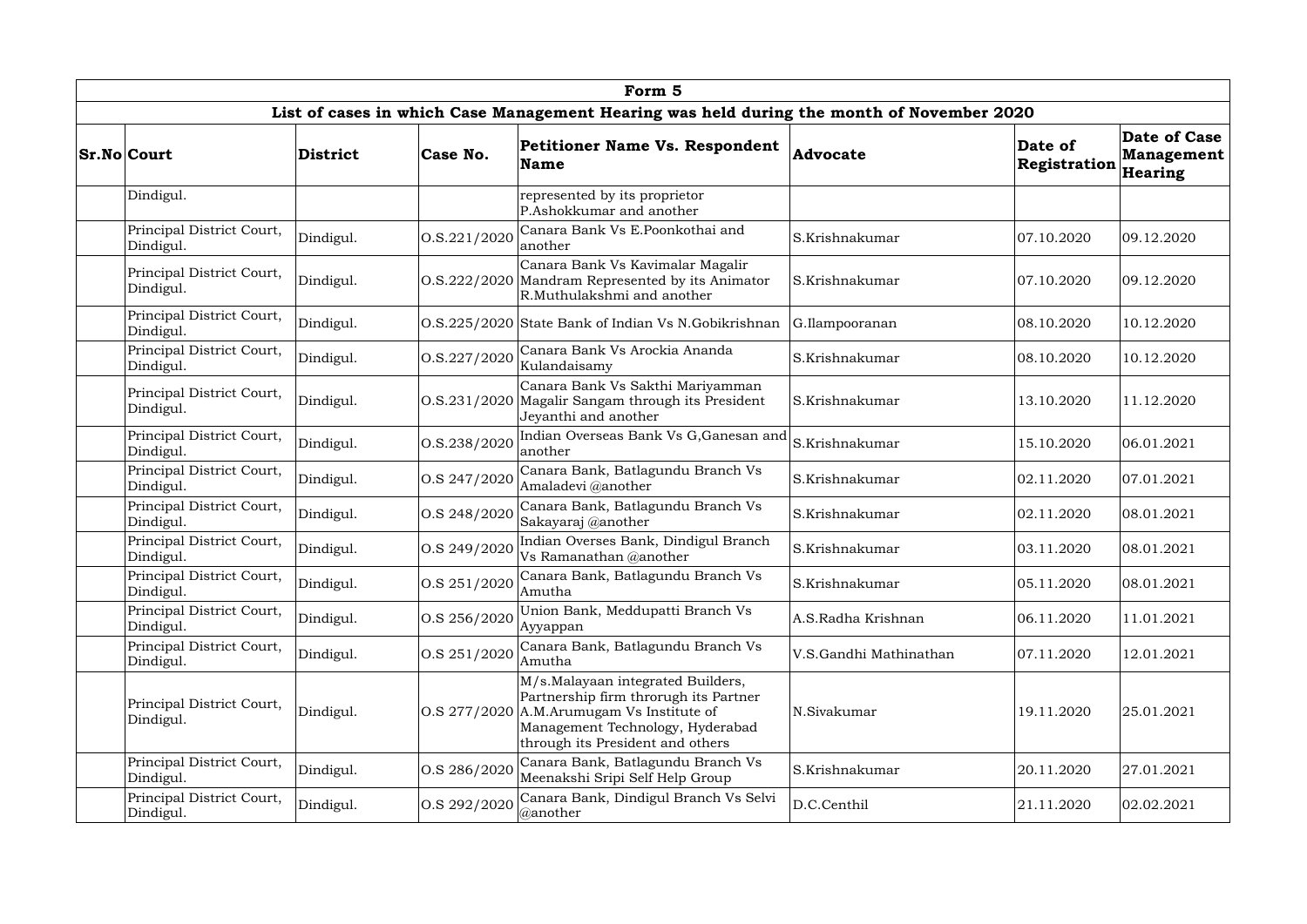| Form 5 | | | | | | | |
|---|---|---|---|---|---|---|---|
| List of cases in which Case Management Hearing was held during the month of November 2020 | | | | | | | |
| **Sr.No** | **Court** | **District** | **Case No.** | **Petitioner Name Vs. Respondent Name** | **Advocate** | **Date of Registration** | **Date of Case Management Hearing** |
| | Dindigul. | | | represented by its proprietor P.Ashokkumar and another | | | |
| | Principal District Court, Dindigul. | Dindigul. | O.S.221/2020 | Canara Bank Vs E.Poonkothai and another | S.Krishnakumar | 07.10.2020 | 09.12.2020 |
| | Principal District Court, Dindigul. | Dindigul. | O.S.222/2020 | Canara Bank Vs Kavimalar Magalir Mandram Represented by its Animator R.Muthulakshmi and another | S.Krishnakumar | 07.10.2020 | 09.12.2020 |
| | Principal District Court, Dindigul. | Dindigul. | O.S.225/2020 | State Bank of Indian Vs N.Gobikrishnan | G.Ilampooranan | 08.10.2020 | 10.12.2020 |
| | Principal District Court, Dindigul. | Dindigul. | O.S.227/2020 | Canara Bank Vs Arockia Ananda Kulandaisamy | S.Krishnakumar | 08.10.2020 | 10.12.2020 |
| | Principal District Court, Dindigul. | Dindigul. | O.S.231/2020 | Canara Bank Vs Sakthi Mariyamman Magalir Sangam through its President Jeyanthi and another | S.Krishnakumar | 13.10.2020 | 11.12.2020 |
| | Principal District Court, Dindigul. | Dindigul. | O.S.238/2020 | Indian Overseas Bank Vs G,Ganesan and another | S.Krishnakumar | 15.10.2020 | 06.01.2021 |
| | Principal District Court, Dindigul. | Dindigul. | O.S 247/2020 | Canara Bank, Batlagundu Branch Vs Amaladevi @another | S.Krishnakumar | 02.11.2020 | 07.01.2021 |
| | Principal District Court, Dindigul. | Dindigul. | O.S 248/2020 | Canara Bank, Batlagundu Branch Vs Sakayaraj @another | S.Krishnakumar | 02.11.2020 | 08.01.2021 |
| | Principal District Court, Dindigul. | Dindigul. | O.S 249/2020 | Indian Overses Bank, Dindigul Branch Vs Ramanathan @another | S.Krishnakumar | 03.11.2020 | 08.01.2021 |
| | Principal District Court, Dindigul. | Dindigul. | O.S 251/2020 | Canara Bank, Batlagundu Branch Vs Amutha | S.Krishnakumar | 05.11.2020 | 08.01.2021 |
| | Principal District Court, Dindigul. | Dindigul. | O.S 256/2020 | Union Bank, Meddupatti Branch Vs Ayyappan | A.S.Radha Krishnan | 06.11.2020 | 11.01.2021 |
| | Principal District Court, Dindigul. | Dindigul. | O.S 251/2020 | Canara Bank, Batlagundu Branch Vs Amutha | V.S.Gandhi Mathinathan | 07.11.2020 | 12.01.2021 |
| | Principal District Court, Dindigul. | Dindigul. | O.S 277/2020 | M/s.Malayaan integrated Builders, Partnership firm throrugh its Partner A.M.Arumugam Vs Institute of Management Technology, Hyderabad through its President and others | N.Sivakumar | 19.11.2020 | 25.01.2021 |
| | Principal District Court, Dindigul. | Dindigul. | O.S 286/2020 | Canara Bank, Batlagundu Branch Vs Meenakshi Sripi Self Help Group | S.Krishnakumar | 20.11.2020 | 27.01.2021 |
| | Principal District Court, Dindigul. | Dindigul. | O.S 292/2020 | Canara Bank, Dindigul Branch Vs Selvi @another | D.C.Centhil | 21.11.2020 | 02.02.2021 |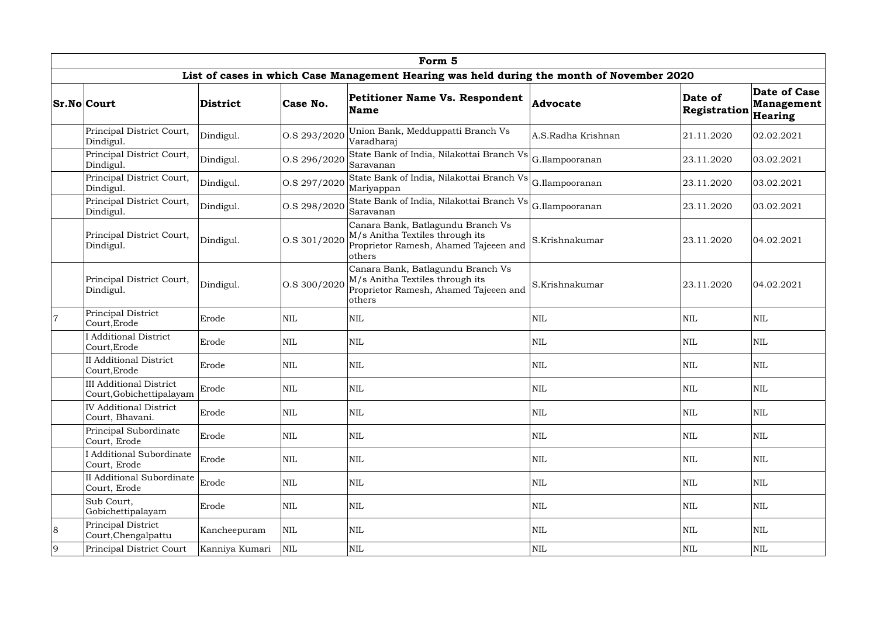| Form 5 | | | | | | | |
|---|---|---|---|---|---|---|---|
| **List of cases in which Case Management Hearing was held during the month of November 2020** | | | | | | | |
| **Sr.No** | **Court** | **District** | **Case No.** | **Petitioner Name Vs. Respondent Name** | **Advocate** | **Date of Registration** | **Date of Case Management Hearing** |
| | Principal District Court, Dindigul. | Dindigul. | O.S 293/2020 | Union Bank, Medduppatti Branch Vs Varadharaj | A.S.Radha Krishnan | 21.11.2020 | 02.02.2021 |
| | Principal District Court, Dindigul. | Dindigul. | O.S 296/2020 | State Bank of India, Nilakottai Branch Vs Saravanan | G.Ilampooranan | 23.11.2020 | 03.02.2021 |
| | Principal District Court, Dindigul. | Dindigul. | O.S 297/2020 | State Bank of India, Nilakottai Branch Vs Mariyappan | G.Ilampooranan | 23.11.2020 | 03.02.2021 |
| | Principal District Court, Dindigul. | Dindigul. | O.S 298/2020 | State Bank of India, Nilakottai Branch Vs Saravanan | G.Ilampooranan | 23.11.2020 | 03.02.2021 |
| | Principal District Court, Dindigul. | Dindigul. | O.S 301/2020 | Canara Bank, Batlagundu Branch Vs M/s Anitha Textiles through its Proprietor Ramesh, Ahamed Tajeeen and others | S.Krishnakumar | 23.11.2020 | 04.02.2021 |
| | Principal District Court, Dindigul. | Dindigul. | O.S 300/2020 | Canara Bank, Batlagundu Branch Vs M/s Anitha Textiles through its Proprietor Ramesh, Ahamed Tajeeen and others | S.Krishnakumar | 23.11.2020 | 04.02.2021 |
| 7 | Principal District Court,Erode | Erode | NIL | NIL | NIL | NIL | NIL |
| | I Additional District Court,Erode | Erode | NIL | NIL | NIL | NIL | NIL |
| | II Additional District Court,Erode | Erode | NIL | NIL | NIL | NIL | NIL |
| | III Additional District Court,Gobichettipalayam | Erode | NIL | NIL | NIL | NIL | NIL |
| | IV Additional District Court, Bhavani. | Erode | NIL | NIL | NIL | NIL | NIL |
| | Principal Subordinate Court, Erode | Erode | NIL | NIL | NIL | NIL | NIL |
| | I Additional Subordinate Court, Erode | Erode | NIL | NIL | NIL | NIL | NIL |
| | II Additional Subordinate Court, Erode | Erode | NIL | NIL | NIL | NIL | NIL |
| | Sub Court, Gobichettipalayam | Erode | NIL | NIL | NIL | NIL | NIL |
| 8 | Principal District Court,Chengalpattu | Kancheepuram | NIL | NIL | NIL | NIL | NIL |
| 9 | Principal District Court | Kanniya Kumari | NIL | NIL | NIL | NIL | NIL |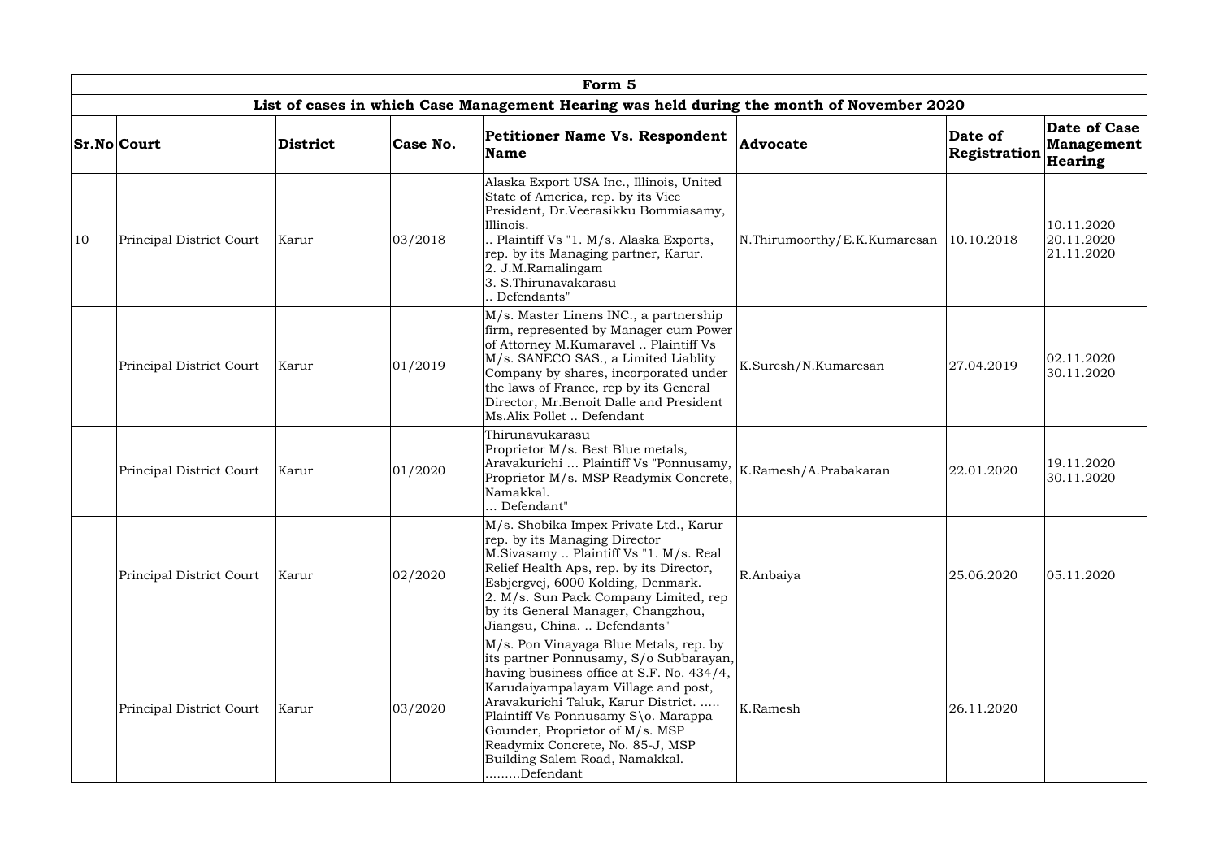| Form 5 | | | | | | | |
|---|---|---|---|---|---|---|---|
| List of cases in which Case Management Hearing was held during the month of November 2020 | | | | | | | |
| **Sr.No** | **Court** | **District** | **Case No.** | **Petitioner Name Vs. Respondent Name** | **Advocate** | **Date of Registration** | **Date of Case Management Hearing** |
| 10 | Principal District Court | Karur | 03/2018 | Alaska Export USA Inc., Illinois, United State of America, rep. by its Vice President, Dr.Veerasikku Bommiasamy, Illinois. .. Plaintiff Vs "1. M/s. Alaska Exports, rep. by its Managing partner, Karur. 2. J.M.Ramalingam 3. S.Thirunavakarasu .. Defendants" | N.Thirumoorthy/E.K.Kumaresan | 10.10.2018 | 10.11.2020 20.11.2020 21.11.2020 |
| | Principal District Court | Karur | 01/2019 | M/s. Master Linens INC., a partnership firm, represented by Manager cum Power of Attorney M.Kumaravel .. Plaintiff Vs M/s. SANECO SAS., a Limited Liablity Company by shares, incorporated under the laws of France, rep by its General Director, Mr.Benoit Dalle and President Ms.Alix Pollet .. Defendant | K.Suresh/N.Kumaresan | 27.04.2019 | 02.11.2020 30.11.2020 |
| | Principal District Court | Karur | 01/2020 | Thirunavukarasu Proprietor M/s. Best Blue metals, Aravakurichi ... Plaintiff Vs "Ponnusamy, Proprietor M/s. MSP Readymix Concrete, Namakkal. ... Defendant" | K.Ramesh/A.Prabakaran | 22.01.2020 | 19.11.2020 30.11.2020 |
| | Principal District Court | Karur | 02/2020 | M/s. Shobika Impex Private Ltd., Karur rep. by its Managing Director M.Sivasamy .. Plaintiff Vs "1. M/s. Real Relief Health Aps, rep. by its Director, Esbjergvej, 6000 Kolding, Denmark. 2. M/s. Sun Pack Company Limited, rep by its General Manager, Changzhou, Jiangsu, China. .. Defendants" | R.Anbaiya | 25.06.2020 | 05.11.2020 |
| | Principal District Court | Karur | 03/2020 | M/s. Pon Vinayaga Blue Metals, rep. by its partner Ponnusamy, S/o Subbarayan, having business office at S.F. No. 434/4, Karudaiyampalayam Village and post, Aravakurichi Taluk, Karur District. ..... Plaintiff Vs Ponnusamy S\o. Marappa Gounder, Proprietor of M/s. MSP Readymix Concrete, No. 85-J, MSP Building Salem Road, Namakkal. .........Defendant | K.Ramesh | 26.11.2020 | |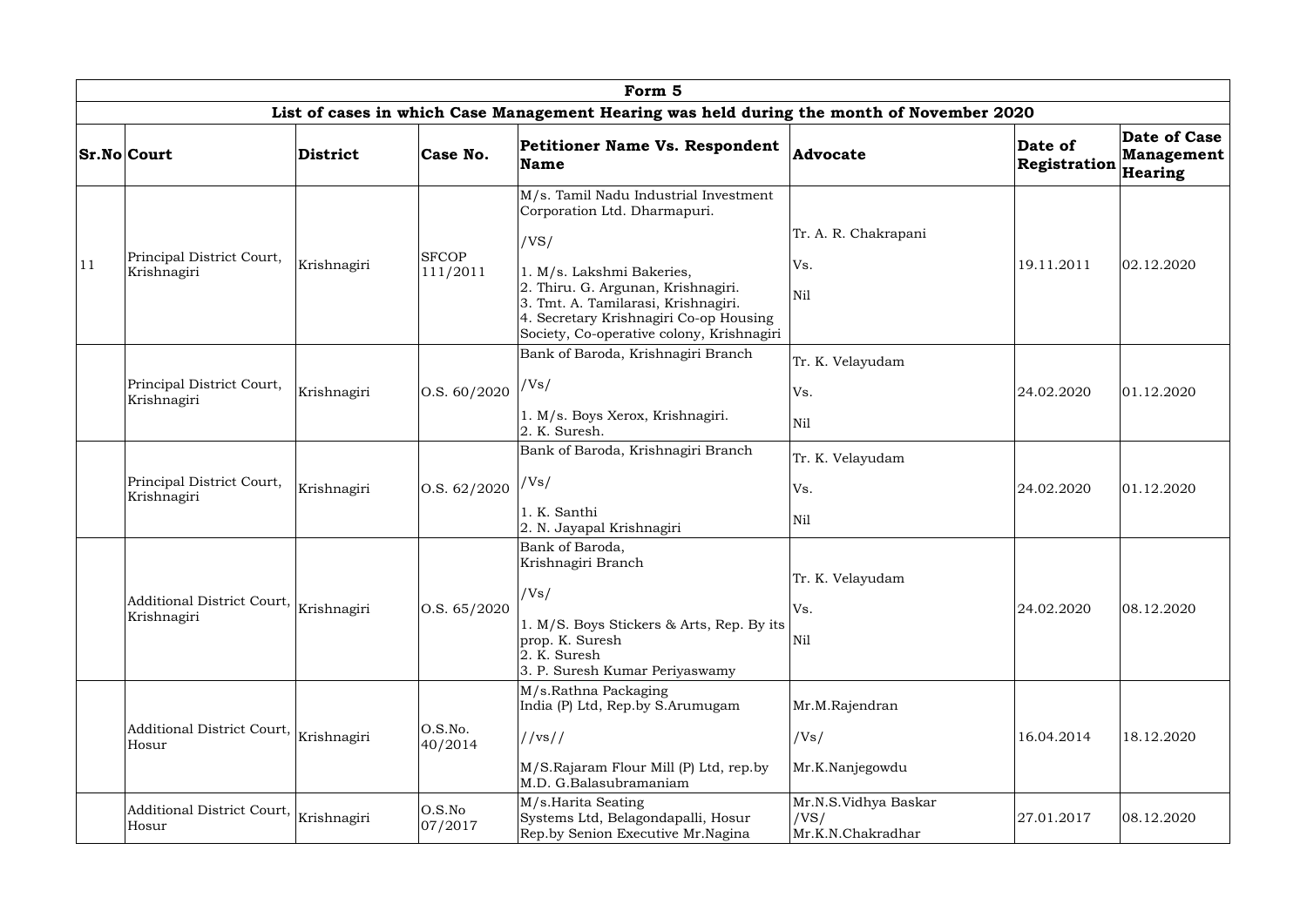| Form 5 | | | | | | | |
|---|---|---|---|---|---|---|---|
| List of cases in which Case Management Hearing was held during the month of November 2020 | | | | | | | |
| **Sr.No** | **Court** | **District** | **Case No.** | **Petitioner Name Vs. Respondent Name** | **Advocate** | **Date of Registration** | **Date of Case Management Hearing** |
| 11 | Principal District Court, Krishnagiri | Krishnagiri | SFCOP 111/2011 | M/s. Tamil Nadu Industrial Investment Corporation Ltd. Dharmapuri. /VS/ 1. M/s. Lakshmi Bakeries, 2. Thiru. G. Argunan, Krishnagiri. 3. Tmt. A. Tamilarasi, Krishnagiri. 4. Secretary Krishnagiri Co-op Housing Society, Co-operative colony, Krishnagiri | Tr. A. R. Chakrapani Vs. Nil | 19.11.2011 | 02.12.2020 |
| | Principal District Court, Krishnagiri | Krishnagiri | O.S. 60/2020 | Bank of Baroda, Krishnagiri Branch /Vs/ 1. M/s. Boys Xerox, Krishnagiri. 2. K. Suresh. | Tr. K. Velayudam Vs. Nil | 24.02.2020 | 01.12.2020 |
| | Principal District Court, Krishnagiri | Krishnagiri | O.S. 62/2020 | Bank of Baroda, Krishnagiri Branch /Vs/ 1. K. Santhi 2. N. Jayapal Krishnagiri | Tr. K. Velayudam Vs. Nil | 24.02.2020 | 01.12.2020 |
| | Additional District Court, Krishnagiri | Krishnagiri | O.S. 65/2020 | Bank of Baroda, Krishnagiri Branch /Vs/ 1. M/S. Boys Stickers & Arts, Rep. By its prop. K. Suresh 2. K. Suresh 3. P. Suresh Kumar Periyaswamy | Tr. K. Velayudam Vs. Nil | 24.02.2020 | 08.12.2020 |
| | Additional District Court, Hosur | Krishnagiri | O.S.No. 40/2014 | M/s.Rathna Packaging India (P) Ltd, Rep.by S.Arumugam //vs// M/S.Rajaram Flour Mill (P) Ltd, rep.by M.D. G.Balasubramaniam | Mr.M.Rajendran /Vs/ Mr.K.Nanjegowdu | 16.04.2014 | 18.12.2020 |
| | Additional District Court, Hosur | Krishnagiri | O.S.No 07/2017 | M/s.Harita Seating Systems Ltd, Belagondapalli, Hosur Rep.by Senion Executive Mr.Nagina | Mr.N.S.Vidhya Baskar /VS/ Mr.K.N.Chakradhar | 27.01.2017 | 08.12.2020 |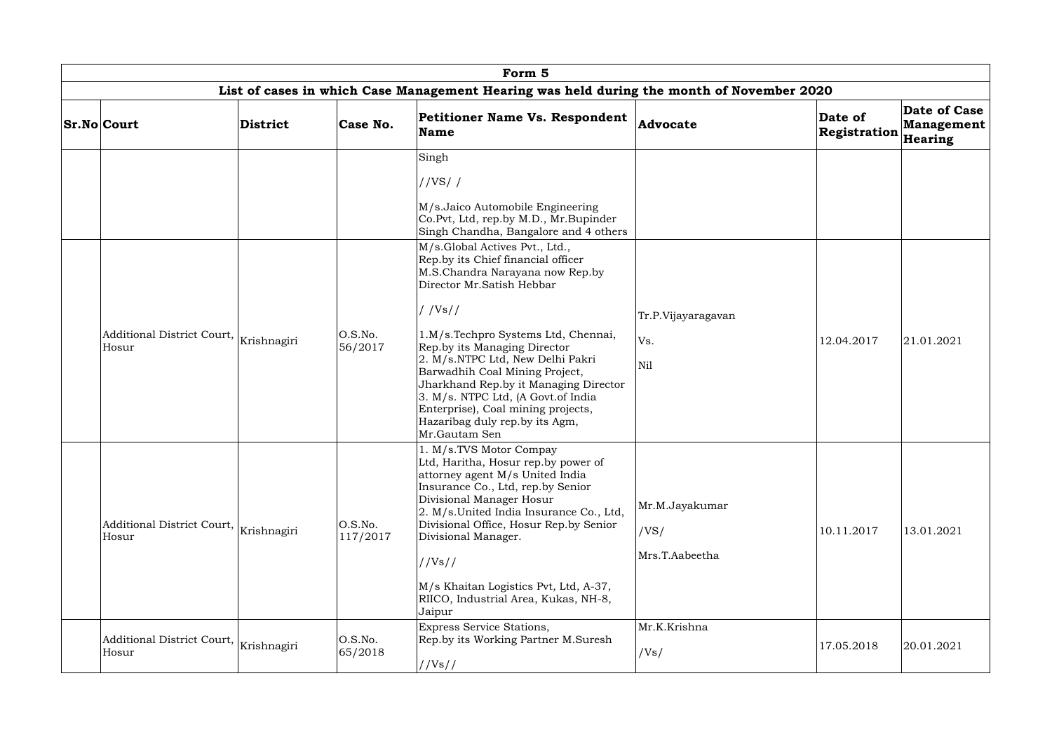| Form 5 | | | | | | | |
|---|---|---|---|---|---|---|---|
| List of cases in which Case Management Hearing was held during the month of November 2020 | | | | | | | |
| **Sr.No** | **Court** | **District** | **Case No.** | **Petitioner Name Vs. Respondent Name** | **Advocate** | **Date of Registration** | **Date of Case Management Hearing** |
| | | | | Singh<br><br>//VS/ /<br><br>M/s.Jaico Automobile Engineering Co.Pvt, Ltd, rep.by M.D., Mr.Bupinder Singh Chandha, Bangalore and 4 others | | | |
| | Additional District Court, Hosur | Krishnagiri | O.S.No. 56/2017 | M/s.Global Actives Pvt., Ltd., Rep.by its Chief financial officer M.S.Chandra Narayana now Rep.by Director Mr.Satish Hebbar<br><br>/ /Vs//<br><br>1.M/s.Techpro Systems Ltd, Chennai, Rep.by its Managing Director<br>2. M/s.NTPC Ltd, New Delhi Pakri Barwadhih Coal Mining Project, Jharkhand Rep.by it Managing Director<br>3. M/s. NTPC Ltd, (A Govt.of India Enterprise), Coal mining projects, Hazaribag duly rep.by its Agm, Mr.Gautam Sen | Tr.P.Vijayaragavan<br><br>Vs.<br><br>Nil | 12.04.2017 | 21.01.2021 |
| | Additional District Court, Hosur | Krishnagiri | O.S.No. 117/2017 | 1. M/s.TVS Motor Compay Ltd, Haritha, Hosur rep.by power of attorney agent M/s United India Insurance Co., Ltd, rep.by Senior Divisional Manager Hosur<br>2. M/s.United India Insurance Co., Ltd, Divisional Office, Hosur Rep.by Senior Divisional Manager.<br><br>//Vs//<br><br>M/s Khaitan Logistics Pvt, Ltd, A-37, RIICO, Industrial Area, Kukas, NH-8, Jaipur | Mr.M.Jayakumar<br><br>/VS/<br><br>Mrs.T.Aabeetha | 10.11.2017 | 13.01.2021 |
| | Additional District Court, Hosur | Krishnagiri | O.S.No. 65/2018 | Express Service Stations, Rep.by its Working Partner M.Suresh<br><br>//Vs// | Mr.K.Krishna<br><br>/Vs/ | 17.05.2018 | 20.01.2021 |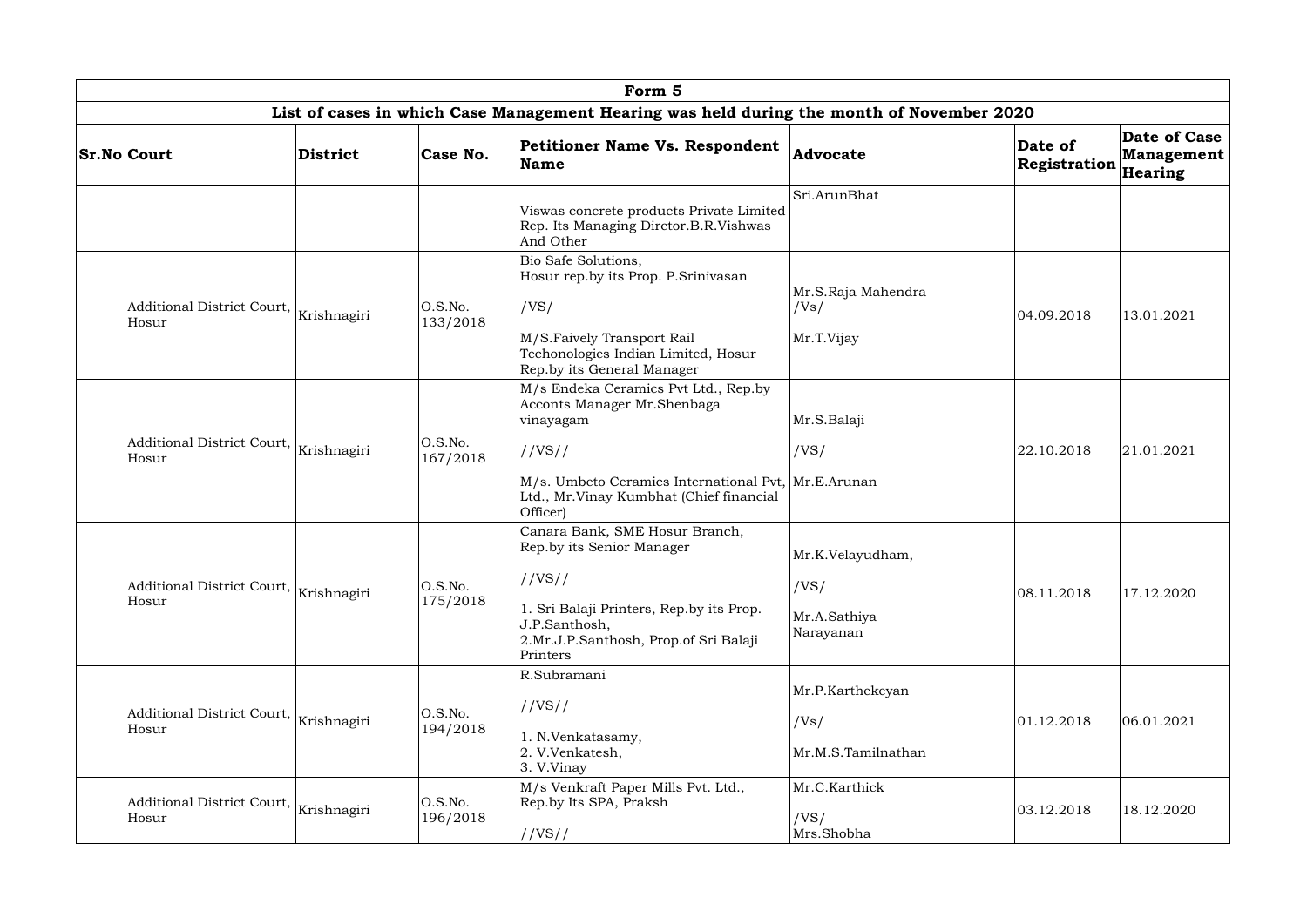| Form 5 | | | | | | | |
|---|---|---|---|---|---|---|---|
| List of cases in which Case Management Hearing was held during the month of November 2020 | | | | | | | |
| **Sr.No** | **Court** | **District** | **Case No.** | **Petitioner Name Vs. Respondent Name** | **Advocate** | **Date of Registration** | **Date of Case Management Hearing** |
| | | | | Viswas concrete products Private Limited Rep. Its Managing Dirctor.B.R.Vishwas And Other | Sri.ArunBhat | | |
| | Additional District Court, Hosur | Krishnagiri | O.S.No. 133/2018 | Bio Safe Solutions, Hosur rep.by its Prop. P.Srinivasan /VS/ M/S.Faively Transport Rail Techonologies Indian Limited, Hosur Rep.by its General Manager | Mr.S.Raja Mahendra /Vs/ Mr.T.Vijay | 04.09.2018 | 13.01.2021 |
| | Additional District Court, Hosur | Krishnagiri | O.S.No. 167/2018 | M/s Endeka Ceramics Pvt Ltd., Rep.by Acconts Manager Mr.Shenbaga vinayagam //VS// M/s. Umbeto Ceramics International Pvt, Ltd., Mr.Vinay Kumbhat (Chief financial Officer) | Mr.S.Balaji /VS/ Mr.E.Arunan | 22.10.2018 | 21.01.2021 |
| | Additional District Court, Hosur | Krishnagiri | O.S.No. 175/2018 | Canara Bank, SME Hosur Branch, Rep.by its Senior Manager //VS// 1. Sri Balaji Printers, Rep.by its Prop. J.P.Santhosh, 2.Mr.J.P.Santhosh, Prop.of Sri Balaji Printers | Mr.K.Velayudham, /VS/ Mr.A.Sathiya Narayanan | 08.11.2018 | 17.12.2020 |
| | Additional District Court, Hosur | Krishnagiri | O.S.No. 194/2018 | R.Subramani //VS// 1. N.Venkatasamy, 2. V.Venkatesh, 3. V.Vinay | Mr.P.Karthekeyan /Vs/ Mr.M.S.Tamilnathan | 01.12.2018 | 06.01.2021 |
| | Additional District Court, Hosur | Krishnagiri | O.S.No. 196/2018 | M/s Venkraft Paper Mills Pvt. Ltd., Rep.by Its SPA, Praksh //VS// | Mr.C.Karthick /VS/ Mrs.Shobha | 03.12.2018 | 18.12.2020 |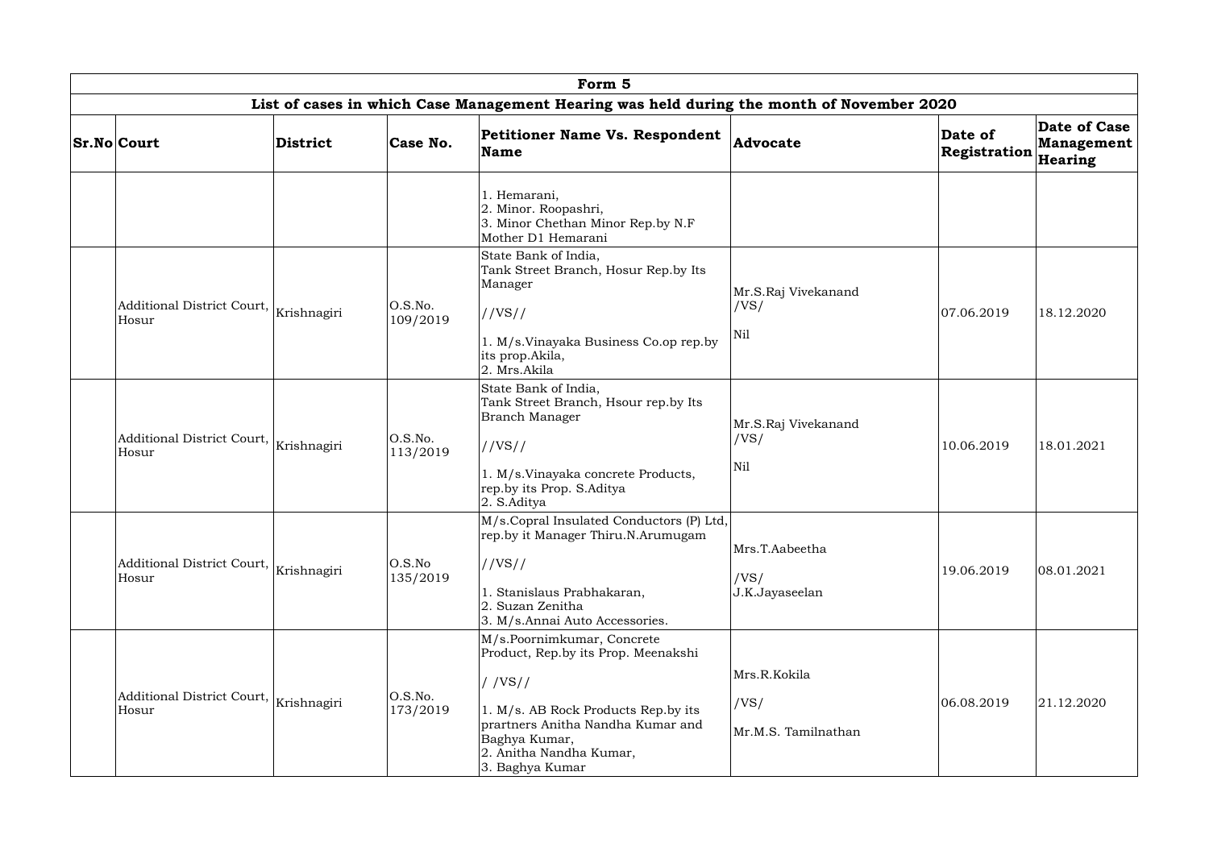| Form 5 | | | | | | | |
|---|---|---|---|---|---|---|---|
| List of cases in which Case Management Hearing was held during the month of November 2020 | | | | | | | |
| **Sr.No** | **Court** | **District** | **Case No.** | **Petitioner Name Vs. Respondent Name** | **Advocate** | **Date of Registration** | **Date of Case Management Hearing** |
| | | | | 1. Hemarani,<br>2. Minor. Roopashri,<br>3. Minor Chethan Minor Rep.by N.F Mother D1 Hemarani | | | |
| | Additional District Court, Hosur | Krishnagiri | O.S.No. 109/2019 | State Bank of India, Tank Street Branch, Hosur Rep.by Its Manager<br><br>//VS//<br><br>1. M/s.Vinayaka Business Co.op rep.by its prop.Akila,<br>2. Mrs.Akila | Mr.S.Raj Vivekanand<br>/VS/<br>Nil | 07.06.2019 | 18.12.2020 |
| | Additional District Court, Hosur | Krishnagiri | O.S.No. 113/2019 | State Bank of India, Tank Street Branch, Hsour rep.by Its Branch Manager<br><br>//VS//<br><br>1. M/s.Vinayaka concrete Products, rep.by its Prop. S.Aditya<br>2. S.Aditya | Mr.S.Raj Vivekanand<br>/VS/<br>Nil | 10.06.2019 | 18.01.2021 |
| | Additional District Court, Hosur | Krishnagiri | O.S.No 135/2019 | M/s.Copral Insulated Conductors (P) Ltd, rep.by it Manager Thiru.N.Arumugam<br><br>//VS//<br><br>1. Stanislaus Prabhakaran,<br>2. Suzan Zenitha<br>3. M/s.Annai Auto Accessories. | Mrs.T.Aabeetha<br><br>/VS/<br>J.K.Jayaseelan | 19.06.2019 | 08.01.2021 |
| | Additional District Court, Hosur | Krishnagiri | O.S.No. 173/2019 | M/s.Poornimkumar, Concrete Product, Rep.by its Prop. Meenakshi<br><br>/ /VS//<br><br>1. M/s. AB Rock Products Rep.by its prartners Anitha Nandha Kumar and Baghya Kumar,<br>2. Anitha Nandha Kumar,<br>3. Baghya Kumar | Mrs.R.Kokila<br><br>/VS/<br><br>Mr.M.S. Tamilnathan | 06.08.2019 | 21.12.2020 |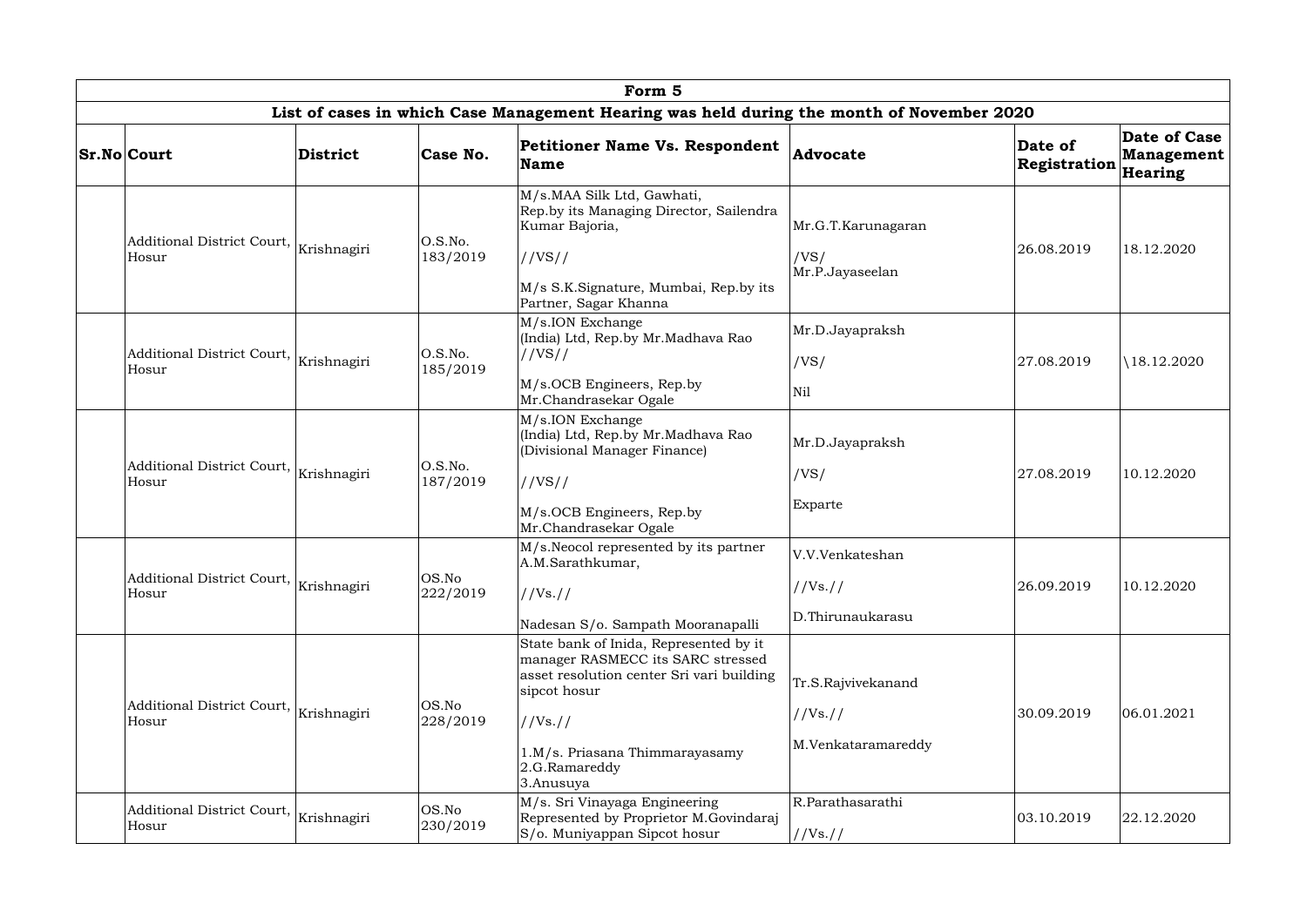| Form 5 | | | | | | | |
|---|---|---|---|---|---|---|---|
| **List of cases in which Case Management Hearing was held during the month of November 2020** | | | | | | | |
| **Sr.No** | **Court** | **District** | **Case No.** | **Petitioner Name Vs. Respondent Name** | **Advocate** | **Date of Registration** | **Date of Case Management Hearing** |
| | Additional District Court, Hosur | Krishnagiri | O.S.No. 183/2019 | M/s.MAA Silk Ltd, Gawhati, Rep.by its Managing Director, Sailendra Kumar Bajoria, //VS// M/s S.K.Signature, Mumbai, Rep.by its Partner, Sagar Khanna | Mr.G.T.Karunagaran /VS/ Mr.P.Jayaseelan | 26.08.2019 | 18.12.2020 |
| | Additional District Court, Hosur | Krishnagiri | O.S.No. 185/2019 | M/s.ION Exchange (India) Ltd, Rep.by Mr.Madhava Rao //VS// M/s.OCB Engineers, Rep.by Mr.Chandrasekar Ogale | Mr.D.Jayapraksh /VS/ Nil | 27.08.2019 | \18.12.2020 |
| | Additional District Court, Hosur | Krishnagiri | O.S.No. 187/2019 | M/s.ION Exchange (India) Ltd, Rep.by Mr.Madhava Rao (Divisional Manager Finance) //VS// M/s.OCB Engineers, Rep.by Mr.Chandrasekar Ogale | Mr.D.Jayapraksh /VS/ Exparte | 27.08.2019 | 10.12.2020 |
| | Additional District Court, Hosur | Krishnagiri | OS.No 222/2019 | M/s.Neocol represented by its partner A.M.Sarathkumar, //Vs.// Nadesan S/o. Sampath Mooranapalli | V.V.Venkateshan //Vs.// D.Thirunaukarasu | 26.09.2019 | 10.12.2020 |
| | Additional District Court, Hosur | Krishnagiri | OS.No 228/2019 | State bank of Inida, Represented by it manager RASMECC its SARC stressed asset resolution center Sri vari building sipcot hosur //Vs.// 1.M/s. Priasana Thimmarayasamy 2.G.Ramareddy 3.Anusuya | Tr.S.Rajvivekanand //Vs.// M.Venkataramareddy | 30.09.2019 | 06.01.2021 |
| | Additional District Court, Hosur | Krishnagiri | OS.No 230/2019 | M/s. Sri Vinayaga Engineering Represented by Proprietor M.Govindaraj S/o. Muniyappan Sipcot hosur | R.Parathasarathi //Vs.// | 03.10.2019 | 22.12.2020 |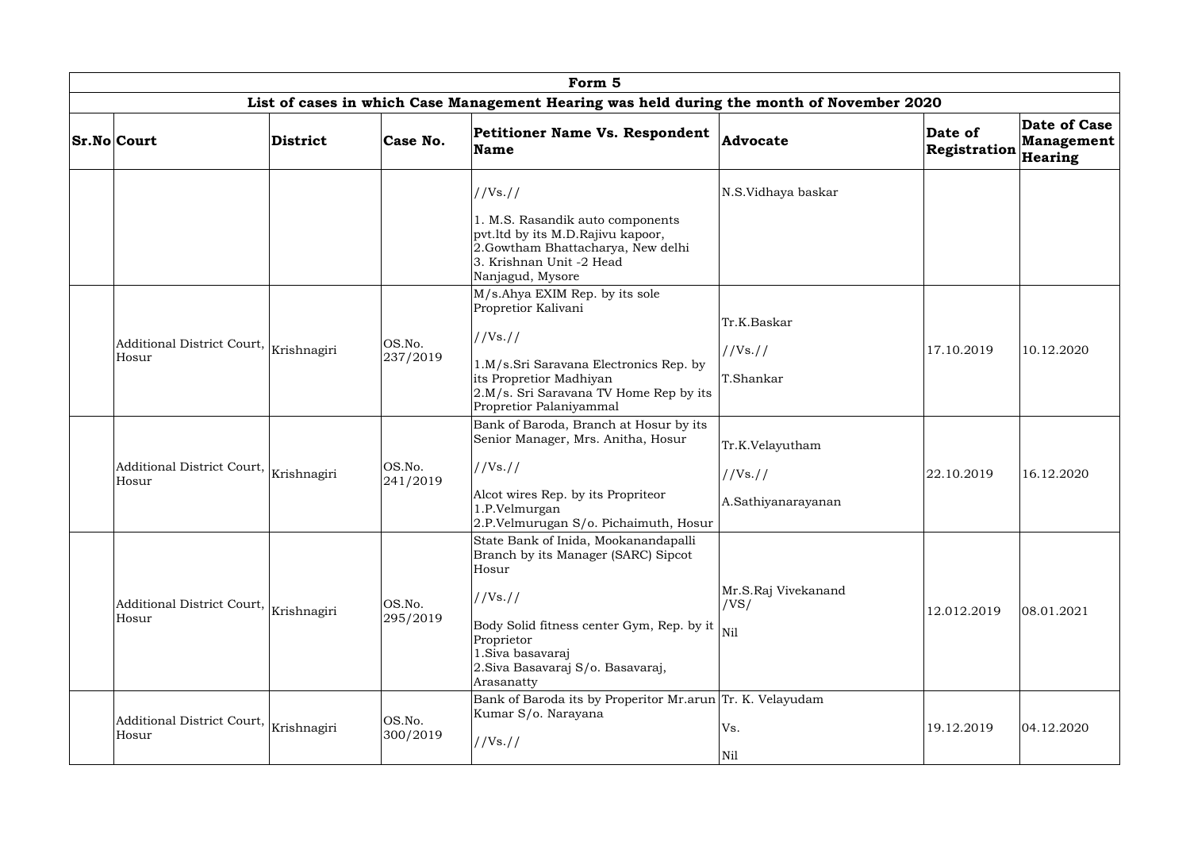| Form 5 | | | | | | | |
|---|---|---|---|---|---|---|---|
| List of cases in which Case Management Hearing was held during the month of November 2020 | | | | | | | |
| **Sr.No** | **Court** | **District** | **Case No.** | **Petitioner Name Vs. Respondent Name** | **Advocate** | **Date of Registration** | **Date of Case Management Hearing** |
| | | | | //Vs.// 1. M.S. Rasandik auto components pvt.ltd by its M.D.Rajivu kapoor, 2.Gowtham Bhattacharya, New delhi 3. Krishnan Unit -2 Head Nanjagud, Mysore | N.S.Vidhaya baskar | | |
| | Additional District Court, Hosur | Krishnagiri | OS.No. 237/2019 | M/s.Ahya EXIM Rep. by its sole Proprietor Kalivani //Vs.// 1.M/s.Sri Saravana Electronics Rep. by its Propretior Madhiyan 2.M/s. Sri Saravana TV Home Rep by its Proprietor Palaniyammal | Tr.K.Baskar //Vs.// T.Shankar | 17.10.2019 | 10.12.2020 |
| | Additional District Court, Hosur | Krishnagiri | OS.No. 241/2019 | Bank of Baroda, Branch at Hosur by its Senior Manager, Mrs. Anitha, Hosur //Vs.// Alcot wires Rep. by its Propriteor 1.P.Velmurgan 2.P.Velmurugan S/o. Pichaimuth, Hosur | Tr.K.Velayutham //Vs.// A.Sathiyanarayanan | 22.10.2019 | 16.12.2020 |
| | Additional District Court, Hosur | Krishnagiri | OS.No. 295/2019 | State Bank of Inida, Mookanandapalli Branch by its Manager (SARC) Sipcot Hosur //Vs.// Body Solid fitness center Gym, Rep. by it Proprietor 1.Siva basavaraj 2.Siva Basavaraj S/o. Basavaraj, Arasanatty | Mr.S.Raj Vivekanand /VS/ Nil | 12.012.2019 | 08.01.2021 |
| | Additional District Court, Hosur | Krishnagiri | OS.No. 300/2019 | Bank of Baroda its by Properitor Mr.arun Kumar S/o. Narayana //Vs.// | Tr. K. Velayudam Vs. Nil | 19.12.2019 | 04.12.2020 |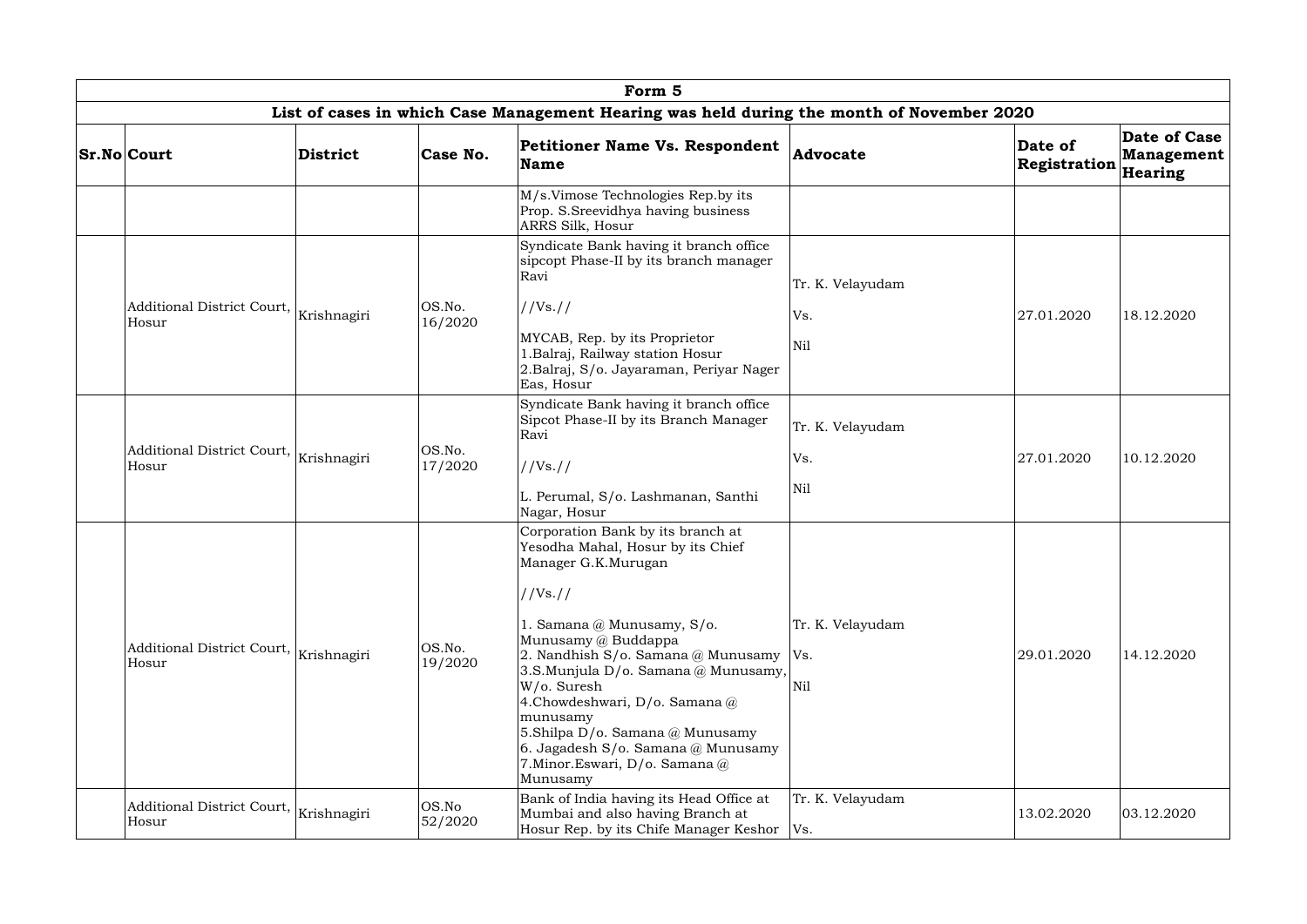| Form 5 | | | | | | | |
|---|---|---|---|---|---|---|---|
| List of cases in which Case Management Hearing was held during the month of November 2020 | | | | | | | |
| **Sr.No** | **Court** | **District** | **Case No.** | **Petitioner Name Vs. Respondent Name** | **Advocate** | **Date of Registration** | **Date of Case Management Hearing** |
| | | | | M/s.Vimose Technologies Rep.by its Prop. S.Sreevidhya having business ARRS Silk, Hosur | | | |
| | Additional District Court, Hosur | Krishnagiri | OS.No. 16/2020 | Syndicate Bank having it branch office sipcopt Phase-II by its branch manager Ravi //Vs.// MYCAB, Rep. by its Proprietor 1.Balraj, Railway station Hosur 2.Balraj, S/o. Jayaraman, Periyar Nager Eas, Hosur | Tr. K. Velayudam Vs. Nil | 27.01.2020 | 18.12.2020 |
| | Additional District Court, Hosur | Krishnagiri | OS.No. 17/2020 | Syndicate Bank having it branch office Sipcot Phase-II by its Branch Manager Ravi //Vs.// L. Perumal, S/o. Lashmanan, Santhi Nagar, Hosur | Tr. K. Velayudam Vs. Nil | 27.01.2020 | 10.12.2020 |
| | Additional District Court, Hosur | Krishnagiri | OS.No. 19/2020 | Corporation Bank by its branch at Yesodha Mahal, Hosur by its Chief Manager G.K.Murugan //Vs.// 1. Samana @ Munusamy, S/o. Munusamy @ Buddappa 2. Nandhish S/o. Samana @ Munusamy 3.S.Munjula D/o. Samana @ Munusamy, W/o. Suresh 4.Chowdeshwari, D/o. Samana @ munusamy 5.Shilpa D/o. Samana @ Munusamy 6. Jagadesh S/o. Samana @ Munusamy 7.Minor.Eswari, D/o. Samana @ Munusamy | Tr. K. Velayudam Vs. Nil | 29.01.2020 | 14.12.2020 |
| | Additional District Court, Hosur | Krishnagiri | OS.No 52/2020 | Bank of India having its Head Office at Mumbai and also having Branch at Hosur Rep. by its Chife Manager Keshor | Tr. K. Velayudam Vs. | 13.02.2020 | 03.12.2020 |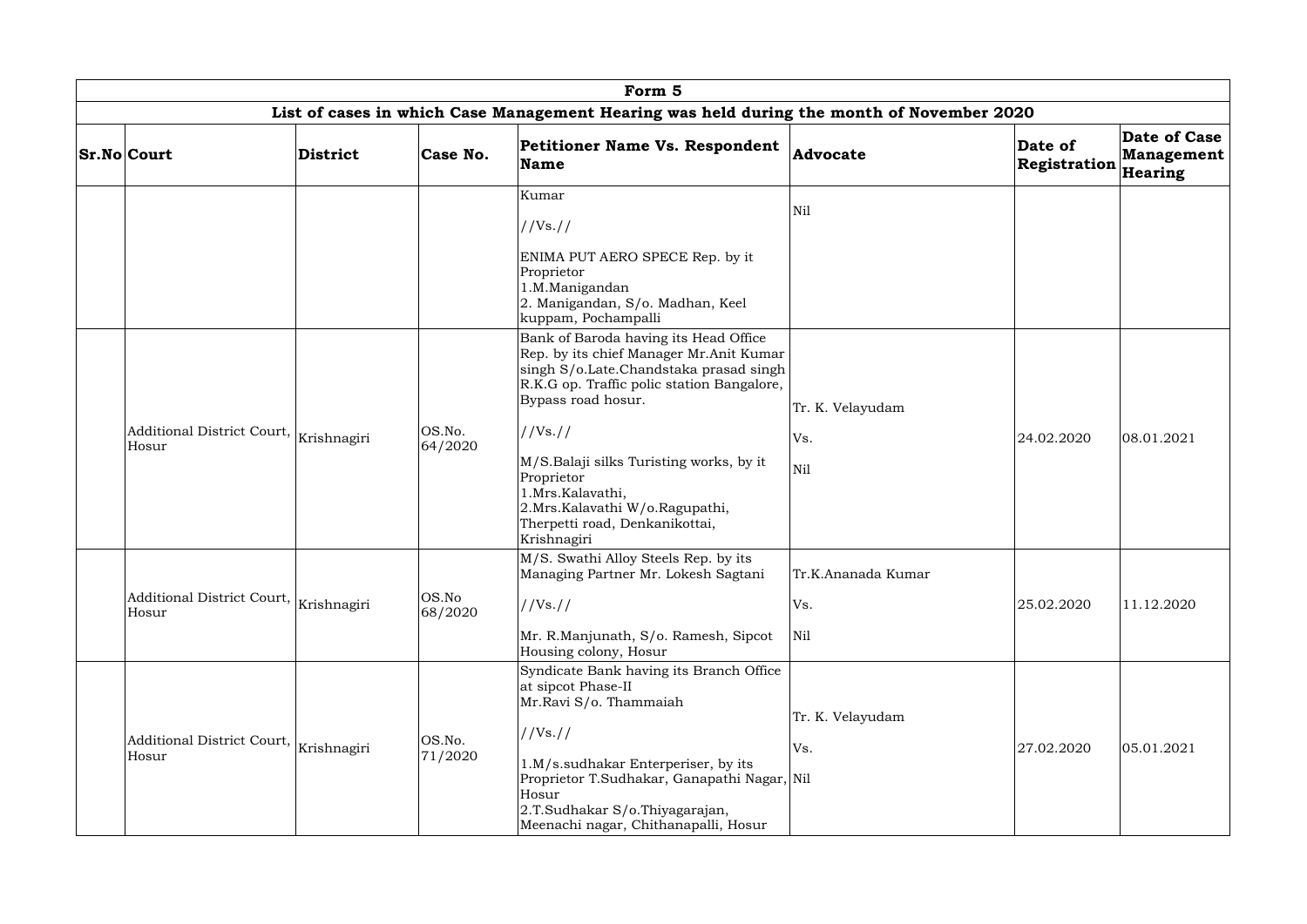| Form 5 | | | | | | | |
|---|---|---|---|---|---|---|---|
| List of cases in which Case Management Hearing was held during the month of November 2020 | | | | | | | |
| **Sr.No** | **Court** | **District** | **Case No.** | **Petitioner Name Vs. Respondent Name** | **Advocate** | **Date of Registration** | **Date of Case Management Hearing** |
| | | | | Kumar<br>//Vs.//<br>ENIMA PUT AERO SPECE Rep. by it Proprietor<br>1.M.Manigandan<br>2. Manigandan, S/o. Madhan, Keel kuppam, Pochampalli | Nil | | |
| | Additional District Court, Hosur | Krishnagiri | OS.No. 64/2020 | Bank of Baroda having its Head Office Rep. by its chief Manager Mr.Anit Kumar singh S/o.Late.Chandstaka prasad singh R.K.G op. Traffic polic station Bangalore, Bypass road hosur.<br>//Vs.//<br>M/S.Balaji silks Turisting works, by it Proprietor<br>1.Mrs.Kalavathi,<br>2.Mrs.Kalavathi W/o.Ragupathi, Therpetti road, Denkanikottai, Krishnagiri | Tr. K. Velayudam<br>Vs.<br>Nil | 24.02.2020 | 08.01.2021 |
| | Additional District Court, Hosur | Krishnagiri | OS.No 68/2020 | M/S. Swathi Alloy Steels Rep. by its Managing Partner Mr. Lokesh Sagtani<br>//Vs.//<br>Mr. R.Manjunath, S/o. Ramesh, Sipcot Housing colony, Hosur | Tr.K.Ananada Kumar<br>Vs.<br>Nil | 25.02.2020 | 11.12.2020 |
| | Additional District Court, Hosur | Krishnagiri | OS.No. 71/2020 | Syndicate Bank having its Branch Office at sipcot Phase-II<br>Mr.Ravi S/o. Thammaiah<br>//Vs.//<br>1.M/s.sudhakar Enterperiser, by its Proprietor T.Sudhakar, Ganapathi Nagar, Hosur<br>2.T.Sudhakar S/o.Thiyagarajan, Meenachi nagar, Chithanapalli, Hosur | Tr. K. Velayudam<br>Vs.<br>Nil | 27.02.2020 | 05.01.2021 |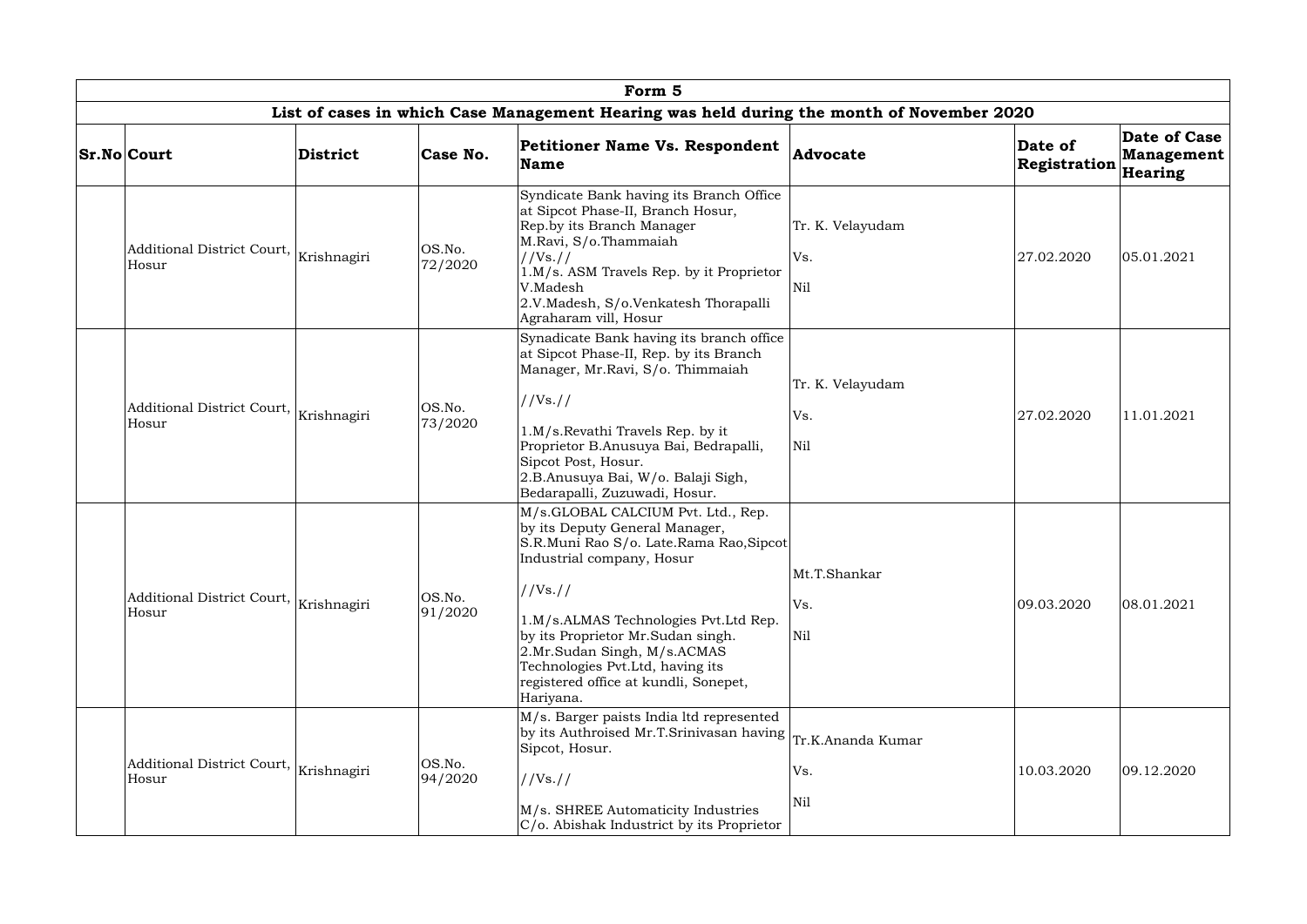| Form 5 | | | | | | | |
|---|---|---|---|---|---|---|---|
| List of cases in which Case Management Hearing was held during the month of November 2020 | | | | | | | |
| **Sr.No** | **Court** | **District** | **Case No.** | **Petitioner Name Vs. Respondent Name** | **Advocate** | **Date of Registration** | **Date of Case Management Hearing** |
| | Additional District Court, Hosur | Krishnagiri | OS.No. 72/2020 | Syndicate Bank having its Branch Office at Sipcot Phase-II, Branch Hosur, Rep.by its Branch Manager M.Ravi, S/o.Thammaiah //Vs.// 1.M/s. ASM Travels Rep. by it Proprietor V.Madesh 2.V.Madesh, S/o.Venkatesh Thorapalli Agraharam vill, Hosur | Tr. K. Velayudam Vs. Nil | 27.02.2020 | 05.01.2021 |
| | Additional District Court, Hosur | Krishnagiri | OS.No. 73/2020 | Synadicate Bank having its branch office at Sipcot Phase-II, Rep. by its Branch Manager, Mr.Ravi, S/o. Thimmaiah //Vs.// 1.M/s.Revathi Travels Rep. by it Proprietor B.Anusuya Bai, Bedrapalli, Sipcot Post, Hosur. 2.B.Anusuya Bai, W/o. Balaji Sigh, Bedarapalli, Zuzuwadi, Hosur. | Tr. K. Velayudam Vs. Nil | 27.02.2020 | 11.01.2021 |
| | Additional District Court, Hosur | Krishnagiri | OS.No. 91/2020 | M/s.GLOBAL CALCIUM Pvt. Ltd., Rep. by its Deputy General Manager, S.R.Muni Rao S/o. Late.Rama Rao,Sipcot Industrial company, Hosur //Vs.// 1.M/s.ALMAS Technologies Pvt.Ltd Rep. by its Proprietor Mr.Sudan singh. 2.Mr.Sudan Singh, M/s.ACMAS Technologies Pvt.Ltd, having its registered office at kundli, Sonepet, Hariyana. | Mt.T.Shankar Vs. Nil | 09.03.2020 | 08.01.2021 |
| | Additional District Court, Hosur | Krishnagiri | OS.No. 94/2020 | M/s. Barger paists India ltd represented by its Authroised Mr.T.Srinivasan having Sipcot, Hosur. //Vs.// M/s. SHREE Automaticity Industries C/o. Abishak Industrict by its Proprietor | Tr.K.Ananda Kumar Vs. Nil | 10.03.2020 | 09.12.2020 |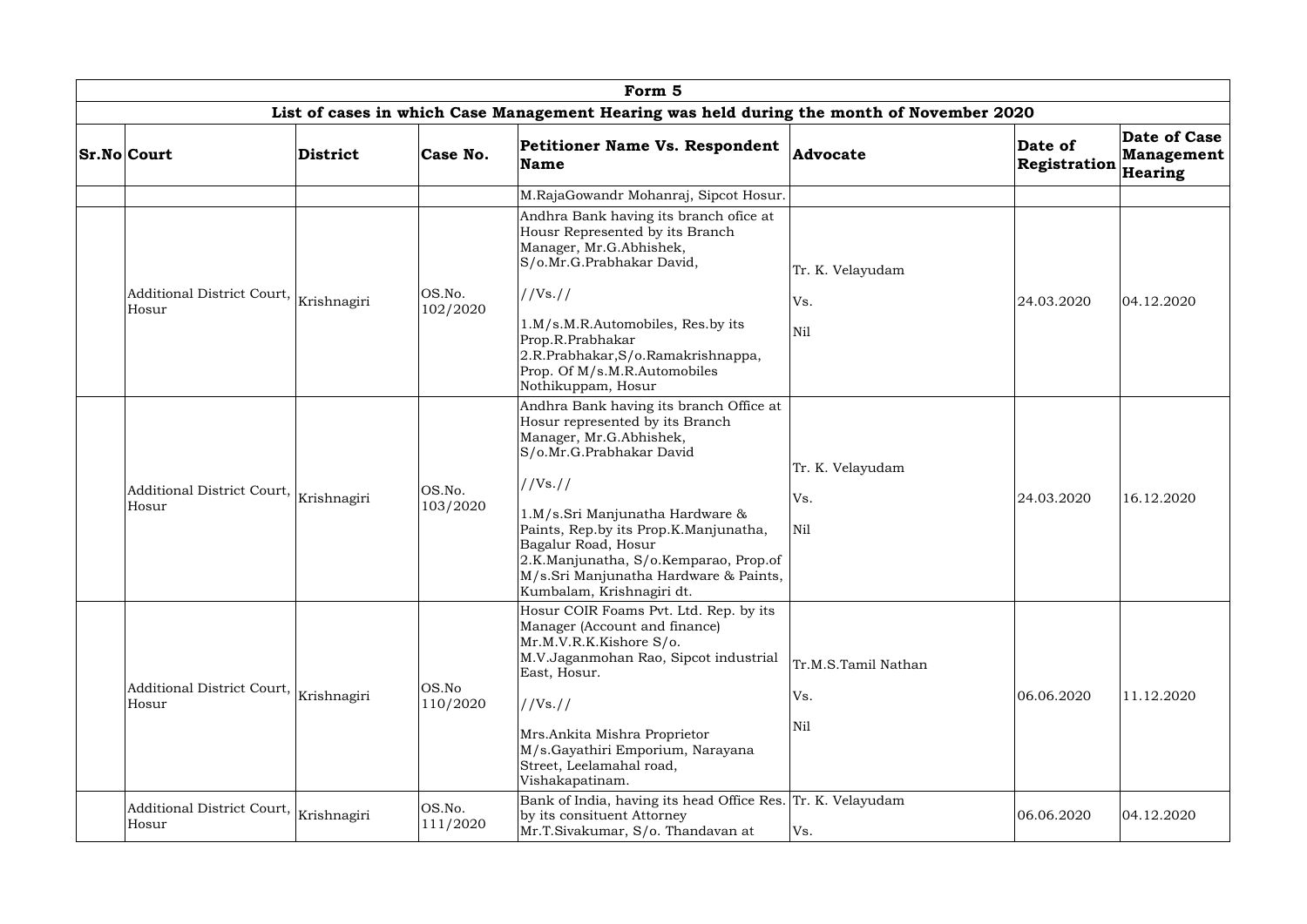| Form 5 | | | | | | | |
|---|---|---|---|---|---|---|---|
| List of cases in which Case Management Hearing was held during the month of November 2020 | | | | | | | |
| **Sr.No** | **Court** | **District** | **Case No.** | **Petitioner Name Vs. Respondent Name** | **Advocate** | **Date of Registration** | **Date of Case Management Hearing** |
| | | | | M.RajaGowandr Mohanraj, Sipcot Hosur. | | | |
| | Additional District Court, Hosur | Krishnagiri | OS.No. 102/2020 | Andhra Bank having its branch ofice at Housr Represented by its Branch Manager, Mr.G.Abhishek, S/o.Mr.G.Prabhakar David, //Vs.// 1.M/s.M.R.Automobiles, Res.by its Prop.R.Prabhakar 2.R.Prabhakar,S/o.Ramakrishnappa, Prop. Of M/s.M.R.Automobiles Nothikuppam, Hosur | Tr. K. Velayudam Vs. Nil | 24.03.2020 | 04.12.2020 |
| | Additional District Court, Hosur | Krishnagiri | OS.No. 103/2020 | Andhra Bank having its branch Office at Hosur represented by its Branch Manager, Mr.G.Abhishek, S/o.Mr.G.Prabhakar David //Vs.// 1.M/s.Sri Manjunatha Hardware & Paints, Rep.by its Prop.K.Manjunatha, Bagalur Road, Hosur 2.K.Manjunatha, S/o.Kemparao, Prop.of M/s.Sri Manjunatha Hardware & Paints, Kumbalam, Krishnagiri dt. | Tr. K. Velayudam Vs. Nil | 24.03.2020 | 16.12.2020 |
| | Additional District Court, Hosur | Krishnagiri | OS.No 110/2020 | Hosur COIR Foams Pvt. Ltd. Rep. by its Manager (Account and finance) Mr.M.V.R.K.Kishore S/o. M.V.Jaganmohan Rao, Sipcot industrial East, Hosur. //Vs.// Mrs.Ankita Mishra Proprietor M/s.Gayathiri Emporium, Narayana Street, Leelamahal road, Vishakapatinam. | Tr.M.S.Tamil Nathan Vs. Nil | 06.06.2020 | 11.12.2020 |
| | Additional District Court, Hosur | Krishnagiri | OS.No. 111/2020 | Bank of India, having its head Office Res. by its consituent Attorney Mr.T.Sivakumar, S/o. Thandavan at | Tr. K. Velayudam Vs. | 06.06.2020 | 04.12.2020 |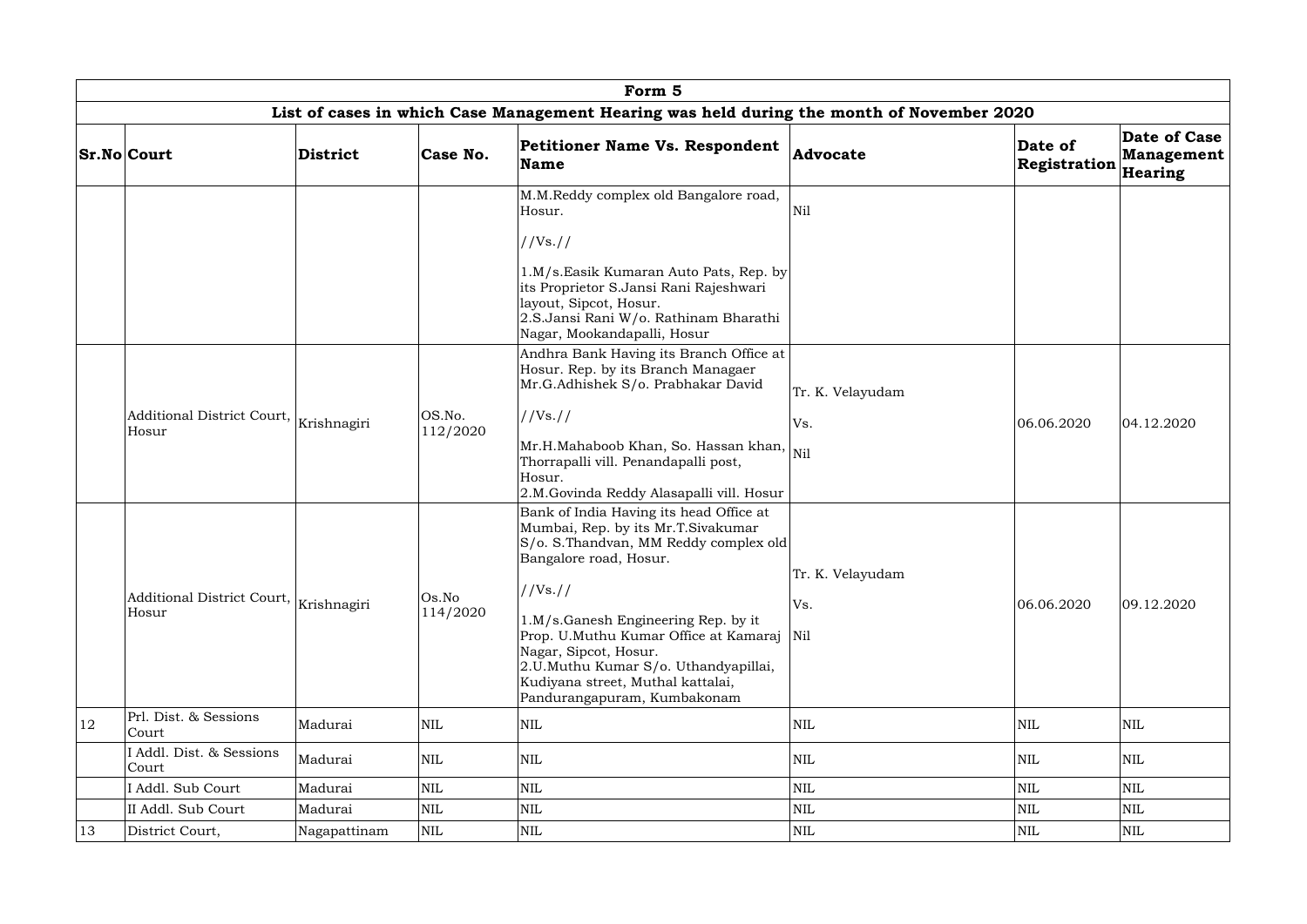| Form 5 | | | | | | | |
|---|---|---|---|---|---|---|---|
| List of cases in which Case Management Hearing was held during the month of November 2020 | | | | | | | |
| **Sr.No** | **Court** | **District** | **Case No.** | **Petitioner Name Vs. Respondent Name** | **Advocate** | **Date of Registration** | **Date of Case Management Hearing** |
| | | | | M.M.Reddy complex old Bangalore road, Hosur.<br><br>//Vs.//<br><br>1.M/s.Easik Kumaran Auto Pats, Rep. by its Proprietor S.Jansi Rani Rajeshwari layout, Sipcot, Hosur.<br>2.S.Jansi Rani W/o. Rathinam Bharathi Nagar, Mookandapalli, Hosur | Nil | | |
| | Additional District Court, Hosur | Krishnagiri | OS.No. 112/2020 | Andhra Bank Having its Branch Office at Hosur. Rep. by its Branch Managaer Mr.G.Adhishek S/o. Prabhakar David<br><br>//Vs.//<br><br>Mr.H.Mahaboob Khan, So. Hassan khan, Thorrapalli vill. Penandapalli post, Hosur.<br>2.M.Govinda Reddy Alasapalli vill. Hosur | Tr. K. Velayudam<br><br>Vs.<br><br>Nil | 06.06.2020 | 04.12.2020 |
| | Additional District Court, Hosur | Krishnagiri | Os.No 114/2020 | Bank of India Having its head Office at Mumbai, Rep. by its Mr.T.Sivakumar S/o. S.Thandvan, MM Reddy complex old Bangalore road, Hosur.<br><br>//Vs.//<br><br>1.M/s.Ganesh Engineering Rep. by it Prop. U.Muthu Kumar Office at Kamaraj Nagar, Sipcot, Hosur.<br>2.U.Muthu Kumar S/o. Uthandyapillai, Kudiyana street, Muthal kattalai, Pandurangapuram, Kumbakonam | Tr. K. Velayudam<br><br>Vs.<br><br>Nil | 06.06.2020 | 09.12.2020 |
| 12 | Prl. Dist. & Sessions Court | Madurai | NIL | NIL | NIL | NIL | NIL |
| | I Addl. Dist. & Sessions Court | Madurai | NIL | NIL | NIL | NIL | NIL |
| | I Addl. Sub Court | Madurai | NIL | NIL | NIL | NIL | NIL |
| | II Addl. Sub Court | Madurai | NIL | NIL | NIL | NIL | NIL |
| 13 | District Court, | Nagapattinam | NIL | NIL | NIL | NIL | NIL |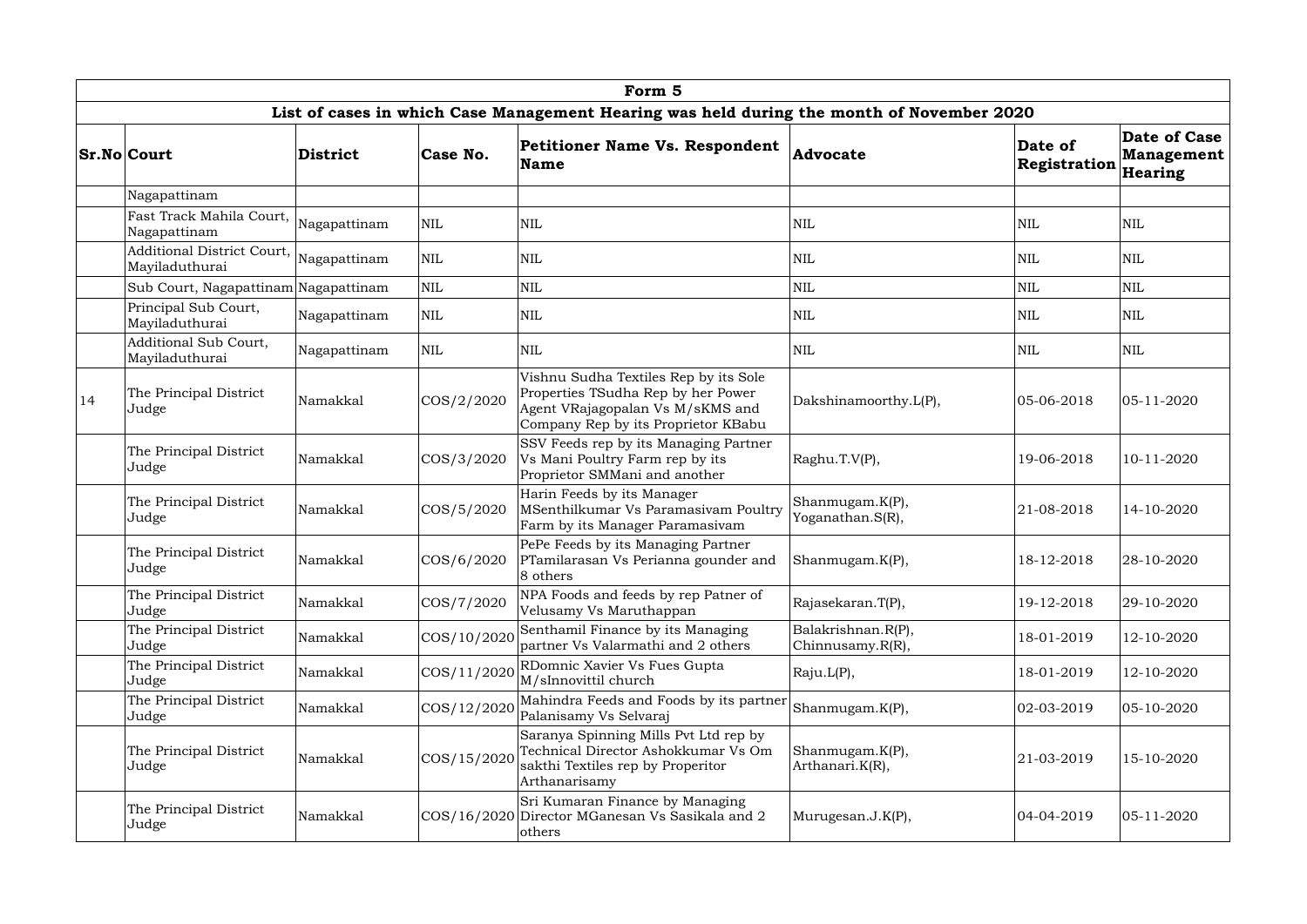| Form 5 | | | | | | | |
|---|---|---|---|---|---|---|---|
| List of cases in which Case Management Hearing was held during the month of November 2020 | | | | | | | |
| **Sr.No** | **Court** | **District** | **Case No.** | **Petitioner Name Vs. Respondent Name** | **Advocate** | **Date of Registration** | **Date of Case Management Hearing** |
| | Nagapattinam | | | | | | |
| | Fast Track Mahila Court, Nagapattinam | Nagapattinam | NIL | NIL | NIL | NIL | NIL |
| | Additional District Court, Mayiladuthurai | Nagapattinam | NIL | NIL | NIL | NIL | NIL |
| | Sub Court, Nagapattinam | Nagapattinam | NIL | NIL | NIL | NIL | NIL |
| | Principal Sub Court, Mayiladuthurai | Nagapattinam | NIL | NIL | NIL | NIL | NIL |
| | Additional Sub Court, Mayiladuthurai | Nagapattinam | NIL | NIL | NIL | NIL | NIL |
| 14 | The Principal District Judge | Namakkal | COS/2/2020 | Vishnu Sudha Textiles Rep by its Sole Properties TSudha Rep by her Power Agent VRajagopalan Vs M/sKMS and Company Rep by its Proprietor KBabu | Dakshinamoorthy.L(P), | 05-06-2018 | 05-11-2020 |
| | The Principal District Judge | Namakkal | COS/3/2020 | SSV Feeds rep by its Managing Partner Vs Mani Poultry Farm rep by its Proprietor SMMani and another | Raghu.T.V(P), | 19-06-2018 | 10-11-2020 |
| | The Principal District Judge | Namakkal | COS/5/2020 | Harin Feeds by its Manager MSenthilkumar Vs Paramasivam Poultry Farm by its Manager Paramasivam | Shanmugam.K(P), Yoganathan.S(R), | 21-08-2018 | 14-10-2020 |
| | The Principal District Judge | Namakkal | COS/6/2020 | PePe Feeds by its Managing Partner PTamilarasan Vs Perianna gounder and 8 others | Shanmugam.K(P), | 18-12-2018 | 28-10-2020 |
| | The Principal District Judge | Namakkal | COS/7/2020 | NPA Foods and feeds by rep Patner of Velusamy Vs Maruthappan | Rajasekaran.T(P), | 19-12-2018 | 29-10-2020 |
| | The Principal District Judge | Namakkal | COS/10/2020 | Senthamil Finance by its Managing partner Vs Valarmathi and 2 others | Balakrishnan.R(P), Chinnusamy.R(R), | 18-01-2019 | 12-10-2020 |
| | The Principal District Judge | Namakkal | COS/11/2020 | RDomnic Xavier Vs Fues Gupta M/sInnovittil church | Raju.L(P), | 18-01-2019 | 12-10-2020 |
| | The Principal District Judge | Namakkal | COS/12/2020 | Mahindra Feeds and Foods by its partner Palanisamy Vs Selvaraj | Shanmugam.K(P), | 02-03-2019 | 05-10-2020 |
| | The Principal District Judge | Namakkal | COS/15/2020 | Saranya Spinning Mills Pvt Ltd rep by Technical Director Ashokkumar Vs Om sakthi Textiles rep by Properitor Arthanarisamy | Shanmugam.K(P), Arthanari.K(R), | 21-03-2019 | 15-10-2020 |
| | The Principal District Judge | Namakkal | COS/16/2020 | Sri Kumaran Finance by Managing Director MGanesan Vs Sasikala and 2 others | Murugesan.J.K(P), | 04-04-2019 | 05-11-2020 |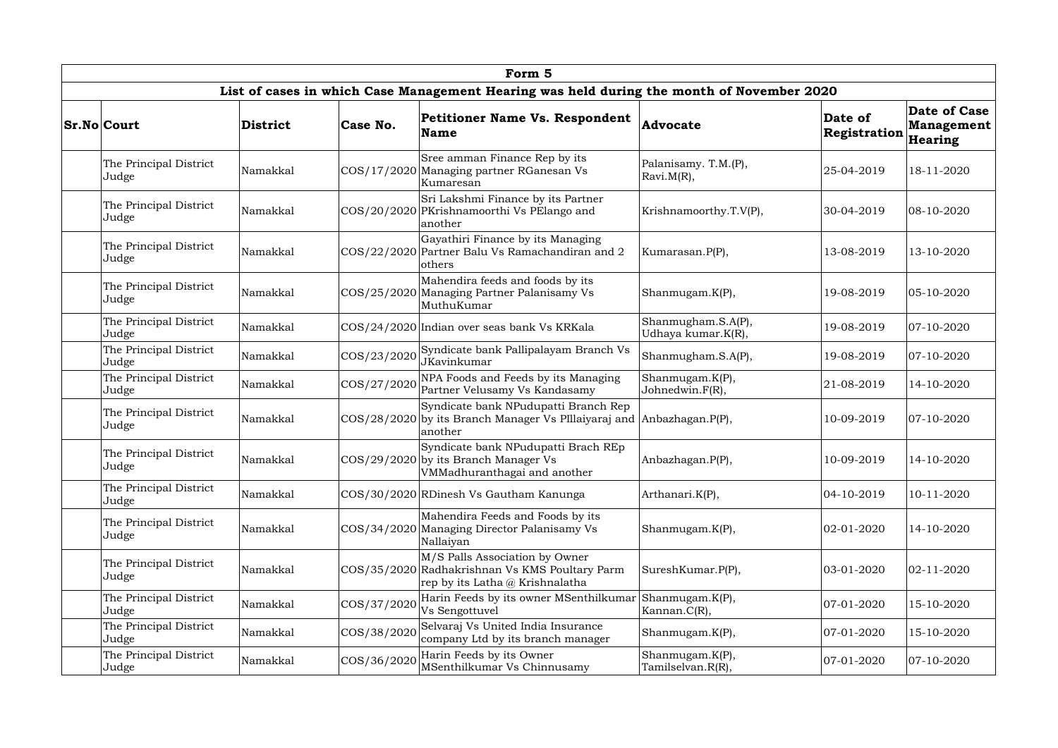| Form 5 | | | | | | | |
|---|---|---|---|---|---|---|---|
| **List of cases in which Case Management Hearing was held during the month of November 2020** | | | | | | | |
| **Sr.No** | **Court** | **District** | **Case No.** | **Petitioner Name Vs. Respondent Name** | **Advocate** | **Date of Registration** | **Date of Case Management Hearing** |
| | The Principal District Judge | Namakkal | COS/17/2020 | Sree amman Finance Rep by its Managing partner RGanesan Vs Kumaresan | Palanisamy. T.M.(P), Ravi.M(R), | 25-04-2019 | 18-11-2020 |
| | The Principal District Judge | Namakkal | COS/20/2020 | Sri Lakshmi Finance by its Partner PKrishnamoorthi Vs PElango and another | Krishnamoorthy.T.V(P), | 30-04-2019 | 08-10-2020 |
| | The Principal District Judge | Namakkal | COS/22/2020 | Gayathiri Finance by its Managing Partner Balu Vs Ramachandiran and 2 others | Kumarasan.P(P), | 13-08-2019 | 13-10-2020 |
| | The Principal District Judge | Namakkal | COS/25/2020 | Mahendira feeds and foods by its Managing Partner Palanisamy Vs MuthuKumar | Shanmugam.K(P), | 19-08-2019 | 05-10-2020 |
| | The Principal District Judge | Namakkal | COS/24/2020 | Indian over seas bank Vs KRKala | Shanmugham.S.A(P), Udhaya kumar.K(R), | 19-08-2019 | 07-10-2020 |
| | The Principal District Judge | Namakkal | COS/23/2020 | Syndicate bank Pallipalayam Branch Vs JKavinkumar | Shanmugham.S.A(P), | 19-08-2019 | 07-10-2020 |
| | The Principal District Judge | Namakkal | COS/27/2020 | NPA Foods and Feeds by its Managing Partner Velusamy Vs Kandasamy | Shanmugam.K(P), Johnedwin.F(R), | 21-08-2019 | 14-10-2020 |
| | The Principal District Judge | Namakkal | COS/28/2020 | Syndicate bank NPudupatti Branch Rep by its Branch Manager Vs PIllaiyaraj and another | Anbazhagan.P(P), | 10-09-2019 | 07-10-2020 |
| | The Principal District Judge | Namakkal | COS/29/2020 | Syndicate bank NPudupatti Brach REp by its Branch Manager Vs VMMadhuranthagai and another | Anbazhagan.P(P), | 10-09-2019 | 14-10-2020 |
| | The Principal District Judge | Namakkal | COS/30/2020 | RDinesh Vs Gautham Kanunga | Arthanari.K(P), | 04-10-2019 | 10-11-2020 |
| | The Principal District Judge | Namakkal | COS/34/2020 | Mahendira Feeds and Foods by its Managing Director Palanisamy Vs Nallaiyan | Shanmugam.K(P), | 02-01-2020 | 14-10-2020 |
| | The Principal District Judge | Namakkal | COS/35/2020 | M/S Palls Association by Owner Radhakrishnan Vs KMS Poultary Parm rep by its Latha @ Krishnalatha | SureshKumar.P(P), | 03-01-2020 | 02-11-2020 |
| | The Principal District Judge | Namakkal | COS/37/2020 | Harin Feeds by its owner MSenthilkumar Vs Sengottuvel | Shanmugam.K(P), Kannan.C(R), | 07-01-2020 | 15-10-2020 |
| | The Principal District Judge | Namakkal | COS/38/2020 | Selvaraj Vs United India Insurance company Ltd by its branch manager | Shanmugam.K(P), | 07-01-2020 | 15-10-2020 |
| | The Principal District Judge | Namakkal | COS/36/2020 | Harin Feeds by its Owner MSenthilkumar Vs Chinnusamy | Shanmugam.K(P), Tamilselvan.R(R), | 07-01-2020 | 07-10-2020 |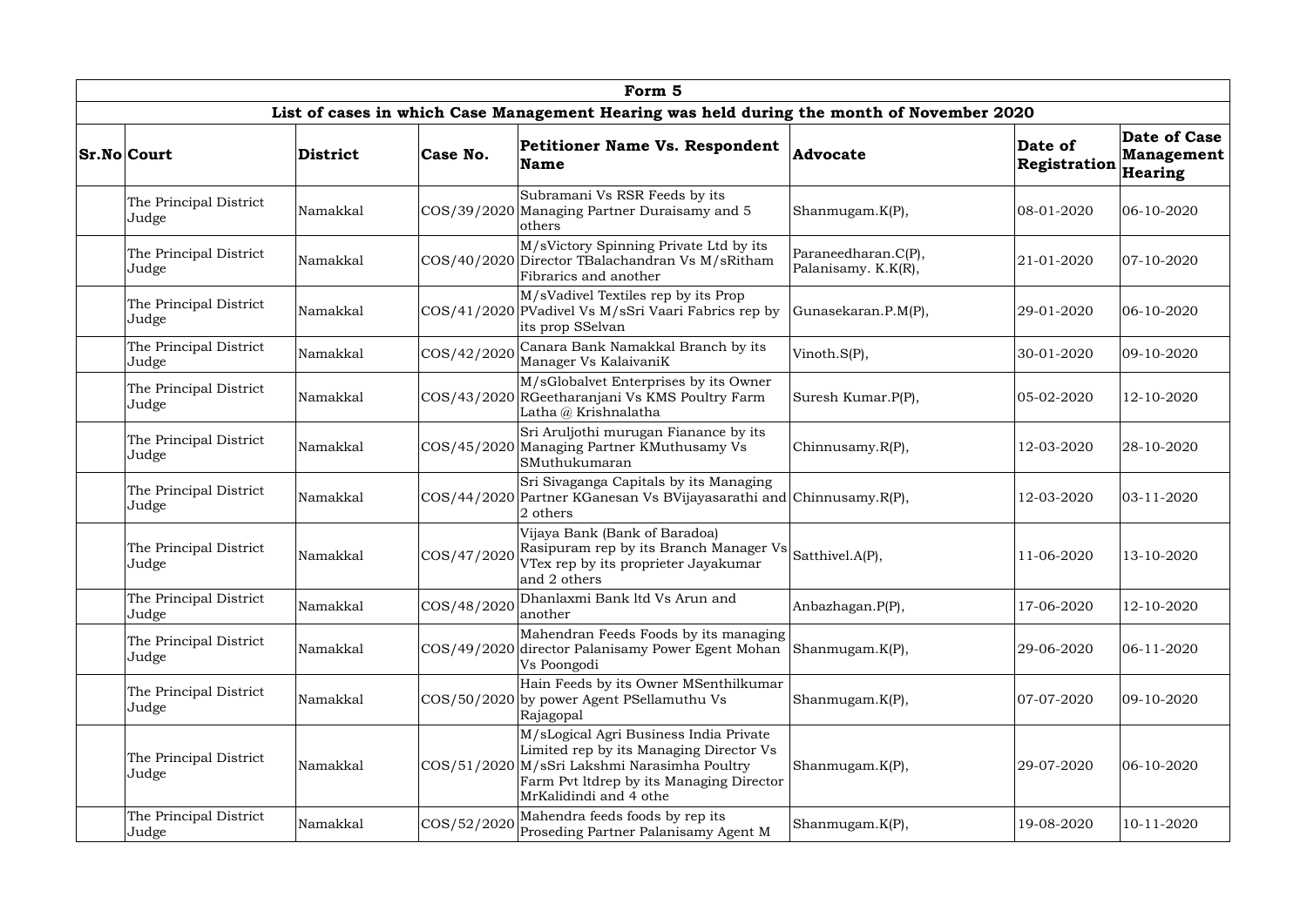| Form 5 | | | | | | | |
|---|---|---|---|---|---|---|---|
| List of cases in which Case Management Hearing was held during the month of November 2020 | | | | | | | |
| **Sr.No** | **Court** | **District** | **Case No.** | **Petitioner Name Vs. Respondent Name** | **Advocate** | **Date of Registration** | **Date of Case Management Hearing** |
| | The Principal District Judge | Namakkal | COS/39/2020 | Subramani Vs RSR Feeds by its Managing Partner Duraisamy and 5 others | Shanmugam.K(P), | 08-01-2020 | 06-10-2020 |
| | The Principal District Judge | Namakkal | COS/40/2020 | M/sVictory Spinning Private Ltd by its Director TBalachandran Vs M/sRitham Fibrarics and another | Paraneedharan.C(P), Palanisamy. K.K(R), | 21-01-2020 | 07-10-2020 |
| | The Principal District Judge | Namakkal | COS/41/2020 | M/sVadivel Textiles rep by its Prop PVadivel Vs M/sSri Vaari Fabrics rep by its prop SSelvan | Gunasekaran.P.M(P), | 29-01-2020 | 06-10-2020 |
| | The Principal District Judge | Namakkal | COS/42/2020 | Canara Bank Namakkal Branch by its Manager Vs KalaivaniK | Vinoth.S(P), | 30-01-2020 | 09-10-2020 |
| | The Principal District Judge | Namakkal | COS/43/2020 | M/sGlobalvet Enterprises by its Owner RGeetharanjani Vs KMS Poultry Farm Latha @ Krishnalatha | Suresh Kumar.P(P), | 05-02-2020 | 12-10-2020 |
| | The Principal District Judge | Namakkal | COS/45/2020 | Sri Aruljothi murugan Fianance by its Managing Partner KMuthusamy Vs SMuthukumaran | Chinnusamy.R(P), | 12-03-2020 | 28-10-2020 |
| | The Principal District Judge | Namakkal | COS/44/2020 | Sri Sivaganga Capitals by its Managing Partner KGanesan Vs BVijayasarathi and 2 others | Chinnusamy.R(P), | 12-03-2020 | 03-11-2020 |
| | The Principal District Judge | Namakkal | COS/47/2020 | Vijaya Bank (Bank of Baradoa) Rasipuram rep by its Branch Manager Vs VTex rep by its proprieter Jayakumar and 2 others | Satthivel.A(P), | 11-06-2020 | 13-10-2020 |
| | The Principal District Judge | Namakkal | COS/48/2020 | Dhanlaxmi Bank ltd Vs Arun and another | Anbazhagan.P(P), | 17-06-2020 | 12-10-2020 |
| | The Principal District Judge | Namakkal | COS/49/2020 | Mahendran Feeds Foods by its managing director Palanisamy Power Egent Mohan Vs Poongodi | Shanmugam.K(P), | 29-06-2020 | 06-11-2020 |
| | The Principal District Judge | Namakkal | COS/50/2020 | Hain Feeds by its Owner MSenthilkumar by power Agent PSellamuthu Vs Rajagopal | Shanmugam.K(P), | 07-07-2020 | 09-10-2020 |
| | The Principal District Judge | Namakkal | COS/51/2020 | M/sLogical Agri Business India Private Limited rep by its Managing Director Vs M/sSri Lakshmi Narasimha Poultry Farm Pvt ltdrep by its Managing Director MrKalidindi and 4 othe | Shanmugam.K(P), | 29-07-2020 | 06-10-2020 |
| | The Principal District Judge | Namakkal | COS/52/2020 | Mahendra feeds foods by rep its Proseding Partner Palanisamy Agent M | Shanmugam.K(P), | 19-08-2020 | 10-11-2020 |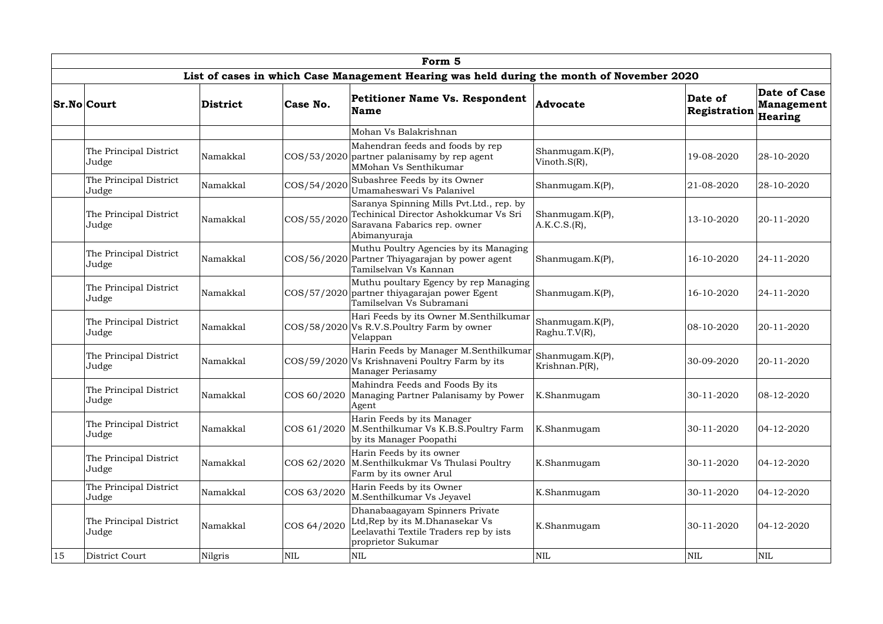| Form 5 | | | | | | | |
|---|---|---|---|---|---|---|---|
| **List of cases in which Case Management Hearing was held during the month of November 2020** | | | | | | | |
| **Sr.No** | **Court** | **District** | **Case No.** | **Petitioner Name Vs. Respondent Name** | **Advocate** | **Date of Registration** | **Date of Case Management Hearing** |
| | | | | Mohan Vs Balakrishnan | | | |
| | The Principal District Judge | Namakkal | COS/53/2020 | Mahendran feeds and foods by rep partner palanisamy by rep agent MMohan Vs Senthikumar | Shanmugam.K(P), Vinoth.S(R), | 19-08-2020 | 28-10-2020 |
| | The Principal District Judge | Namakkal | COS/54/2020 | Subashree Feeds by its Owner Umamaheswari Vs Palanivel | Shanmugam.K(P), | 21-08-2020 | 28-10-2020 |
| | The Principal District Judge | Namakkal | COS/55/2020 | Saranya Spinning Mills Pvt.Ltd., rep. by Techinical Director Ashokkumar Vs Sri Saravana Fabarics rep. owner Abimanyuraja | Shanmugam.K(P), A.K.C.S.(R), | 13-10-2020 | 20-11-2020 |
| | The Principal District Judge | Namakkal | COS/56/2020 | Muthu Poultry Agencies by its Managing Partner Thiyagarajan by power agent Tamilselvan Vs Kannan | Shanmugam.K(P), | 16-10-2020 | 24-11-2020 |
| | The Principal District Judge | Namakkal | COS/57/2020 | Muthu poultary Egency by rep Managing partner thiyagarajan power Egent Tamilselvan Vs Subramani | Shanmugam.K(P), | 16-10-2020 | 24-11-2020 |
| | The Principal District Judge | Namakkal | COS/58/2020 | Hari Feeds by its Owner M.Senthilkumar Vs R.V.S.Poultry Farm by owner Velappan | Shanmugam.K(P), Raghu.T.V(R), | 08-10-2020 | 20-11-2020 |
| | The Principal District Judge | Namakkal | COS/59/2020 | Harin Feeds by Manager M.Senthilkumar Vs Krishnaveni Poultry Farm by its Manager Periasamy | Shanmugam.K(P), Krishnan.P(R), | 30-09-2020 | 20-11-2020 |
| | The Principal District Judge | Namakkal | COS 60/2020 | Mahindra Feeds and Foods By its Managing Partner Palanisamy by Power Agent | K.Shanmugam | 30-11-2020 | 08-12-2020 |
| | The Principal District Judge | Namakkal | COS 61/2020 | Harin Feeds by its Manager M.Senthilkumar Vs K.B.S.Poultry Farm by its Manager Poopathi | K.Shanmugam | 30-11-2020 | 04-12-2020 |
| | The Principal District Judge | Namakkal | COS 62/2020 | Harin Feeds by its owner M.Senthilkukmar Vs Thulasi Poultry Farm by its owner Arul | K.Shanmugam | 30-11-2020 | 04-12-2020 |
| | The Principal District Judge | Namakkal | COS 63/2020 | Harin Feeds by its Owner M.Senthilkumar Vs Jeyavel | K.Shanmugam | 30-11-2020 | 04-12-2020 |
| | The Principal District Judge | Namakkal | COS 64/2020 | Dhanabaagayam Spinners Private Ltd,Rep by its M.Dhanasekar Vs Leelavathi Textile Traders rep by ists proprietor Sukumar | K.Shanmugam | 30-11-2020 | 04-12-2020 |
| 15 | District Court | Nilgris | NIL | NIL | NIL | NIL | NIL |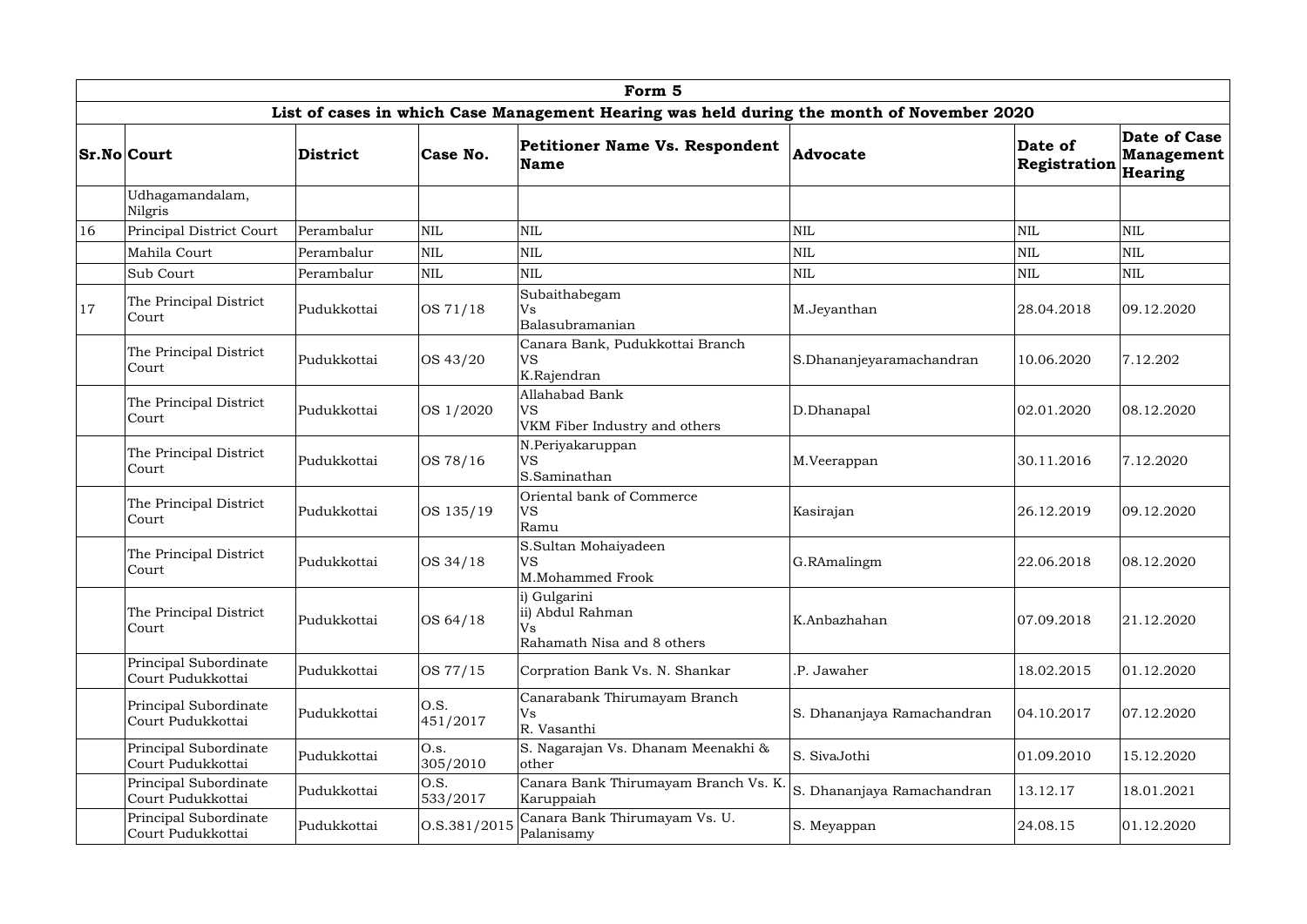| Form 5 | | | | | | | |
|---|---|---|---|---|---|---|---|
| List of cases in which Case Management Hearing was held during the month of November 2020 | | | | | | | |
| **Sr.No** | **Court** | **District** | **Case No.** | **Petitioner Name Vs. Respondent Name** | **Advocate** | **Date of Registration** | **Date of Case Management Hearing** |
| | Udhagamandalam, Nilgris | | | | | | |
| 16 | Principal District Court | Perambalur | NIL | NIL | NIL | NIL | NIL |
| | Mahila Court | Perambalur | NIL | NIL | NIL | NIL | NIL |
| | Sub Court | Perambalur | NIL | NIL | NIL | NIL | NIL |
| 17 | The Principal District Court | Pudukkottai | OS 71/18 | Subaithabegam Vs Balasubramanian | M.Jeyanthan | 28.04.2018 | 09.12.2020 |
| | The Principal District Court | Pudukkottai | OS 43/20 | Canara Bank, Pudukkottai Branch VS K.Rajendran | S.Dhananjeyaramachandran | 10.06.2020 | 7.12.202 |
| | The Principal District Court | Pudukkottai | OS 1/2020 | Allahabad Bank VS VKM Fiber Industry and others | D.Dhanapal | 02.01.2020 | 08.12.2020 |
| | The Principal District Court | Pudukkottai | OS 78/16 | N.Periyakaruppan VS S.Saminathan | M.Veerappan | 30.11.2016 | 7.12.2020 |
| | The Principal District Court | Pudukkottai | OS 135/19 | Oriental bank of Commerce VS Ramu | Kasirajan | 26.12.2019 | 09.12.2020 |
| | The Principal District Court | Pudukkottai | OS 34/18 | S.Sultan Mohaiyadeen VS M.Mohammed Frook | G.RAmalingm | 22.06.2018 | 08.12.2020 |
| | The Principal District Court | Pudukkottai | OS 64/18 | i) Gulgarini ii) Abdul Rahman Vs Rahamath Nisa and 8 others | K.Anbazhahan | 07.09.2018 | 21.12.2020 |
| | Principal Subordinate Court Pudukkottai | Pudukkottai | OS 77/15 | Corpration Bank Vs. N. Shankar | .P. Jawaher | 18.02.2015 | 01.12.2020 |
| | Principal Subordinate Court Pudukkottai | Pudukkottai | O.S. 451/2017 | Canarabank Thirumayam Branch Vs R. Vasanthi | S. Dhananjaya Ramachandran | 04.10.2017 | 07.12.2020 |
| | Principal Subordinate Court Pudukkottai | Pudukkottai | O.s. 305/2010 | S. Nagarajan Vs. Dhanam Meenakhi & other | S. SivaJothi | 01.09.2010 | 15.12.2020 |
| | Principal Subordinate Court Pudukkottai | Pudukkottai | O.S. 533/2017 | Canara Bank Thirumayam Branch Vs. K. Karuppaiah | S. Dhananjaya Ramachandran | 13.12.17 | 18.01.2021 |
| | Principal Subordinate Court Pudukkottai | Pudukkottai | O.S.381/2015 | Canara Bank Thirumayam Vs. U. Palanisamy | S. Meyappan | 24.08.15 | 01.12.2020 |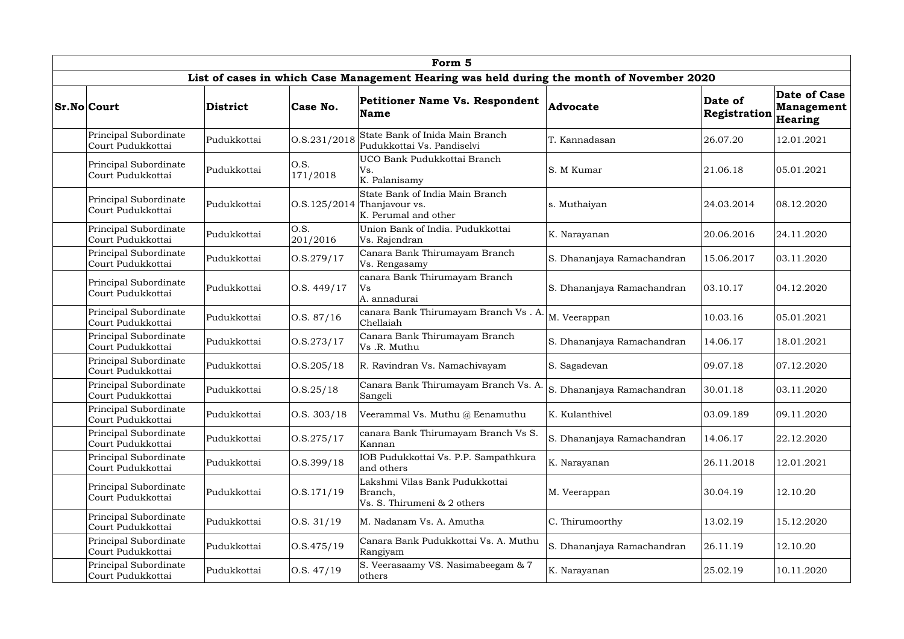| Form 5 | | | | | | | |
|---|---|---|---|---|---|---|---|
| List of cases in which Case Management Hearing was held during the month of November 2020 | | | | | | | |
| **Sr.No** | **Court** | **District** | **Case No.** | **Petitioner Name Vs. Respondent Name** | **Advocate** | **Date of Registration** | **Date of Case Management Hearing** |
| | Principal Subordinate Court Pudukkottai | Pudukkottai | O.S.231/2018 | State Bank of Inida Main Branch Pudukkottai Vs. Pandiselvi | T. Kannadasan | 26.07.20 | 12.01.2021 |
| | Principal Subordinate Court Pudukkottai | Pudukkottai | O.S. 171/2018 | UCO Bank Pudukkottai Branch Vs. K. Palanisamy | S. M Kumar | 21.06.18 | 05.01.2021 |
| | Principal Subordinate Court Pudukkottai | Pudukkottai | O.S.125/2014 | State Bank of India Main Branch Thanjavour vs. K. Perumal and other | s. Muthaiyan | 24.03.2014 | 08.12.2020 |
| | Principal Subordinate Court Pudukkottai | Pudukkottai | O.S. 201/2016 | Union Bank of India. Pudukkottai Vs. Rajendran | K. Narayanan | 20.06.2016 | 24.11.2020 |
| | Principal Subordinate Court Pudukkottai | Pudukkottai | O.S.279/17 | Canara Bank Thirumayam Branch Vs. Rengasamy | S. Dhananjaya Ramachandran | 15.06.2017 | 03.11.2020 |
| | Principal Subordinate Court Pudukkottai | Pudukkottai | O.S. 449/17 | canara Bank Thirumayam Branch Vs A. annadurai | S. Dhananjaya Ramachandran | 03.10.17 | 04.12.2020 |
| | Principal Subordinate Court Pudukkottai | Pudukkottai | O.S. 87/16 | canara Bank Thirumayam Branch Vs . A. Chellaiah | M. Veerappan | 10.03.16 | 05.01.2021 |
| | Principal Subordinate Court Pudukkottai | Pudukkottai | O.S.273/17 | Canara Bank Thirumayam Branch Vs .R. Muthu | S. Dhananjaya Ramachandran | 14.06.17 | 18.01.2021 |
| | Principal Subordinate Court Pudukkottai | Pudukkottai | O.S.205/18 | R. Ravindran Vs. Namachivayam | S. Sagadevan | 09.07.18 | 07.12.2020 |
| | Principal Subordinate Court Pudukkottai | Pudukkottai | O.S.25/18 | Canara Bank Thirumayam Branch Vs. A. Sangeli | S. Dhananjaya Ramachandran | 30.01.18 | 03.11.2020 |
| | Principal Subordinate Court Pudukkottai | Pudukkottai | O.S. 303/18 | Veerammal Vs. Muthu @ Eenamuthu | K. Kulanthivel | 03.09.189 | 09.11.2020 |
| | Principal Subordinate Court Pudukkottai | Pudukkottai | O.S.275/17 | canara Bank Thirumayam Branch Vs S. Kannan | S. Dhananjaya Ramachandran | 14.06.17 | 22.12.2020 |
| | Principal Subordinate Court Pudukkottai | Pudukkottai | O.S.399/18 | IOB Pudukkottai Vs. P.P. Sampathkura and others | K. Narayanan | 26.11.2018 | 12.01.2021 |
| | Principal Subordinate Court Pudukkottai | Pudukkottai | O.S.171/19 | Lakshmi Vilas Bank Pudukkottai Branch, Vs. S. Thirumeni & 2 others | M. Veerappan | 30.04.19 | 12.10.20 |
| | Principal Subordinate Court Pudukkottai | Pudukkottai | O.S. 31/19 | M. Nadanam Vs. A. Amutha | C. Thirumoorthy | 13.02.19 | 15.12.2020 |
| | Principal Subordinate Court Pudukkottai | Pudukkottai | O.S.475/19 | Canara Bank Pudukkottai Vs. A. Muthu Rangiyam | S. Dhananjaya Ramachandran | 26.11.19 | 12.10.20 |
| | Principal Subordinate Court Pudukkottai | Pudukkottai | O.S. 47/19 | S. Veerasaamy VS. Nasimabeegam & 7 others | K. Narayanan | 25.02.19 | 10.11.2020 |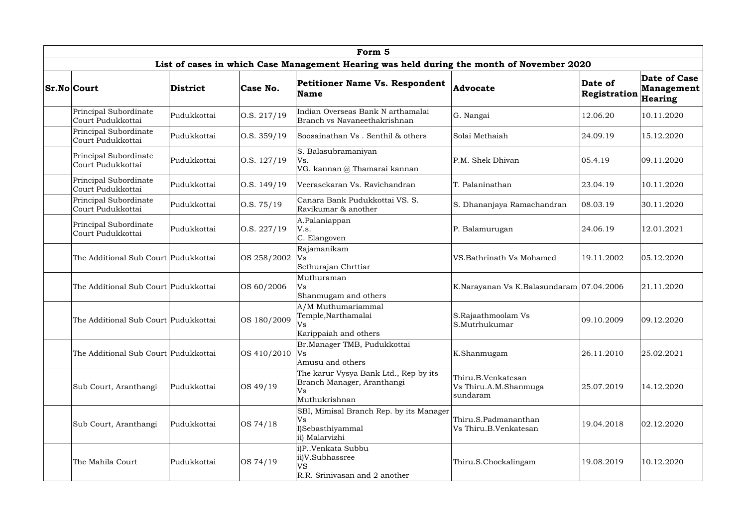| Form 5 | | | | | | | |
|---|---|---|---|---|---|---|---|
| List of cases in which Case Management Hearing was held during the month of November 2020 | | | | | | | |
| **Sr.No** | **Court** | **District** | **Case No.** | **Petitioner Name Vs. Respondent Name** | **Advocate** | **Date of Registration** | **Date of Case Management Hearing** |
| | Principal Subordinate Court Pudukkottai | Pudukkottai | O.S. 217/19 | Indian Overseas Bank N arthamalai Branch vs Navaneethakrishnan | G. Nangai | 12.06.20 | 10.11.2020 |
| | Principal Subordinate Court Pudukkottai | Pudukkottai | O.S. 359/19 | Soosainathan Vs . Senthil & others | Solai Methaiah | 24.09.19 | 15.12.2020 |
| | Principal Subordinate Court Pudukkottai | Pudukkottai | O.S. 127/19 | S. Balasubramaniyan Vs. VG. kannan @ Thamarai kannan | P.M. Shek Dhivan | 05.4.19 | 09.11.2020 |
| | Principal Subordinate Court Pudukkottai | Pudukkottai | O.S. 149/19 | Veerasekaran Vs. Ravichandran | T. Palaninathan | 23.04.19 | 10.11.2020 |
| | Principal Subordinate Court Pudukkottai | Pudukkottai | O.S. 75/19 | Canara Bank Pudukkottai VS. S. Ravikumar & another | S. Dhananjaya Ramachandran | 08.03.19 | 30.11.2020 |
| | Principal Subordinate Court Pudukkottai | Pudukkottai | O.S. 227/19 | A.Palaniappan V.s. C. Elangoven | P. Balamurugan | 24.06.19 | 12.01.2021 |
| | The Additional Sub Court | Pudukkottai | OS 258/2002 | Rajamanikam Vs Sethurajan Chrttiar | VS.Bathrinath Vs Mohamed | 19.11.2002 | 05.12.2020 |
| | The Additional Sub Court | Pudukkottai | OS 60/2006 | Muthuraman Vs Shanmugam and others | K.Narayanan Vs K.Balasundaram | 07.04.2006 | 21.11.2020 |
| | The Additional Sub Court | Pudukkottai | OS 180/2009 | A/M Muthumariammal Temple,Narthamalai Vs Karippaiah and others | S.Rajaathmoolam Vs S.Mutrhukumar | 09.10.2009 | 09.12.2020 |
| | The Additional Sub Court | Pudukkottai | OS 410/2010 | Br.Manager TMB, Pudukkottai Vs Amusu and others | K.Shanmugam | 26.11.2010 | 25.02.2021 |
| | Sub Court, Aranthangi | Pudukkottai | OS 49/19 | The karur Vysya Bank Ltd., Rep by its Branch Manager, Aranthangi Vs Muthukrishnan | Thiru.B.Venkatesan Vs Thiru.A.M.Shanmuga sundaram | 25.07.2019 | 14.12.2020 |
| | Sub Court, Aranthangi | Pudukkottai | OS 74/18 | SBI, Mimisal Branch Rep. by its Manager Vs I)Sebasthiyammal ii) Malarvizhi | Thiru.S.Padmananthan Vs Thiru.B.Venkatesan | 19.04.2018 | 02.12.2020 |
| | The Mahila Court | Pudukkottai | OS 74/19 | i)P..Venkata Subbu ii)V.Subhassree VS R.R. Srinivasan and 2 another | Thiru.S.Chockalingam | 19.08.2019 | 10.12.2020 |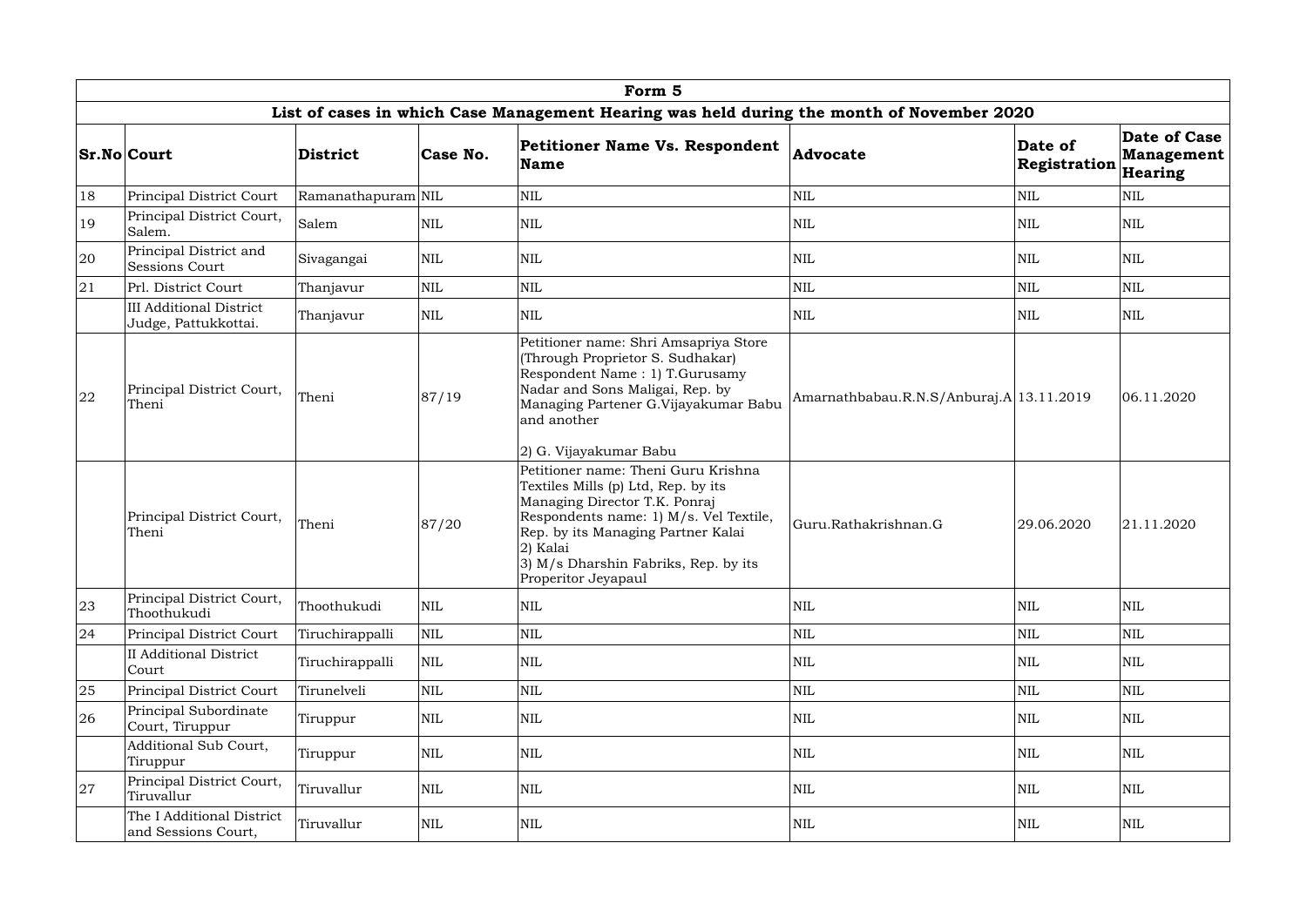## Form 5

### List of cases in which Case Management Hearing was held during the month of November 2020

| Sr.No | Court | District | Case No. | Petitioner Name Vs. Respondent Name | Advocate | Date of Registration | Date of Case Management Hearing |
|---|---|---|---|---|---|---|---|
| 18 | Principal District Court | Ramanathapuram | NIL | NIL | NIL | NIL | NIL |
| 19 | Principal District Court, Salem. | Salem | NIL | NIL | NIL | NIL | NIL |
| 20 | Principal District and Sessions Court | Sivagangai | NIL | NIL | NIL | NIL | NIL |
| 21 | Prl. District Court | Thanjavur | NIL | NIL | NIL | NIL | NIL |
| | III Additional District Judge, Pattukkottai. | Thanjavur | NIL | NIL | NIL | NIL | NIL |
| 22 | Principal District Court, Theni | Theni | 87/19 | Petitioner name: Shri Amsapriya Store (Through Proprietor S. Sudhakar) Respondent Name : 1) T.Gurusamy Nadar and Sons Maligai, Rep. by Managing Partener G.Vijayakumar Babu and another<br><br>2) G. Vijayakumar Babu | Amarnathbabau.R.N.S/Anburaj.A | 13.11.2019 | 06.11.2020 |
| | Principal District Court, Theni | Theni | 87/20 | Petitioner name: Theni Guru Krishna Textiles Mills (p) Ltd, Rep. by its Managing Director T.K. Ponraj Respondents name: 1) M/s. Vel Textile, Rep. by its Managing Partner Kalai 2) Kalai 3) M/s Dharshin Fabriks, Rep. by its Properitor Jeyapaul | Guru.Rathakrishnan.G | 29.06.2020 | 21.11.2020 |
| 23 | Principal District Court, Thoothukudi | Thoothukudi | NIL | NIL | NIL | NIL | NIL |
| 24 | Principal District Court | Tiruchirappalli | NIL | NIL | NIL | NIL | NIL |
| | II Additional District Court | Tiruchirappalli | NIL | NIL | NIL | NIL | NIL |
| 25 | Principal District Court | Tirunelveli | NIL | NIL | NIL | NIL | NIL |
| 26 | Principal Subordinate Court, Tiruppur | Tiruppur | NIL | NIL | NIL | NIL | NIL |
| | Additional Sub Court, Tiruppur | Tiruppur | NIL | NIL | NIL | NIL | NIL |
| 27 | Principal District Court, Tiruvallur | Tiruvallur | NIL | NIL | NIL | NIL | NIL |
| | The I Additional District and Sessions Court, | Tiruvallur | NIL | NIL | NIL | NIL | NIL |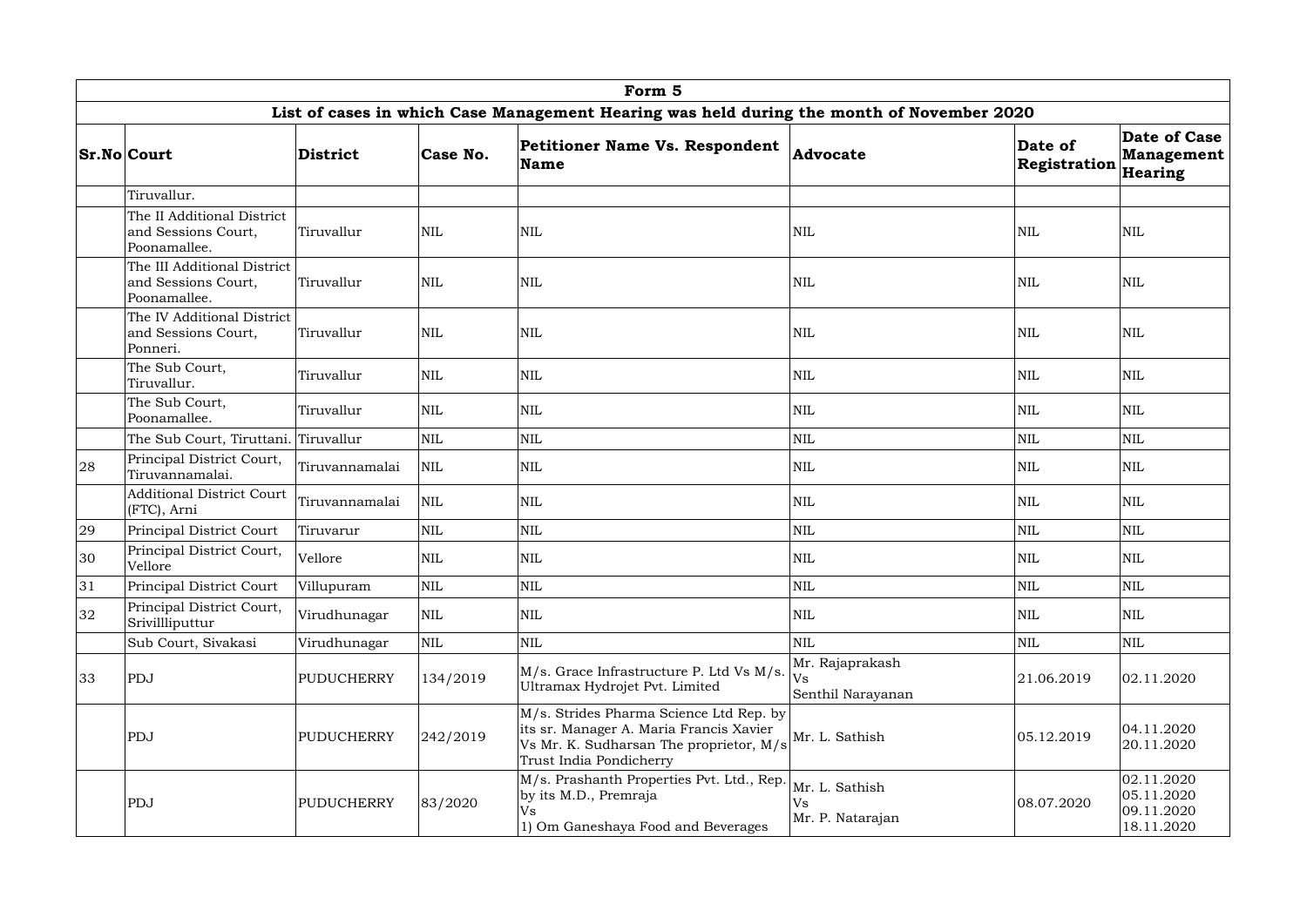| Form 5 | | | | | | | |
|---|---|---|---|---|---|---|---|
| **List of cases in which Case Management Hearing was held during the month of November 2020** | | | | | | | |
| **Sr.No** | **Court** | **District** | **Case No.** | **Petitioner Name Vs. Respondent Name** | **Advocate** | **Date of Registration** | **Date of Case Management Hearing** |
| | Tiruvallur. | | | | | | |
| | The II Additional District and Sessions Court, Poonamallee. | Tiruvallur | NIL | NIL | NIL | NIL | NIL |
| | The III Additional District and Sessions Court, Poonamallee. | Tiruvallur | NIL | NIL | NIL | NIL | NIL |
| | The IV Additional District and Sessions Court, Ponneri. | Tiruvallur | NIL | NIL | NIL | NIL | NIL |
| | The Sub Court, Tiruvallur. | Tiruvallur | NIL | NIL | NIL | NIL | NIL |
| | The Sub Court, Poonamallee. | Tiruvallur | NIL | NIL | NIL | NIL | NIL |
| | The Sub Court, Tiruttani. | Tiruvallur | NIL | NIL | NIL | NIL | NIL |
| 28 | Principal District Court, Tiruvannamalai. | Tiruvannamalai | NIL | NIL | NIL | NIL | NIL |
| | Additional District Court (FTC), Arni | Tiruvannamalai | NIL | NIL | NIL | NIL | NIL |
| 29 | Principal District Court | Tiruvarur | NIL | NIL | NIL | NIL | NIL |
| 30 | Principal District Court, Vellore | Vellore | NIL | NIL | NIL | NIL | NIL |
| 31 | Principal District Court | Villupuram | NIL | NIL | NIL | NIL | NIL |
| 32 | Principal District Court, Srivillliputtur | Virudhunagar | NIL | NIL | NIL | NIL | NIL |
| | Sub Court, Sivakasi | Virudhunagar | NIL | NIL | NIL | NIL | NIL |
| 33 | PDJ | PUDUCHERRY | 134/2019 | M/s. Grace Infrastructure P. Ltd Vs M/s. Ultramax Hydrojet Pvt. Limited | Mr. Rajaprakash Vs Senthil Narayanan | 21.06.2019 | 02.11.2020 |
| | PDJ | PUDUCHERRY | 242/2019 | M/s. Strides Pharma Science Ltd Rep. by its sr. Manager A. Maria Francis Xavier Vs Mr. K. Sudharsan The proprietor, M/s Trust India Pondicherry | Mr. L. Sathish | 05.12.2019 | 04.11.2020 20.11.2020 |
| | PDJ | PUDUCHERRY | 83/2020 | M/s. Prashanth Properties Pvt. Ltd., Rep. by its M.D., Premraja Vs 1) Om Ganeshaya Food and Beverages | Mr. L. Sathish Vs Mr. P. Natarajan | 08.07.2020 | 02.11.2020 05.11.2020 09.11.2020 18.11.2020 |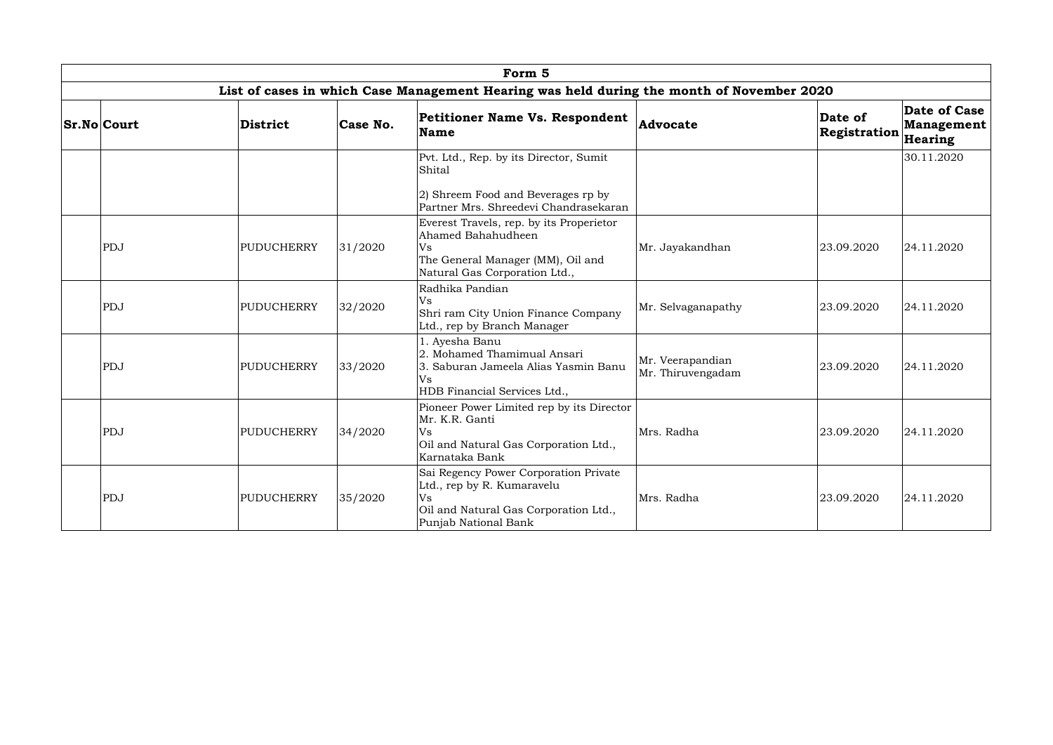| Form 5 | | | | | | | |
|---|---|---|---|---|---|---|---|
| List of cases in which Case Management Hearing was held during the month of November 2020 | | | | | | | |
| **Sr.No** | **Court** | **District** | **Case No.** | **Petitioner Name Vs. Respondent Name** | **Advocate** | **Date of Registration** | **Date of Case Management Hearing** |
| | | | | Pvt. Ltd., Rep. by its Director, Sumit Shital<br><br>2) Shreem Food and Beverages rp by Partner Mrs. Shreedevi Chandrasekaran | | | 30.11.2020 |
| | PDJ | PUDUCHERRY | 31/2020 | Everest Travels, rep. by its Properietor Ahamed Bahahudheen<br>Vs<br>The General Manager (MM), Oil and Natural Gas Corporation Ltd., | Mr. Jayakandhan | 23.09.2020 | 24.11.2020 |
| | PDJ | PUDUCHERRY | 32/2020 | Radhika Pandian<br>Vs<br>Shri ram City Union Finance Company Ltd., rep by Branch Manager | Mr. Selvaganapathy | 23.09.2020 | 24.11.2020 |
| | PDJ | PUDUCHERRY | 33/2020 | 1. Ayesha Banu<br>2. Mohamed Thamimual Ansari<br>3. Saburan Jameela Alias Yasmin Banu<br>Vs<br>HDB Financial Services Ltd., | Mr. Veerapandian<br>Mr. Thiruvengadam | 23.09.2020 | 24.11.2020 |
| | PDJ | PUDUCHERRY | 34/2020 | Pioneer Power Limited rep by its Director Mr. K.R. Ganti<br>Vs<br>Oil and Natural Gas Corporation Ltd., Karnataka Bank | Mrs. Radha | 23.09.2020 | 24.11.2020 |
| | PDJ | PUDUCHERRY | 35/2020 | Sai Regency Power Corporation Private Ltd., rep by R. Kumaravelu<br>Vs<br>Oil and Natural Gas Corporation Ltd., Punjab National Bank | Mrs. Radha | 23.09.2020 | 24.11.2020 |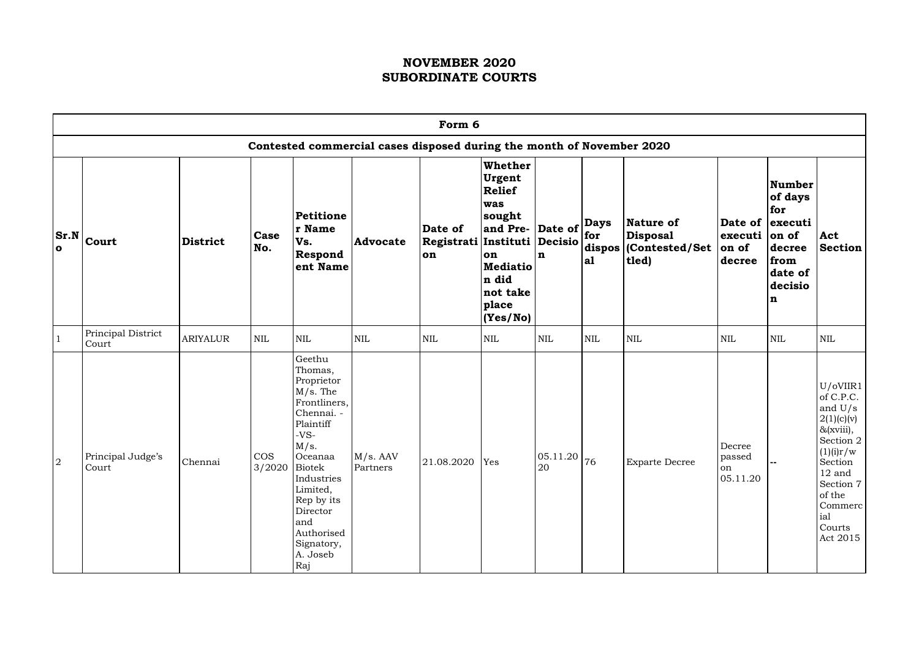# NOVEMBER 2020
# SUBORDINATE COURTS

| Form 6 | | | | | | | | | | | | | |
|---|---|---|---|---|---|---|---|---|---|---|---|---|---|
| Contested commercial cases disposed during the month of November 2020 | | | | | | | | | | | | | |
| **Sr.No** | **Court** | **District** | **Case No.** | **Petitioner Name Vs. Respondent Name** | **Advocate** | **Date of Registration** | **Whether Urgent Relief was sought and Pre-Institution Mediation did not take place (Yes/No)** | **Date of Decision** | **Days for disposal** | **Nature of Disposal (Contested/Settled)** | **Date of execution of decree** | **Number of days for execution of decree from date of decision** | **Act Section** |
| 1 | Principal District Court | ARIYALUR | NIL | NIL | NIL | NIL | NIL | NIL | NIL | NIL | NIL | NIL | NIL |
| 2 | Principal Judge's Court | Chennai | COS 3/2020 | Geethu Thomas, Proprietor M/s. The Frontliners, Chennai. - Plaintiff -VS- M/s. Oceanaa Biotek Industries Limited, Rep by its Director and Authorised Signatory, A. Joseb Raj | M/s. AAV Partners | 21.08.2020 | Yes | 05.11.2020 | 76 | Exparte Decree | Decree passed on 05.11.20 | -- | U/oVIIR1 of C.P.C. and U/s 2(1)(c)(v) &(xviii), Section 2 (1)(i)r/w Section 12 and Section 7 of the Commercial Courts Act 2015 |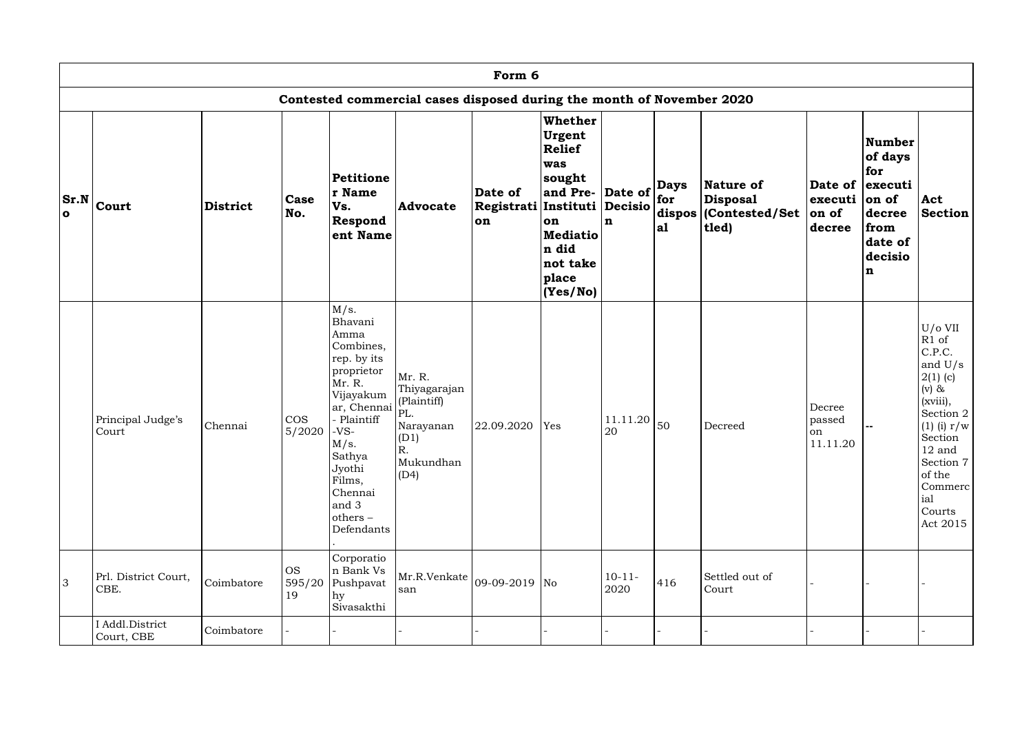| Form 6 | | | | | | | | | | | | | |
|---|---|---|---|---|---|---|---|---|---|---|---|---|---|
| Contested commercial cases disposed during the month of November 2020 | | | | | | | | | | | | | |
| **Sr.No** | **Court** | **District** | **Case No.** | **Petitioner Name Vs. Respondent Name** | **Advocate** | **Date of Registration** | **Whether Urgent Relief was sought and Pre-Institution Mediation did not take place (Yes/No)** | **Date of Decision** | **Days for disposal** | **Nature of Disposal (Contested/Settled)** | **Date of execution of decree** | **Number of days for execution of decree from date of decision** | **Act Section** |
| | Principal Judge's Court | Chennai | COS 5/2020 | M/s. Bhavani Amma Combines, rep. by its proprietor Mr. R. Vijayakumar, Chennai - Plaintiff -VS- M/s. Sathya Jyothi Films, Chennai and 3 others – Defendants. | Mr. R. Thiyagarajan (Plaintiff) PL. Narayanan (D1) R. Mukundhan (D4) | 22.09.2020 | Yes | 11.11.2020 | 50 | Decreed | Decree passed on 11.11.20 | -- | U/o VII R1 of C.P.C. and U/s 2(1) (c) (v) & (xviii), Section 2 (1) (i) r/w Section 12 and Section 7 of the Commercial Courts Act 2015 |
| 3 | Prl. District Court, CBE. | Coimbatore | OS 595/2019 | Corporation Bank Vs Pushpavathy Sivasakthi | Mr.R.Venkatesan | 09-09-2019 | No | 10-11-2020 | 416 | Settled out of Court | - | - | - |
| | I Addl.District Court, CBE | Coimbatore | - | - | - | - | - | - | - | - | - | - | - |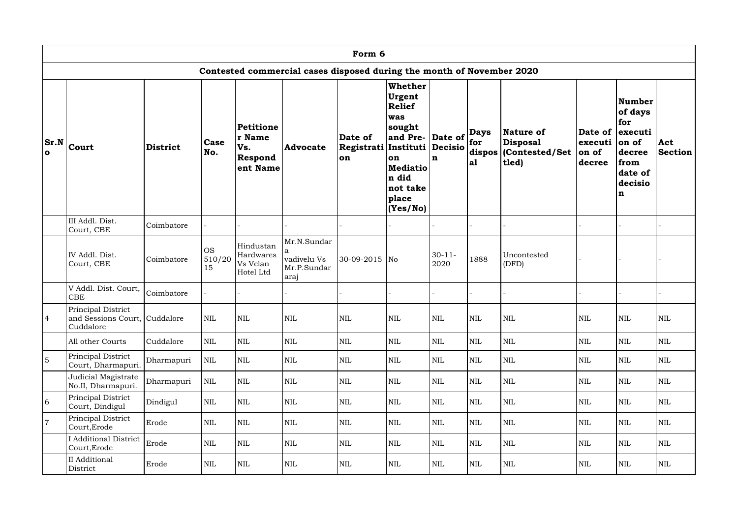| Form 6 | | | | | | | | | | | | | |
|---|---|---|---|---|---|---|---|---|---|---|---|---|---|
| Contested commercial cases disposed during the month of November 2020 | | | | | | | | | | | | | |
| Sr.No | Court | District | Case No. | Petitioner Name Vs. Respondent Name | Advocate | Date of Registration | Whether Urgent Relief was sought and Pre-Institution Mediation did not take place (Yes/No) | Date of Decision | Days for disposal | Nature of Disposal (Contested/Settled) | Date of execution of decree | Number of days for execution of decree from date of decision | Act Section |
| | III Addl. Dist. Court, CBE | Coimbatore | - | - | - | - | - | - | - | - | - | - | - |
| | IV Addl. Dist. Court, CBE | Coimbatore | OS 510/2015 | Hindustan Hardwares Vs Velan Hotel Ltd | Mr.N.Sundara vadivelu Vs Mr.P.Sundararaj | 30-09-2015 | No | 30-11-2020 | 1888 | Uncontested (DFD) | - | - | - |
| | V Addl. Dist. Court, CBE | Coimbatore | - | - | - | - | - | - | - | - | - | - | - |
| 4 | Principal District and Sessions Court, Cuddalore | Cuddalore | NIL | NIL | NIL | NIL | NIL | NIL | NIL | NIL | NIL | NIL | NIL |
| | All other Courts | Cuddalore | NIL | NIL | NIL | NIL | NIL | NIL | NIL | NIL | NIL | NIL | NIL |
| 5 | Principal District Court, Dharmapuri. | Dharmapuri | NIL | NIL | NIL | NIL | NIL | NIL | NIL | NIL | NIL | NIL | NIL |
| | Judicial Magistrate No.II, Dharmapuri. | Dharmapuri | NIL | NIL | NIL | NIL | NIL | NIL | NIL | NIL | NIL | NIL | NIL |
| 6 | Principal District Court, Dindigul | Dindigul | NIL | NIL | NIL | NIL | NIL | NIL | NIL | NIL | NIL | NIL | NIL |
| 7 | Principal District Court,Erode | Erode | NIL | NIL | NIL | NIL | NIL | NIL | NIL | NIL | NIL | NIL | NIL |
| | I Additional District Court,Erode | Erode | NIL | NIL | NIL | NIL | NIL | NIL | NIL | NIL | NIL | NIL | NIL |
| | II Additional District | Erode | NIL | NIL | NIL | NIL | NIL | NIL | NIL | NIL | NIL | NIL | NIL |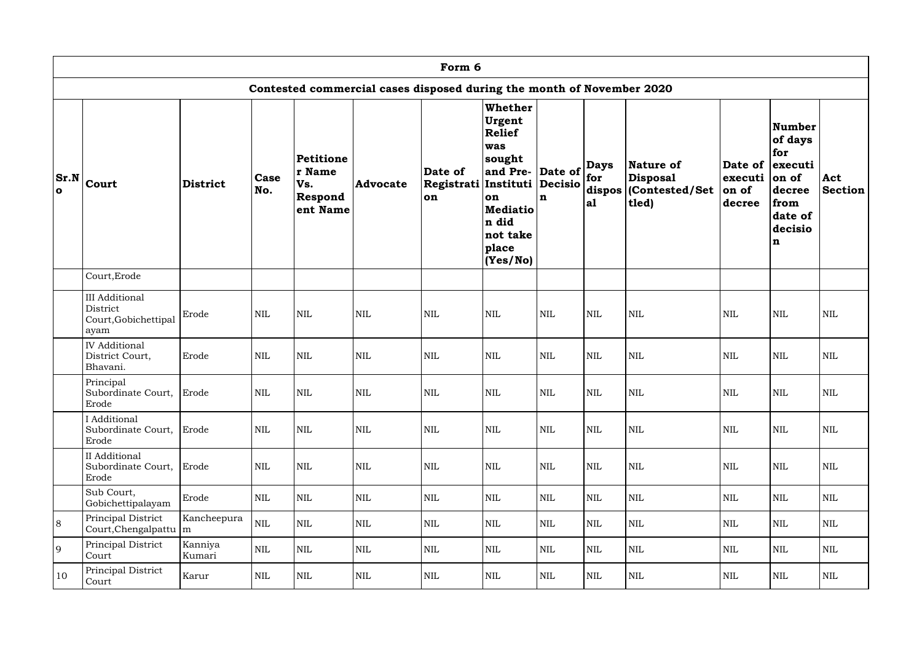| Form 6 | | | | | | | | | | | | | |
|---|---|---|---|---|---|---|---|---|---|---|---|---|---|
| Contested commercial cases disposed during the month of November 2020 | | | | | | | | | | | | | |
| **Sr.No** | **Court** | **District** | **Case No.** | **Petitioner Name Vs. Respondent Name** | **Advocate** | **Date of Registration** | **Whether Urgent Relief was sought and Pre-Institution Mediation did not take place (Yes/No)** | **Date of Decision** | **Days for disposal** | **Nature of Disposal (Contested/Settled)** | **Date of execution of decree** | **Number of days for execution of decree from date of decision** | **Act Section** |
| | Court,Erode | | | | | | | | | | | | |
| | III Additional District Court,Gobichettipalayam | Erode | NIL | NIL | NIL | NIL | NIL | NIL | NIL | NIL | NIL | NIL | NIL |
| | IV Additional District Court, Bhavani. | Erode | NIL | NIL | NIL | NIL | NIL | NIL | NIL | NIL | NIL | NIL | NIL |
| | Principal Subordinate Court, Erode | Erode | NIL | NIL | NIL | NIL | NIL | NIL | NIL | NIL | NIL | NIL | NIL |
| | I Additional Subordinate Court, Erode | Erode | NIL | NIL | NIL | NIL | NIL | NIL | NIL | NIL | NIL | NIL | NIL |
| | II Additional Subordinate Court, Erode | Erode | NIL | NIL | NIL | NIL | NIL | NIL | NIL | NIL | NIL | NIL | NIL |
| | Sub Court, Gobichettipalayam | Erode | NIL | NIL | NIL | NIL | NIL | NIL | NIL | NIL | NIL | NIL | NIL |
| 8 | Principal District Court,Chengalpattu | Kancheepuram | NIL | NIL | NIL | NIL | NIL | NIL | NIL | NIL | NIL | NIL | NIL |
| 9 | Principal District Court | Kanniya Kumari | NIL | NIL | NIL | NIL | NIL | NIL | NIL | NIL | NIL | NIL | NIL |
| 10 | Principal District Court | Karur | NIL | NIL | NIL | NIL | NIL | NIL | NIL | NIL | NIL | NIL | NIL |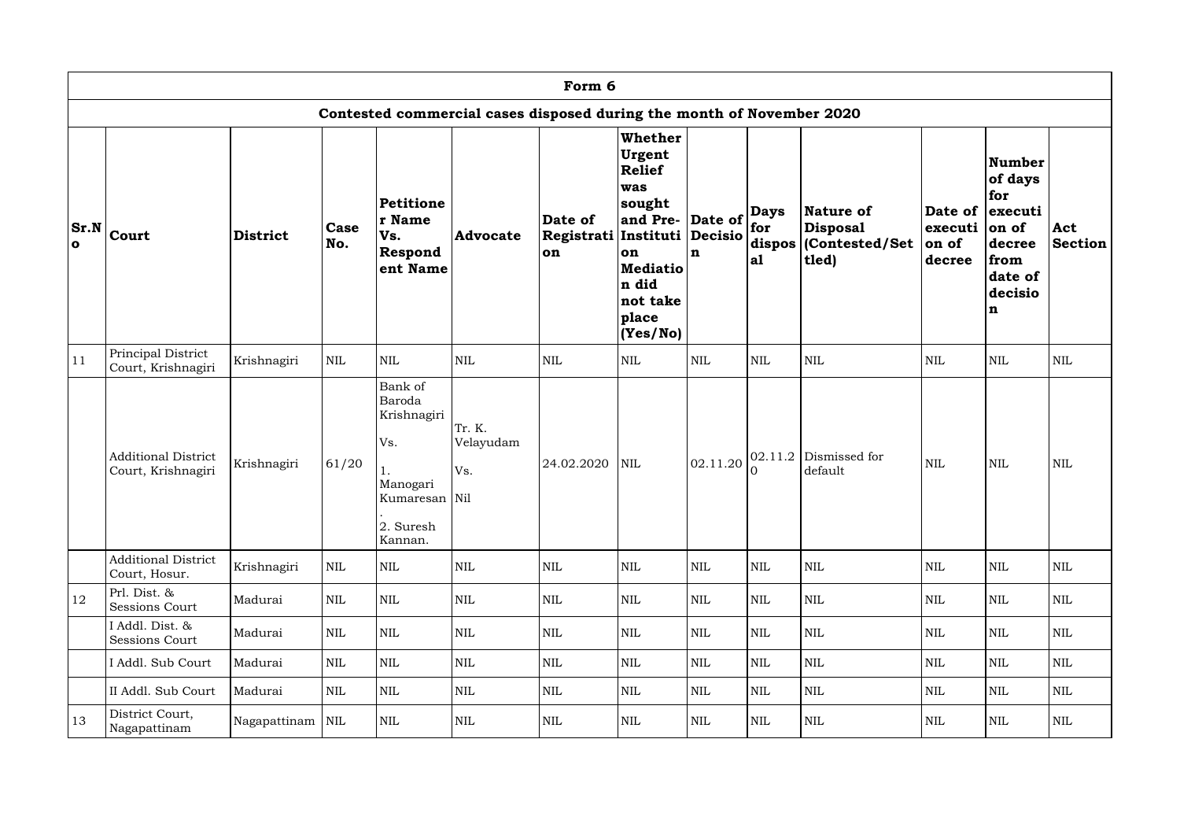# Form 6

## Contested commercial cases disposed during the month of November 2020

| Sr.No | Court | District | Case No. | Petitioner Name Vs. Respondent Name | Advocate | Date of Registration | Whether Urgent Relief was sought and Pre-Institution Mediation did not take place (Yes/No) | Date of Decision | Days for disposal | Nature of Disposal (Contested/Settled) | Date of execution of decree | Number of days for execution of decree from date of decision | Act Section |
|---|---|---|---|---|---|---|---|---|---|---|---|---|---|
| 11 | Principal District Court, Krishnagiri | Krishnagiri | NIL | NIL | NIL | NIL | NIL | NIL | NIL | NIL | NIL | NIL | NIL |
| | Additional District Court, Krishnagiri | Krishnagiri | 61/20 | Bank of Baroda Krishnagiri Vs. 1. Manogari Kumaresan. 2. Suresh Kannan. | Tr. K. Velayudam Vs. Nil | 24.02.2020 | NIL | 02.11.20 | 02.11.20 | Dismissed for default | NIL | NIL | NIL |
| | Additional District Court, Hosur. | Krishnagiri | NIL | NIL | NIL | NIL | NIL | NIL | NIL | NIL | NIL | NIL | NIL |
| 12 | Prl. Dist. & Sessions Court | Madurai | NIL | NIL | NIL | NIL | NIL | NIL | NIL | NIL | NIL | NIL | NIL |
| | I Addl. Dist. & Sessions Court | Madurai | NIL | NIL | NIL | NIL | NIL | NIL | NIL | NIL | NIL | NIL | NIL |
| | I Addl. Sub Court | Madurai | NIL | NIL | NIL | NIL | NIL | NIL | NIL | NIL | NIL | NIL | NIL |
| | II Addl. Sub Court | Madurai | NIL | NIL | NIL | NIL | NIL | NIL | NIL | NIL | NIL | NIL | NIL |
| 13 | District Court, Nagapattinam | Nagapattinam | NIL | NIL | NIL | NIL | NIL | NIL | NIL | NIL | NIL | NIL | NIL |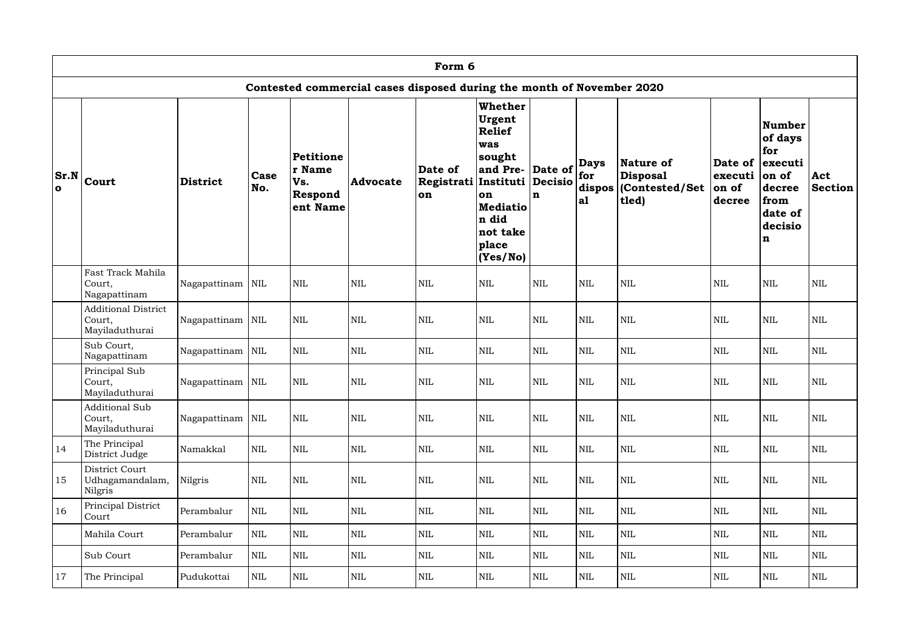| Form 6 | | | | | | | | | | | | | |
|---|---|---|---|---|---|---|---|---|---|---|---|---|---|
| Contested commercial cases disposed during the month of November 2020 | | | | | | | | | | | | | |
| **Sr.No** | **Court** | **District** | **Case No.** | **Petitioner Name Vs. Respondent Name** | **Advocate** | **Date of Registration** | **Whether Urgent Relief was sought and Pre-Institution Mediation did not take place (Yes/No)** | **Date of Decision** | **Days for disposal** | **Nature of Disposal (Contested/Settled)** | **Date of execution of decree** | **Number of days for execution of decree from date of decision** | **Act Section** |
| | Fast Track Mahila Court, Nagapattinam | Nagapattinam | NIL | NIL | NIL | NIL | NIL | NIL | NIL | NIL | NIL | NIL | NIL |
| | Additional District Court, Mayiladuthurai | Nagapattinam | NIL | NIL | NIL | NIL | NIL | NIL | NIL | NIL | NIL | NIL | NIL |
| | Sub Court, Nagapattinam | Nagapattinam | NIL | NIL | NIL | NIL | NIL | NIL | NIL | NIL | NIL | NIL | NIL |
| | Principal Sub Court, Mayiladuthurai | Nagapattinam | NIL | NIL | NIL | NIL | NIL | NIL | NIL | NIL | NIL | NIL | NIL |
| | Additional Sub Court, Mayiladuthurai | Nagapattinam | NIL | NIL | NIL | NIL | NIL | NIL | NIL | NIL | NIL | NIL | NIL |
| 14 | The Principal District Judge | Namakkal | NIL | NIL | NIL | NIL | NIL | NIL | NIL | NIL | NIL | NIL | NIL |
| 15 | District Court Udhagamandalam, Nilgris | Nilgris | NIL | NIL | NIL | NIL | NIL | NIL | NIL | NIL | NIL | NIL | NIL |
| 16 | Principal District Court | Perambalur | NIL | NIL | NIL | NIL | NIL | NIL | NIL | NIL | NIL | NIL | NIL |
| | Mahila Court | Perambalur | NIL | NIL | NIL | NIL | NIL | NIL | NIL | NIL | NIL | NIL | NIL |
| | Sub Court | Perambalur | NIL | NIL | NIL | NIL | NIL | NIL | NIL | NIL | NIL | NIL | NIL |
| 17 | The Principal | Pudukottai | NIL | NIL | NIL | NIL | NIL | NIL | NIL | NIL | NIL | NIL | NIL |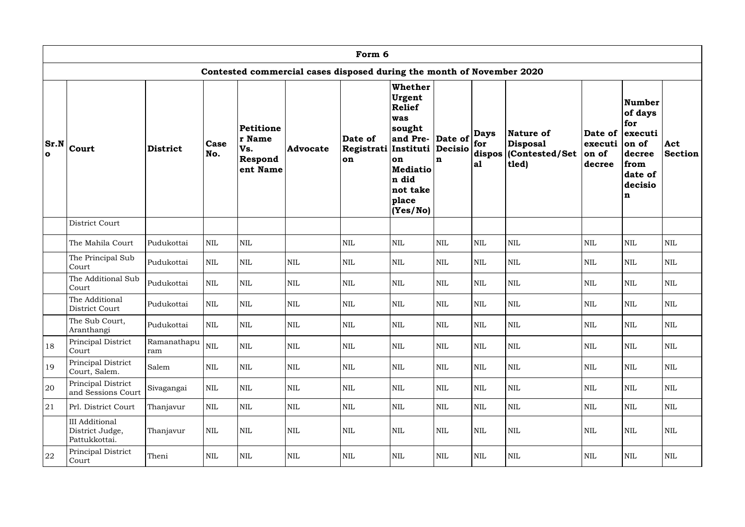| Form 6 | | | | | | | | | | | | | |
|---|---|---|---|---|---|---|---|---|---|---|---|---|---|
| Contested commercial cases disposed during the month of November 2020 | | | | | | | | | | | | | |
| **Sr.No** | **Court** | **District** | **Case No.** | **Petitioner Name Vs. Respondent Name** | **Advocate** | **Date of Registration** | **Whether Urgent Relief was sought and Pre-Institution Mediation did not take place (Yes/No)** | **Date of Decision** | **Days for disposal** | **Nature of Disposal (Contested/Settled)** | **Date of execution of decree** | **Number of days for execution of decree from date of decision** | **Act Section** |
| | District Court | | | | | | | | | | | | |
| | The Mahila Court | Pudukottai | NIL | NIL | | NIL | NIL | NIL | NIL | NIL | NIL | NIL | NIL |
| | The Principal Sub Court | Pudukottai | NIL | NIL | NIL | NIL | NIL | NIL | NIL | NIL | NIL | NIL | NIL |
| | The Additional Sub Court | Pudukottai | NIL | NIL | NIL | NIL | NIL | NIL | NIL | NIL | NIL | NIL | NIL |
| | The Additional District Court | Pudukottai | NIL | NIL | NIL | NIL | NIL | NIL | NIL | NIL | NIL | NIL | NIL |
| | The Sub Court, Aranthangi | Pudukottai | NIL | NIL | NIL | NIL | NIL | NIL | NIL | NIL | NIL | NIL | NIL |
| 18 | Principal District Court | Ramanathapuram | NIL | NIL | NIL | NIL | NIL | NIL | NIL | NIL | NIL | NIL | NIL |
| 19 | Principal District Court, Salem. | Salem | NIL | NIL | NIL | NIL | NIL | NIL | NIL | NIL | NIL | NIL | NIL |
| 20 | Principal District and Sessions Court | Sivagangai | NIL | NIL | NIL | NIL | NIL | NIL | NIL | NIL | NIL | NIL | NIL |
| 21 | Prl. District Court | Thanjavur | NIL | NIL | NIL | NIL | NIL | NIL | NIL | NIL | NIL | NIL | NIL |
| | III Additional District Judge, Pattukkottai. | Thanjavur | NIL | NIL | NIL | NIL | NIL | NIL | NIL | NIL | NIL | NIL | NIL |
| 22 | Principal District Court | Theni | NIL | NIL | NIL | NIL | NIL | NIL | NIL | NIL | NIL | NIL | NIL |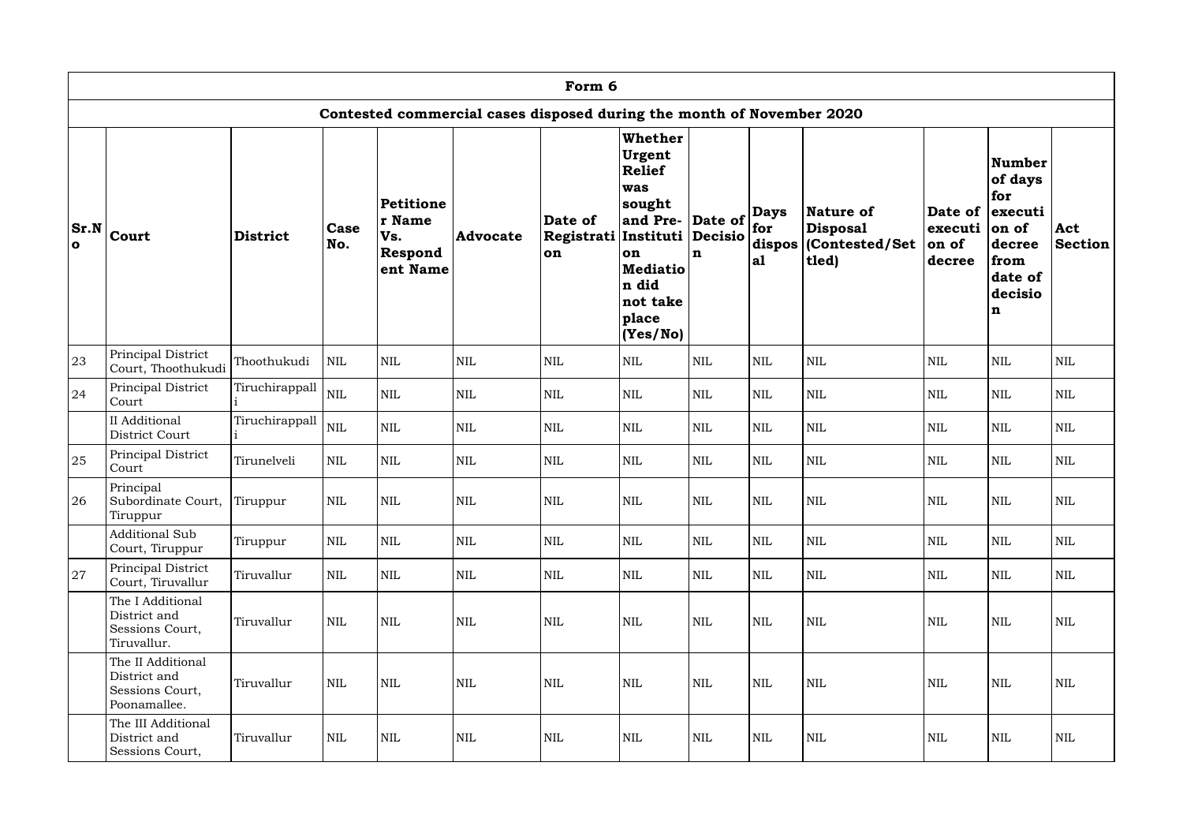| Form 6 | | | | | | | | | | | | | |
|---|---|---|---|---|---|---|---|---|---|---|---|---|---|
| Contested commercial cases disposed during the month of November 2020 | | | | | | | | | | | | | |
| **Sr.No** | **Court** | **District** | **Case No.** | **Petitioner Name Vs. Respondent Name** | **Advocate** | **Date of Registration** | **Whether Urgent Relief was sought and Pre-Institution Mediation did not take place (Yes/No)** | **Date of Decision** | **Days for disposal** | **Nature of Disposal (Contested/Settled)** | **Date of execution of decree** | **Number of days for execution of decree from date of decision** | **Act Section** |
| 23 | Principal District Court, Thoothukudi | Thoothukudi | NIL | NIL | NIL | NIL | NIL | NIL | NIL | NIL | NIL | NIL | NIL |
| 24 | Principal District Court | Tiruchirappalli | NIL | NIL | NIL | NIL | NIL | NIL | NIL | NIL | NIL | NIL | NIL |
| | II Additional District Court | Tiruchirappalli | NIL | NIL | NIL | NIL | NIL | NIL | NIL | NIL | NIL | NIL | NIL |
| 25 | Principal District Court | Tirunelveli | NIL | NIL | NIL | NIL | NIL | NIL | NIL | NIL | NIL | NIL | NIL |
| 26 | Principal Subordinate Court, Tiruppur | Tiruppur | NIL | NIL | NIL | NIL | NIL | NIL | NIL | NIL | NIL | NIL | NIL |
| | Additional Sub Court, Tiruppur | Tiruppur | NIL | NIL | NIL | NIL | NIL | NIL | NIL | NIL | NIL | NIL | NIL |
| 27 | Principal District Court, Tiruvallur | Tiruvallur | NIL | NIL | NIL | NIL | NIL | NIL | NIL | NIL | NIL | NIL | NIL |
| | The I Additional District and Sessions Court, Tiruvallur. | Tiruvallur | NIL | NIL | NIL | NIL | NIL | NIL | NIL | NIL | NIL | NIL | NIL |
| | The II Additional District and Sessions Court, Poonamallee. | Tiruvallur | NIL | NIL | NIL | NIL | NIL | NIL | NIL | NIL | NIL | NIL | NIL |
| | The III Additional District and Sessions Court, | Tiruvallur | NIL | NIL | NIL | NIL | NIL | NIL | NIL | NIL | NIL | NIL | NIL |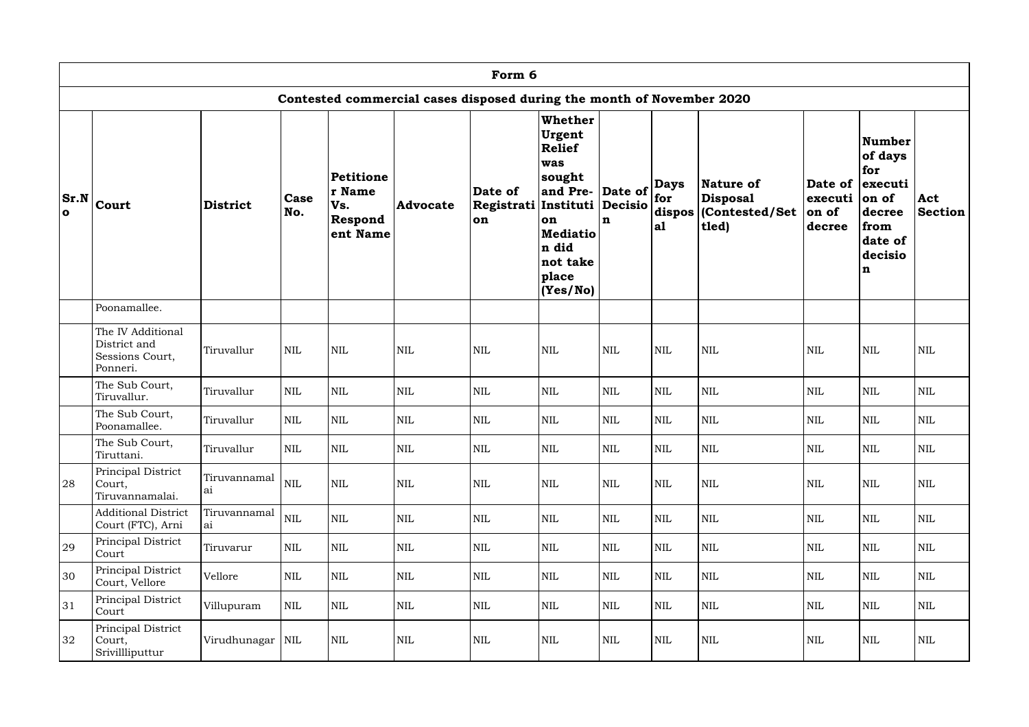| Form 6 | | | | | | | | | | | | |
|---|---|---|---|---|---|---|---|---|---|---|---|---|
| Contested commercial cases disposed during the month of November 2020 | | | | | | | | | | | | |
| Sr.No | Court | District | Case No. | Petitioner Name Vs. Respondent Name | Advocate | Date of Registration | Whether Urgent Relief was sought and Pre-Institution Mediation did not take place (Yes/No) | Date of Decision | Days for disposal | Nature of Disposal (Contested/Settled) | Date of execution of decree | Number of days for execution of decree from date of decision | Act Section |
| | Poonamallee. | | | | | | | | | | | | |
| | The IV Additional District and Sessions Court, Ponneri. | Tiruvallur | NIL | NIL | NIL | NIL | NIL | NIL | NIL | NIL | NIL | NIL | NIL |
| | The Sub Court, Tiruvallur. | Tiruvallur | NIL | NIL | NIL | NIL | NIL | NIL | NIL | NIL | NIL | NIL | NIL |
| | The Sub Court, Poonamallee. | Tiruvallur | NIL | NIL | NIL | NIL | NIL | NIL | NIL | NIL | NIL | NIL | NIL |
| | The Sub Court, Tiruttani. | Tiruvallur | NIL | NIL | NIL | NIL | NIL | NIL | NIL | NIL | NIL | NIL | NIL |
| 28 | Principal District Court, Tiruvannamalai. | Tiruvannamalai | NIL | NIL | NIL | NIL | NIL | NIL | NIL | NIL | NIL | NIL | NIL |
| | Additional District Court (FTC), Arni | Tiruvannamalai | NIL | NIL | NIL | NIL | NIL | NIL | NIL | NIL | NIL | NIL | NIL |
| 29 | Principal District Court | Tiruvarur | NIL | NIL | NIL | NIL | NIL | NIL | NIL | NIL | NIL | NIL | NIL |
| 30 | Principal District Court, Vellore | Vellore | NIL | NIL | NIL | NIL | NIL | NIL | NIL | NIL | NIL | NIL | NIL |
| 31 | Principal District Court | Villupuram | NIL | NIL | NIL | NIL | NIL | NIL | NIL | NIL | NIL | NIL | NIL |
| 32 | Principal District Court, Srivillliputtur | Virudhunagar | NIL | NIL | NIL | NIL | NIL | NIL | NIL | NIL | NIL | NIL | NIL |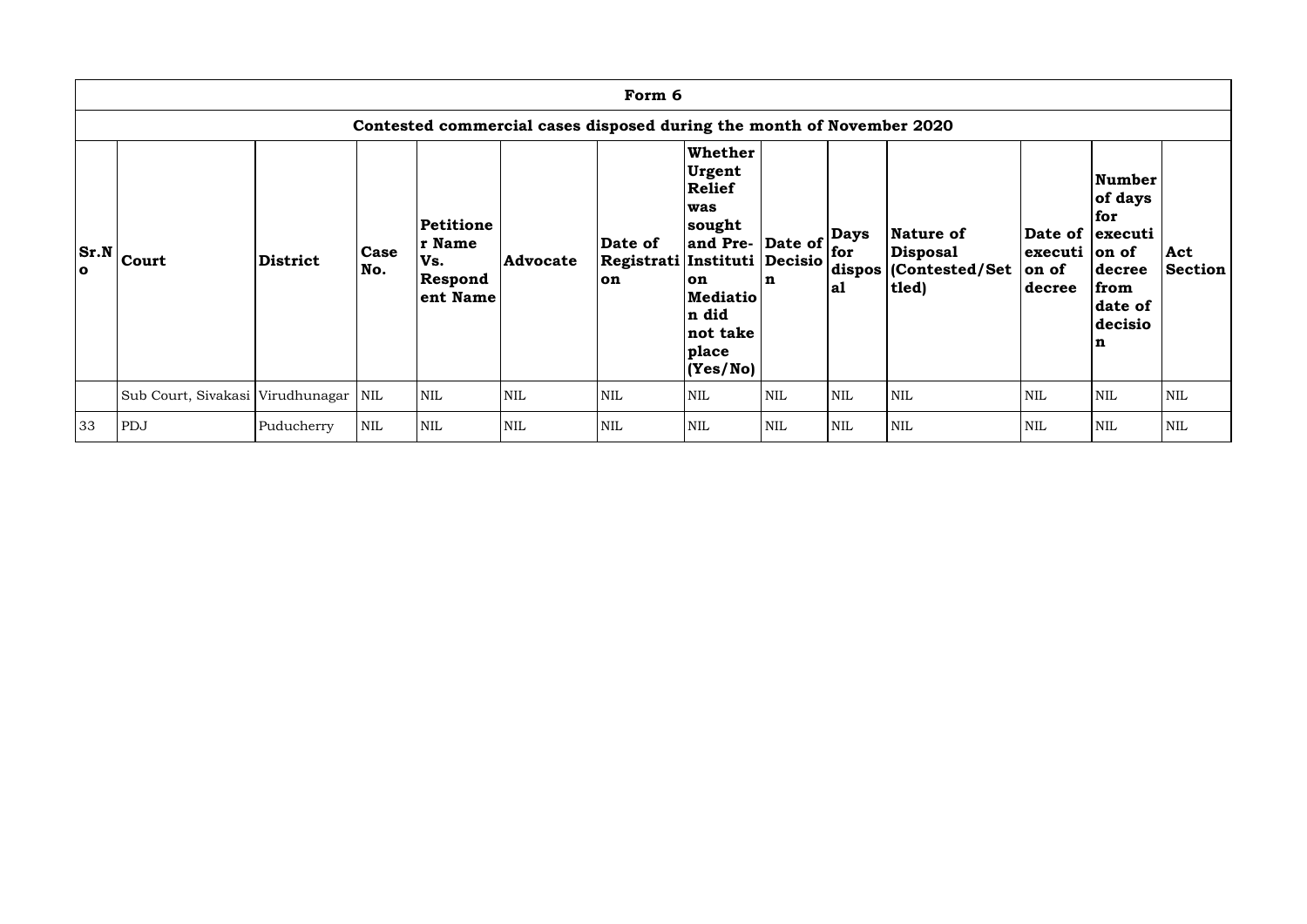| Form 6 | | | | | | | | | | | | | |
|---|---|---|---|---|---|---|---|---|---|---|---|---|---|
| Contested commercial cases disposed during the month of November 2020 | | | | | | | | | | | | | |
| Sr.No | Court | District | Case No. | Petitioner Name Vs. Respondent Name | Advocate | Date of Registration | Whether Urgent Relief was sought and Pre-Institution Mediation did not take place (Yes/No) | Date of Decision | Days for disposal | Nature of Disposal (Contested/Settled) | Date of execution of decree | Number of days for execution of decree from date of decision | Act Section |
| | Sub Court, Sivakasi | Virudhunagar | NIL | NIL | NIL | NIL | NIL | NIL | NIL | NIL | NIL | NIL | NIL |
| 33 | PDJ | Puducherry | NIL | NIL | NIL | NIL | NIL | NIL | NIL | NIL | NIL | NIL | NIL |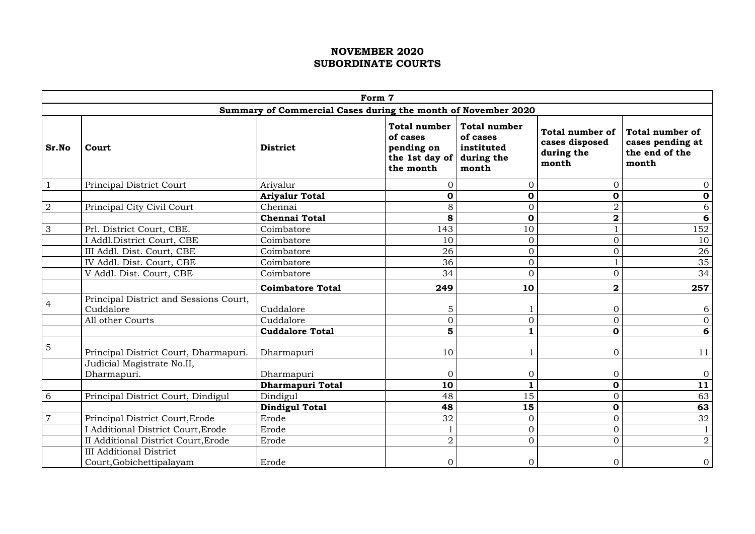# NOVEMBER 2020
## SUBORDINATE COURTS

| Form 7 | | | | | | |
|---|---|---|---|---|---|---|
| **Summary of Commercial Cases during the month of November 2020** | | | | | | |
| **Sr.No** | **Court** | **District** | **Total number of cases pending on the 1st day of the month** | **Total number of cases instituted during the month** | **Total number of cases disposed during the month** | **Total number of cases pending at the end of the month** |
| 1 | Principal District Court | Ariyalur | 0 | 0 | 0 | 0 |
| | | **Ariyalur Total** | **0** | **0** | **0** | **0** |
| 2 | Principal City Civil Court | Chennai | 8 | 0 | 2 | 6 |
| | | **Chennai Total** | **8** | **0** | **2** | **6** |
| 3 | Prl. District Court, CBE. | Coimbatore | 143 | 10 | 1 | 152 |
| | I Addl.District Court, CBE | Coimbatore | 10 | 0 | 0 | 10 |
| | III Addl. Dist. Court, CBE | Coimbatore | 26 | 0 | 0 | 26 |
| | IV Addl. Dist. Court, CBE | Coimbatore | 36 | 0 | 1 | 35 |
| | V Addl. Dist. Court, CBE | Coimbatore | 34 | 0 | 0 | 34 |
| | | **Coimbatore Total** | **249** | **10** | **2** | **257** |
| 4 | Principal District and Sessions Court, Cuddalore | Cuddalore | 5 | 1 | 0 | 6 |
| | All other Courts | Cuddalore | 0 | 0 | 0 | 0 |
| | | **Cuddalore Total** | **5** | **1** | **0** | **6** |
| 5 | Principal District Court, Dharmapuri. | Dharmapuri | 10 | 1 | 0 | 11 |
| | Judicial Magistrate No.II, Dharmapuri. | Dharmapuri | 0 | 0 | 0 | 0 |
| | | **Dharmapuri Total** | **10** | **1** | **0** | **11** |
| 6 | Principal District Court, Dindigul | Dindigul | 48 | 15 | 0 | 63 |
| | | **Dindigul Total** | **48** | **15** | **0** | **63** |
| 7 | Principal District Court,Erode | Erode | 32 | 0 | 0 | 32 |
| | I Additional District Court,Erode | Erode | 1 | 0 | 0 | 1 |
| | II Additional District Court,Erode | Erode | 2 | 0 | 0 | 2 |
| | III Additional District Court,Gobichettipalayam | Erode | 0 | 0 | 0 | 0 |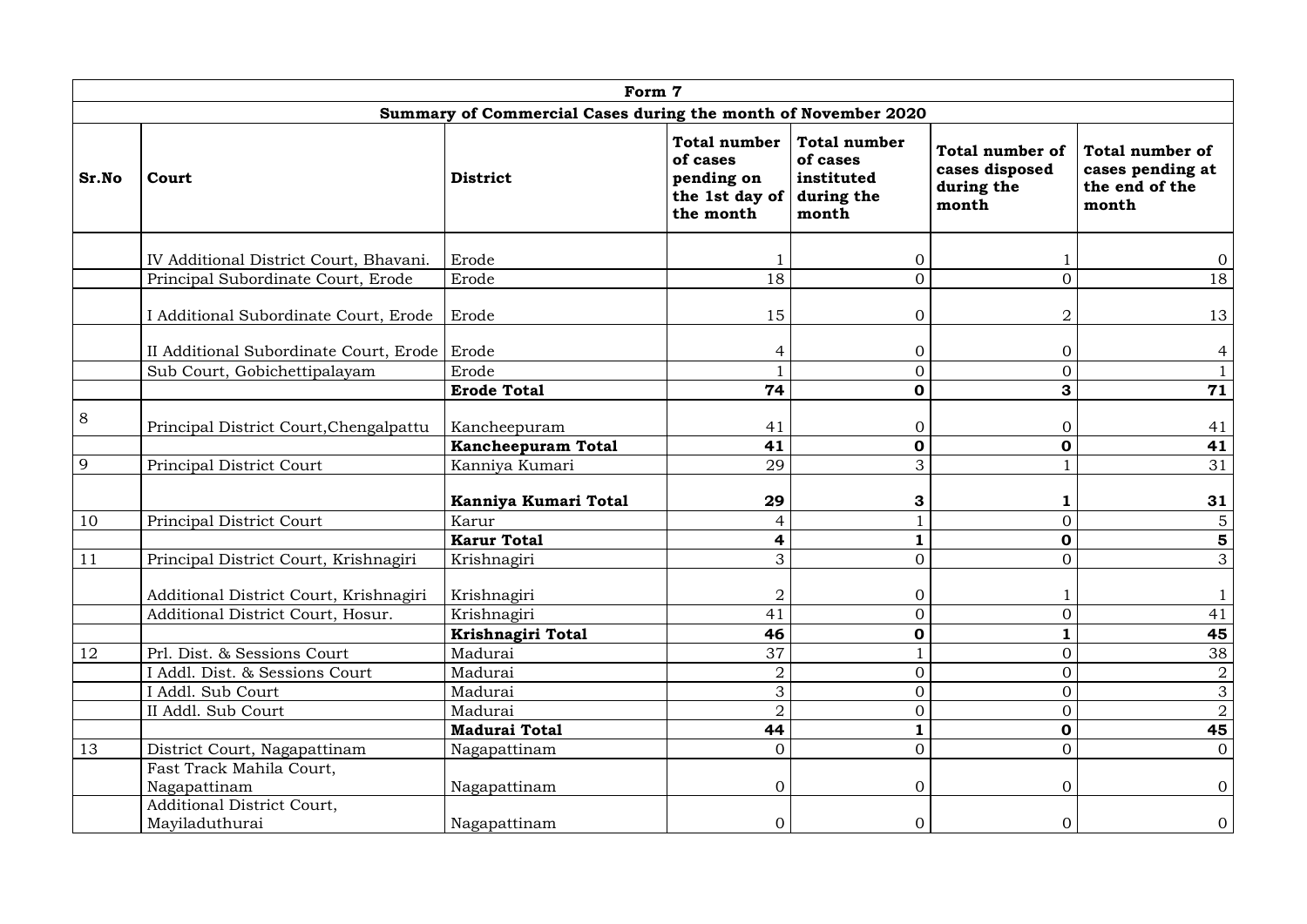| Form 7 | | | | | | |
|---|---|---|---|---|---|---|
| **Summary of Commercial Cases during the month of November 2020** | | | | | | |
| **Sr.No** | **Court** | **District** | **Total number of cases pending on the 1st day of the month** | **Total number of cases instituted during the month** | **Total number of cases disposed during the month** | **Total number of cases pending at the end of the month** |
| | IV Additional District Court, Bhavani. | Erode | 1 | 0 | 1 | 0 |
| | Principal Subordinate Court, Erode | Erode | 18 | 0 | 0 | 18 |
| | I Additional Subordinate Court, Erode | Erode | 15 | 0 | 2 | 13 |
| | II Additional Subordinate Court, Erode | Erode | 4 | 0 | 0 | 4 |
| | Sub Court, Gobichettipalayam | Erode | 1 | 0 | 0 | 1 |
| | | **Erode Total** | **74** | **0** | **3** | **71** |
| 8 | Principal District Court,Chengalpattu | Kancheepuram | 41 | 0 | 0 | 41 |
| | | **Kancheepuram Total** | **41** | **0** | **0** | **41** |
| 9 | Principal District Court | Kanniya Kumari | 29 | 3 | 1 | 31 |
| | | **Kanniya Kumari Total** | **29** | **3** | **1** | **31** |
| 10 | Principal District Court | Karur | 4 | 1 | 0 | 5 |
| | | **Karur Total** | **4** | **1** | **0** | **5** |
| 11 | Principal District Court, Krishnagiri | Krishnagiri | 3 | 0 | 0 | 3 |
| | Additional District Court, Krishnagiri | Krishnagiri | 2 | 0 | 1 | 1 |
| | Additional District Court, Hosur. | Krishnagiri | 41 | 0 | 0 | 41 |
| | | **Krishnagiri Total** | **46** | **0** | **1** | **45** |
| 12 | Prl. Dist. & Sessions Court | Madurai | 37 | 1 | 0 | 38 |
| | I Addl. Dist. & Sessions Court | Madurai | 2 | 0 | 0 | 2 |
| | I Addl. Sub Court | Madurai | 3 | 0 | 0 | 3 |
| | II Addl. Sub Court | Madurai | 2 | 0 | 0 | 2 |
| | | **Madurai Total** | **44** | **1** | **0** | **45** |
| 13 | District Court, Nagapattinam | Nagapattinam | 0 | 0 | 0 | 0 |
| | Fast Track Mahila Court, Nagapattinam | Nagapattinam | 0 | 0 | 0 | 0 |
| | Additional District Court, Mayiladuthurai | Nagapattinam | 0 | 0 | 0 | 0 |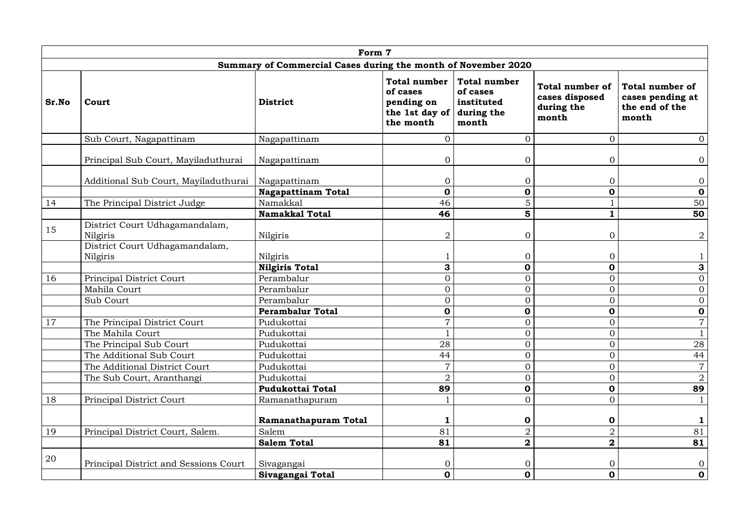| Form 7 | | | | | | |
|---|---|---|---|---|---|---|
| **Summary of Commercial Cases during the month of November 2020** | | | | | | |
| **Sr.No** | **Court** | **District** | **Total number of cases pending on the 1st day of the month** | **Total number of cases instituted during the month** | **Total number of cases disposed during the month** | **Total number of cases pending at the end of the month** |
| | Sub Court, Nagapattinam | Nagapattinam | 0 | 0 | 0 | 0 |
| | Principal Sub Court, Mayiladuthurai | Nagapattinam | 0 | 0 | 0 | 0 |
| | Additional Sub Court, Mayiladuthurai | Nagapattinam | 0 | 0 | 0 | 0 |
| | | **Nagapattinam Total** | **0** | **0** | **0** | **0** |
| 14 | The Principal District Judge | Namakkal | 46 | 5 | 1 | 50 |
| | | **Namakkal Total** | **46** | **5** | **1** | **50** |
| 15 | District Court Udhagamandalam, Nilgiris | Nilgiris | 2 | 0 | 0 | 2 |
| | District Court Udhagamandalam, Nilgiris | Nilgiris | 1 | 0 | 0 | 1 |
| | | **Nilgiris Total** | **3** | **0** | **0** | **3** |
| 16 | Principal District Court | Perambalur | 0 | 0 | 0 | 0 |
| | Mahila Court | Perambalur | 0 | 0 | 0 | 0 |
| | Sub Court | Perambalur | 0 | 0 | 0 | 0 |
| | | **Perambalur Total** | **0** | **0** | **0** | **0** |
| 17 | The Principal District Court | Pudukottai | 7 | 0 | 0 | 7 |
| | The Mahila Court | Pudukottai | 1 | 0 | 0 | 1 |
| | The Principal Sub Court | Pudukottai | 28 | 0 | 0 | 28 |
| | The Additional Sub Court | Pudukottai | 44 | 0 | 0 | 44 |
| | The Additional District Court | Pudukottai | 7 | 0 | 0 | 7 |
| | The Sub Court, Aranthangi | Pudukottai | 2 | 0 | 0 | 2 |
| | | **Pudukottai Total** | **89** | **0** | **0** | **89** |
| 18 | Principal District Court | Ramanathapuram | 1 | 0 | 0 | 1 |
| | | **Ramanathapuram Total** | **1** | **0** | **0** | **1** |
| 19 | Principal District Court, Salem. | Salem | 81 | 2 | 2 | 81 |
| | | **Salem Total** | **81** | **2** | **2** | **81** |
| 20 | Principal District and Sessions Court | Sivagangai | 0 | 0 | 0 | 0 |
| | | **Sivagangai Total** | **0** | **0** | **0** | **0** |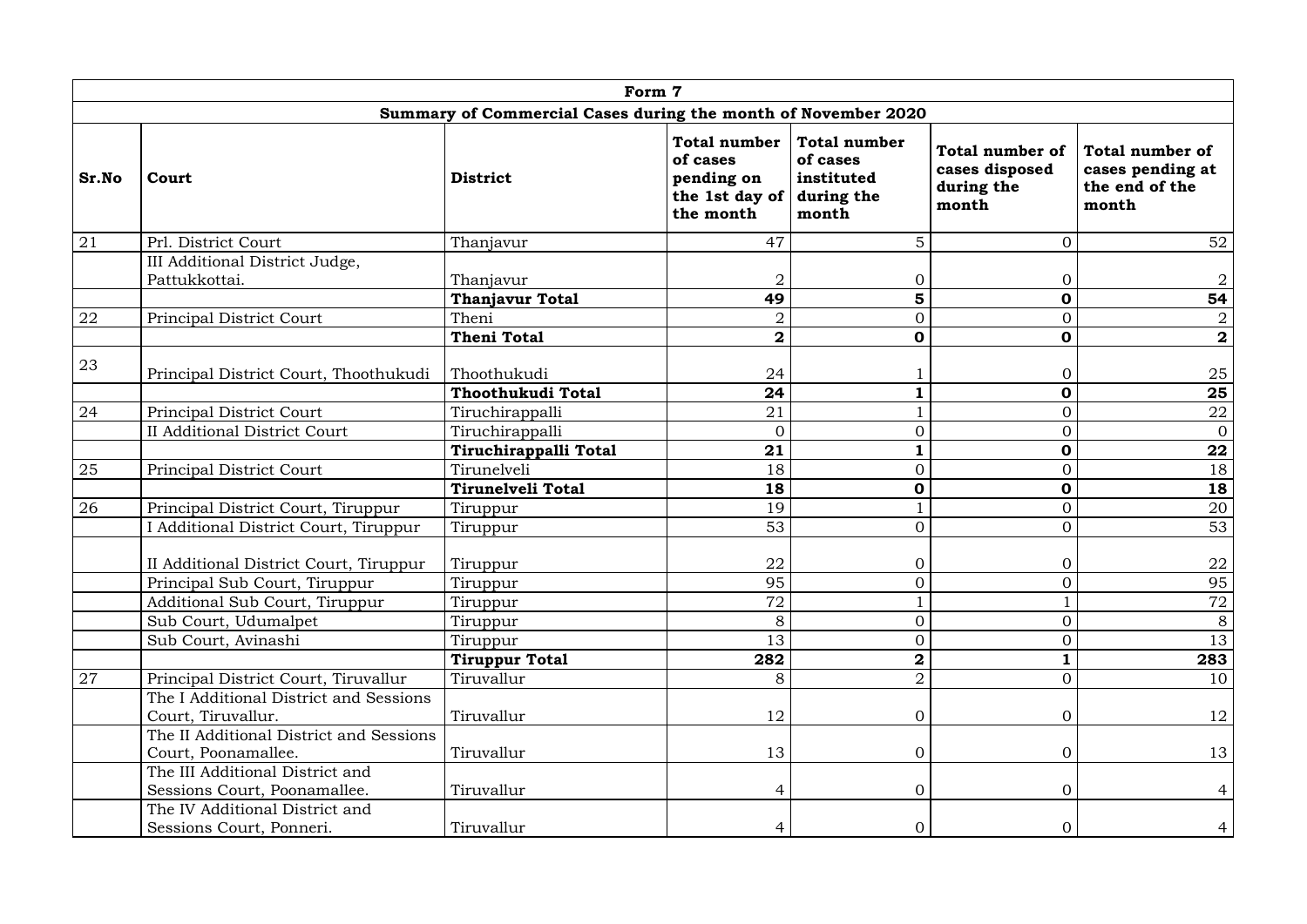| Form 7 | | | | | | |
|---|---|---|---|---|---|---|
| Summary of Commercial Cases during the month of November 2020 | | | | | | |
| **Sr.No** | **Court** | **District** | **Total number of cases pending on the 1st day of the month** | **Total number of cases instituted during the month** | **Total number of cases disposed during the month** | **Total number of cases pending at the end of the month** |
| 21 | Prl. District Court | Thanjavur | 47 | 5 | 0 | 52 |
| | III Additional District Judge, Pattukkottai. | Thanjavur | 2 | 0 | 0 | 2 |
| | | **Thanjavur Total** | **49** | **5** | **0** | **54** |
| 22 | Principal District Court | Theni | 2 | 0 | 0 | 2 |
| | | **Theni Total** | **2** | **0** | **0** | **2** |
| 23 | Principal District Court, Thoothukudi | Thoothukudi | 24 | 1 | 0 | 25 |
| | | **Thoothukudi Total** | **24** | **1** | **0** | **25** |
| 24 | Principal District Court | Tiruchirappalli | 21 | 1 | 0 | 22 |
| | II Additional District Court | Tiruchirappalli | 0 | 0 | 0 | 0 |
| | | **Tiruchirappalli Total** | **21** | **1** | **0** | **22** |
| 25 | Principal District Court | Tirunelveli | 18 | 0 | 0 | 18 |
| | | **Tirunelveli Total** | **18** | **0** | **0** | **18** |
| 26 | Principal District Court, Tiruppur | Tiruppur | 19 | 1 | 0 | 20 |
| | I Additional District Court, Tiruppur | Tiruppur | 53 | 0 | 0 | 53 |
| | II Additional District Court, Tiruppur | Tiruppur | 22 | 0 | 0 | 22 |
| | Principal Sub Court, Tiruppur | Tiruppur | 95 | 0 | 0 | 95 |
| | Additional Sub Court, Tiruppur | Tiruppur | 72 | 1 | 1 | 72 |
| | Sub Court, Udumalpet | Tiruppur | 8 | 0 | 0 | 8 |
| | Sub Court, Avinashi | Tiruppur | 13 | 0 | 0 | 13 |
| | | **Tiruppur Total** | **282** | **2** | **1** | **283** |
| 27 | Principal District Court, Tiruvallur | Tiruvallur | 8 | 2 | 0 | 10 |
| | The I Additional District and Sessions Court, Tiruvallur. | Tiruvallur | 12 | 0 | 0 | 12 |
| | The II Additional District and Sessions Court, Poonamallee. | Tiruvallur | 13 | 0 | 0 | 13 |
| | The III Additional District and Sessions Court, Poonamallee. | Tiruvallur | 4 | 0 | 0 | 4 |
| | The IV Additional District and Sessions Court, Ponneri. | Tiruvallur | 4 | 0 | 0 | 4 |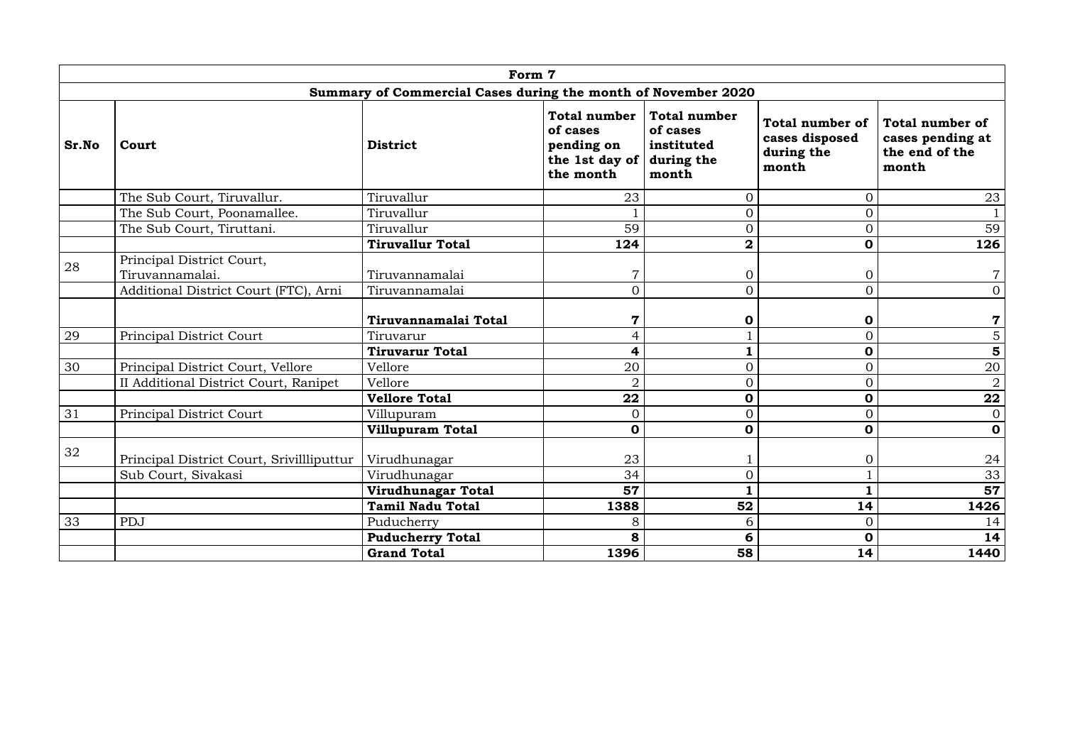| Form 7 | | | | | | |
|---|---|---|---|---|---|---|
| **Summary of Commercial Cases during the month of November 2020** | | | | | | |
| **Sr.No** | **Court** | **District** | **Total number of cases pending on the 1st day of the month** | **Total number of cases instituted during the month** | **Total number of cases disposed during the month** | **Total number of cases pending at the end of the month** |
| | The Sub Court, Tiruvallur. | Tiruvallur | 23 | 0 | 0 | 23 |
| | The Sub Court, Poonamallee. | Tiruvallur | 1 | 0 | 0 | 1 |
| | The Sub Court, Tiruttani. | Tiruvallur | 59 | 0 | 0 | 59 |
| | | **Tiruvallur Total** | **124** | **2** | **0** | **126** |
| 28 | Principal District Court, Tiruvannamalai. | Tiruvannamalai | 7 | 0 | 0 | 7 |
| | Additional District Court (FTC), Arni | Tiruvannamalai | 0 | 0 | 0 | 0 |
| | | **Tiruvannamalai Total** | **7** | **0** | **0** | **7** |
| 29 | Principal District Court | Tiruvarur | 4 | 1 | 0 | 5 |
| | | **Tiruvarur Total** | **4** | **1** | **0** | **5** |
| 30 | Principal District Court, Vellore | Vellore | 20 | 0 | 0 | 20 |
| | II Additional District Court, Ranipet | Vellore | 2 | 0 | 0 | 2 |
| | | **Vellore Total** | **22** | **0** | **0** | **22** |
| 31 | Principal District Court | Villupuram | 0 | 0 | 0 | 0 |
| | | **Villupuram Total** | **0** | **0** | **0** | **0** |
| 32 | Principal District Court, Srivillliputtur | Virudhunagar | 23 | 1 | 0 | 24 |
| | Sub Court, Sivakasi | Virudhunagar | 34 | 0 | 1 | 33 |
| | | **Virudhunagar Total** | **57** | **1** | **1** | **57** |
| | | **Tamil Nadu Total** | **1388** | **52** | **14** | **1426** |
| 33 | PDJ | Puducherry | 8 | 6 | 0 | 14 |
| | | **Puducherry Total** | **8** | **6** | **0** | **14** |
| | | **Grand Total** | **1396** | **58** | **14** | **1440** |